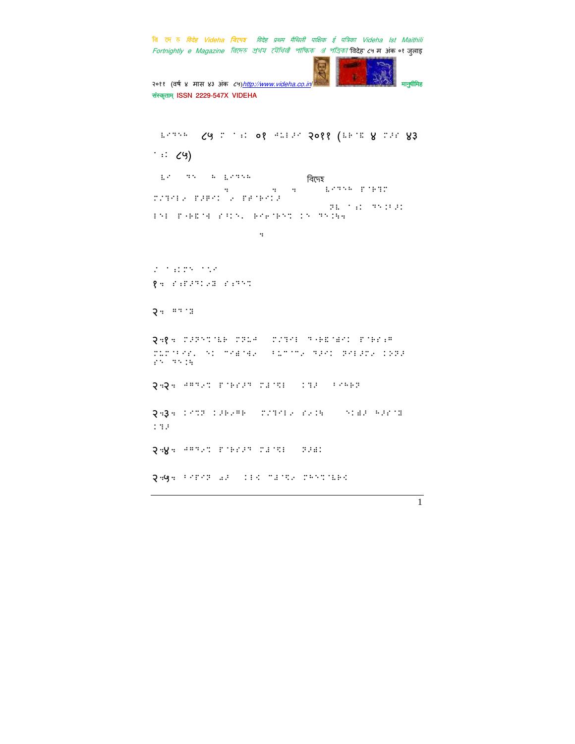विदेह ८५ म अंक ०१ जुलाइ २०११ (वर्ष ४ मास ४३ अंक ८५)

विदेह

१. संपादकीय संदेश

२. गद्य

२.१.

२.२.

२.३.

२.४.

२.५.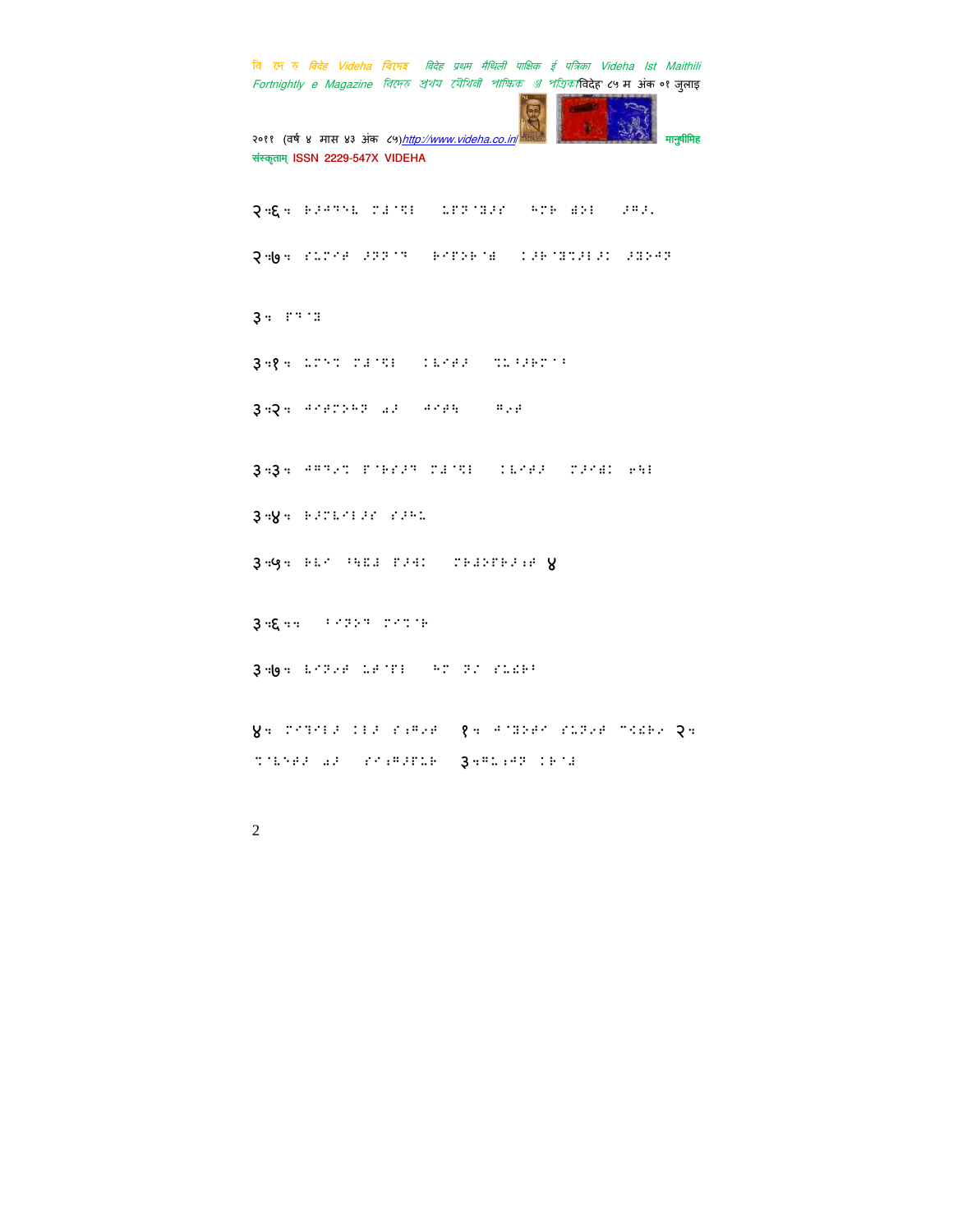२.६. 

२.७. 

३. 

३.१. 

३.२. 

३.३. 

३.४. 

३.५. ४

३.६.. 

३.७. 

४. १. २. ३.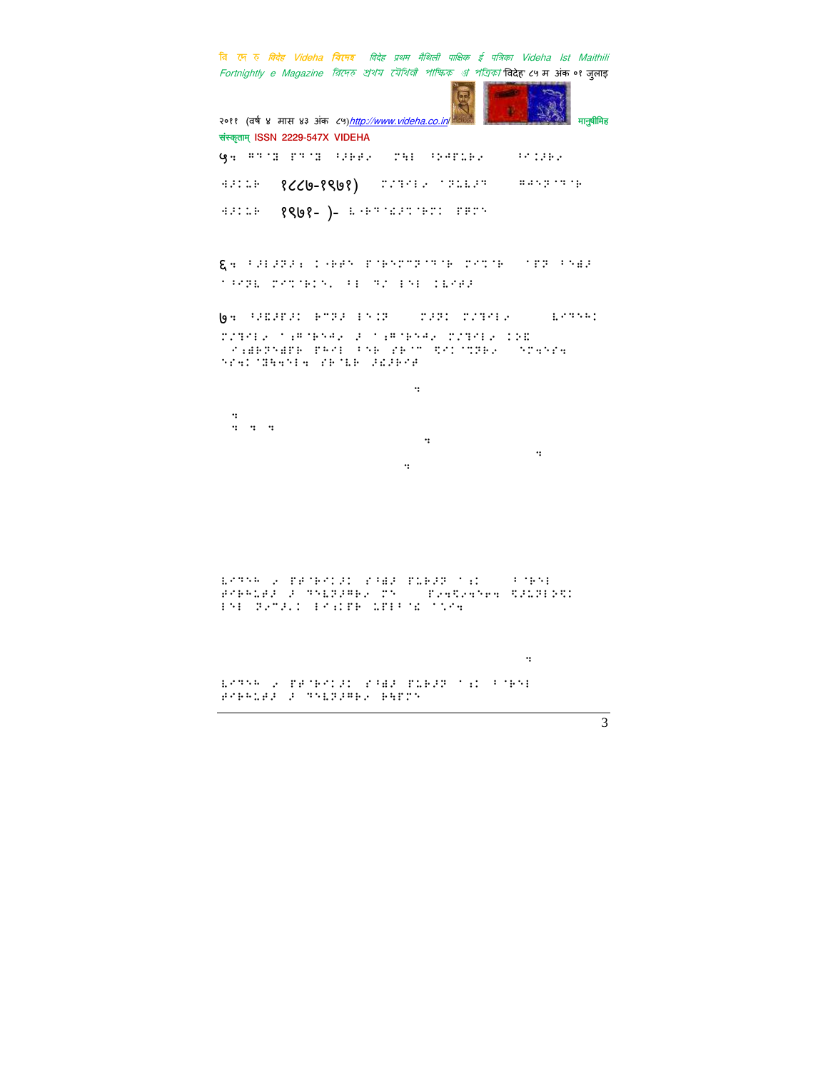५. ......... १८८७-१९७१) ......... १९७१- )- .........

६. .........

७. .........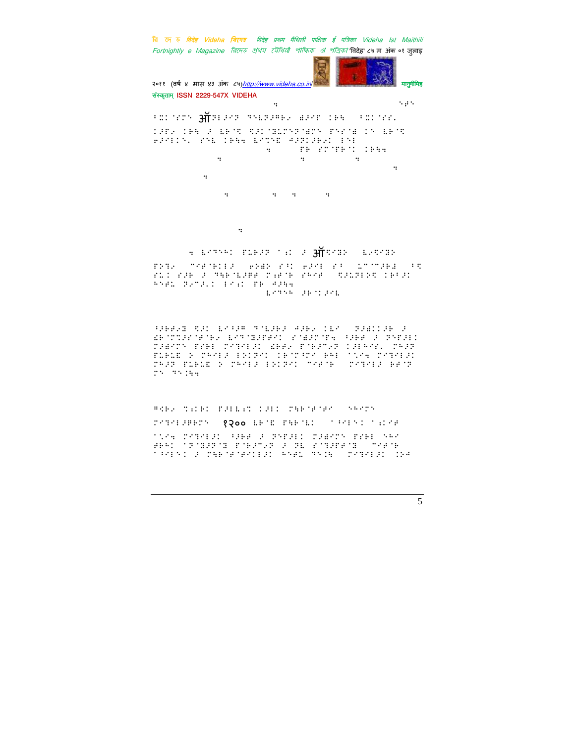ॲ

ॲ

१२००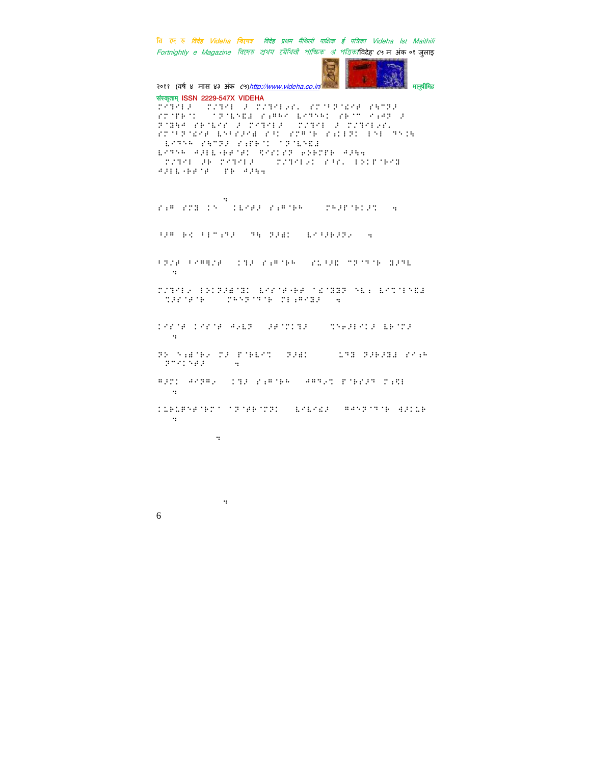संस्कृताम् ISSN 2229-547X VIDEHA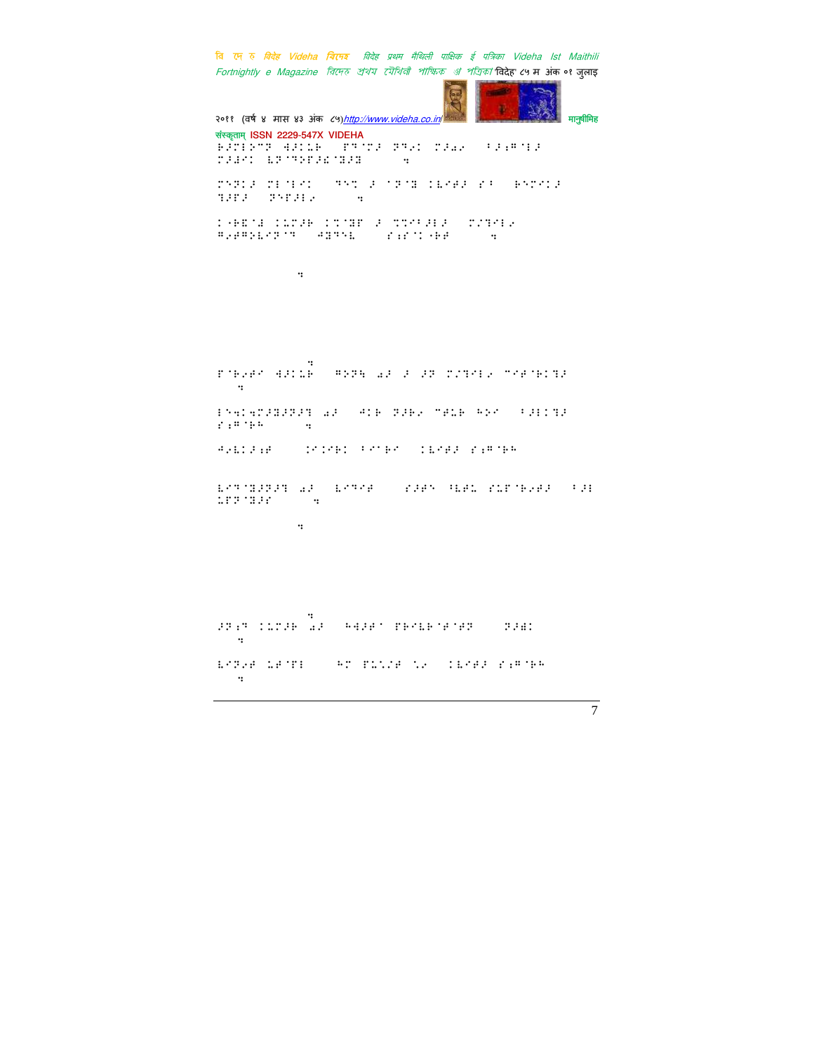संस्कृताम् ISSN 2229-547X VIDEHA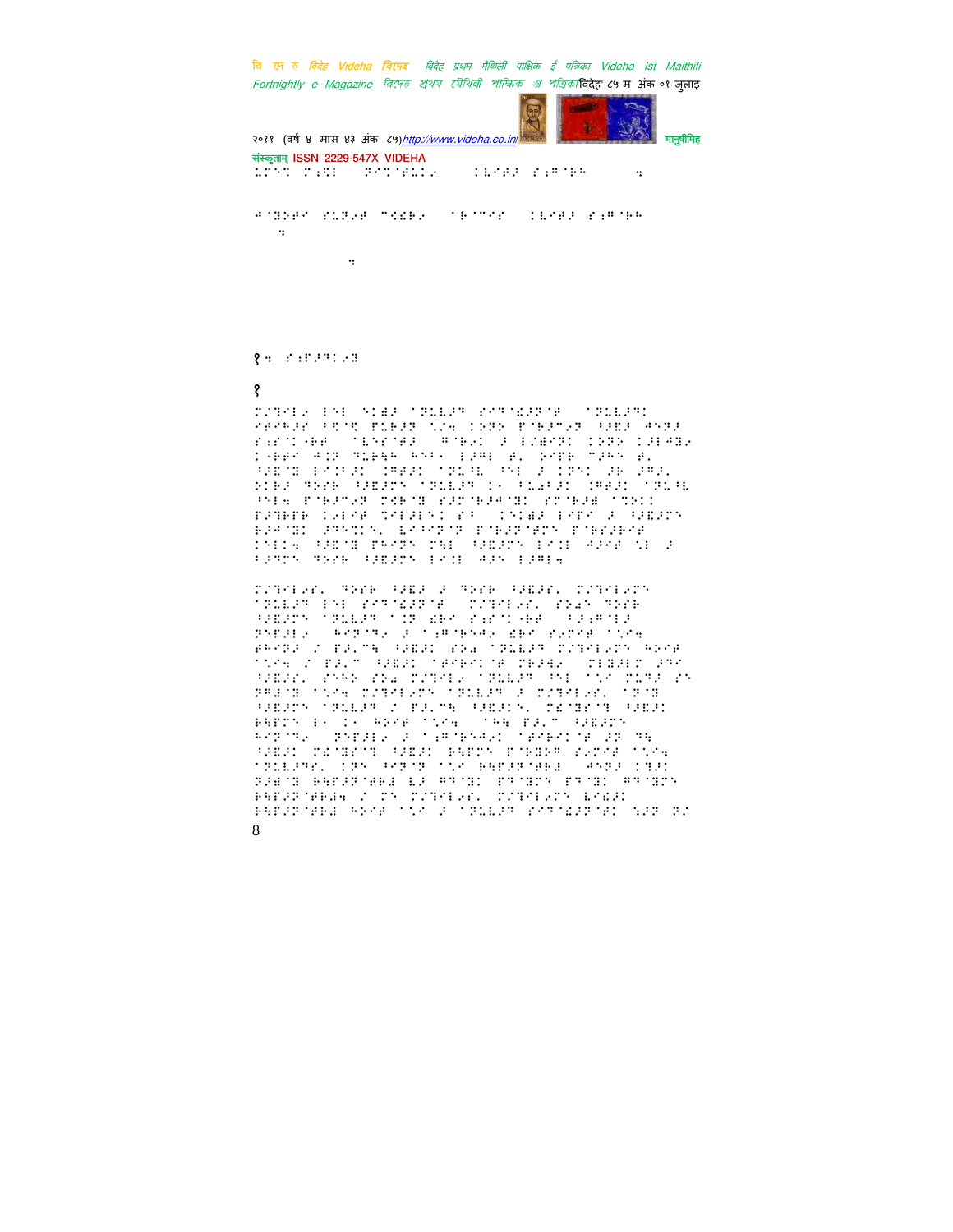१. ...

१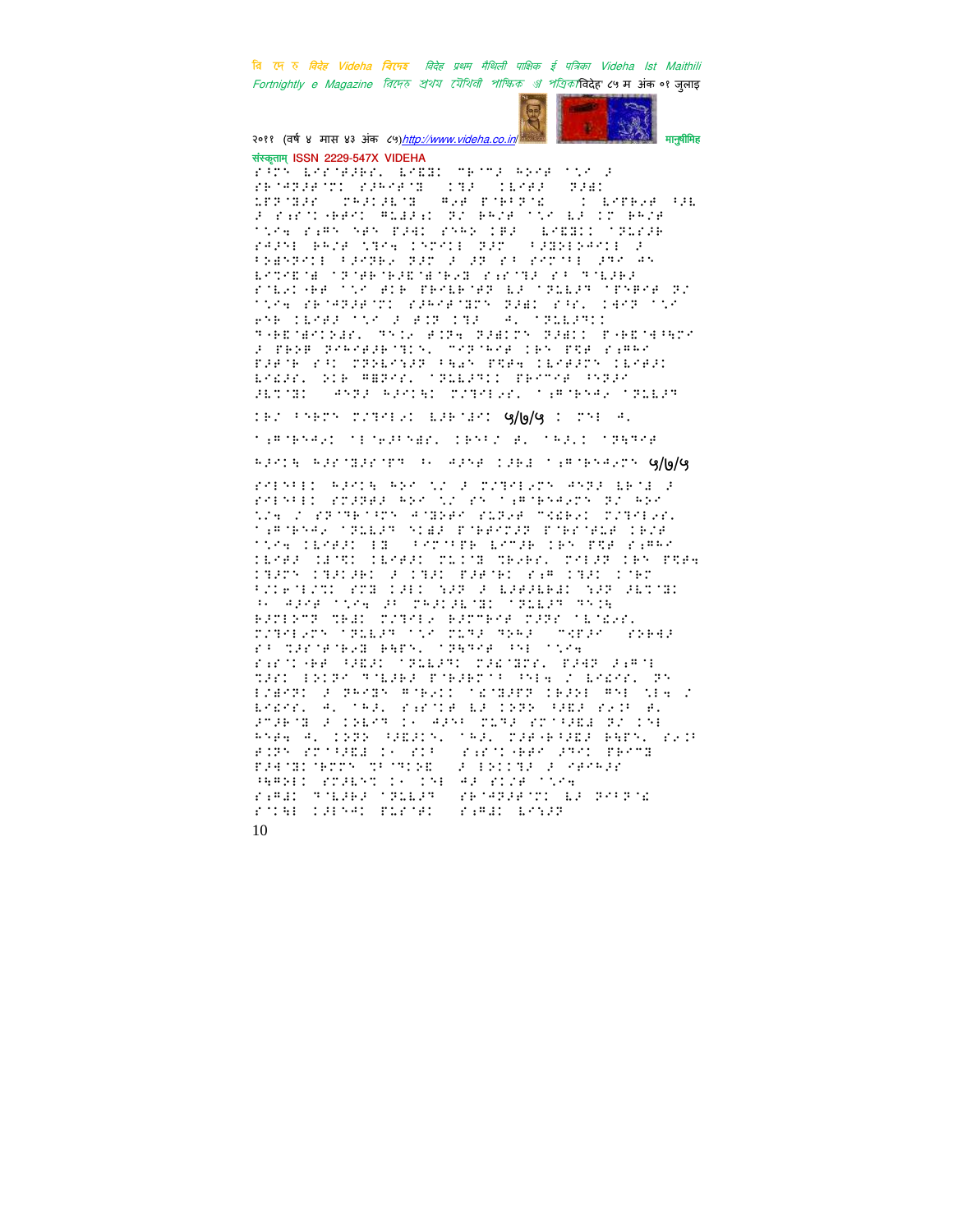संस्कृताम् ISSN 2229-547X VIDEHA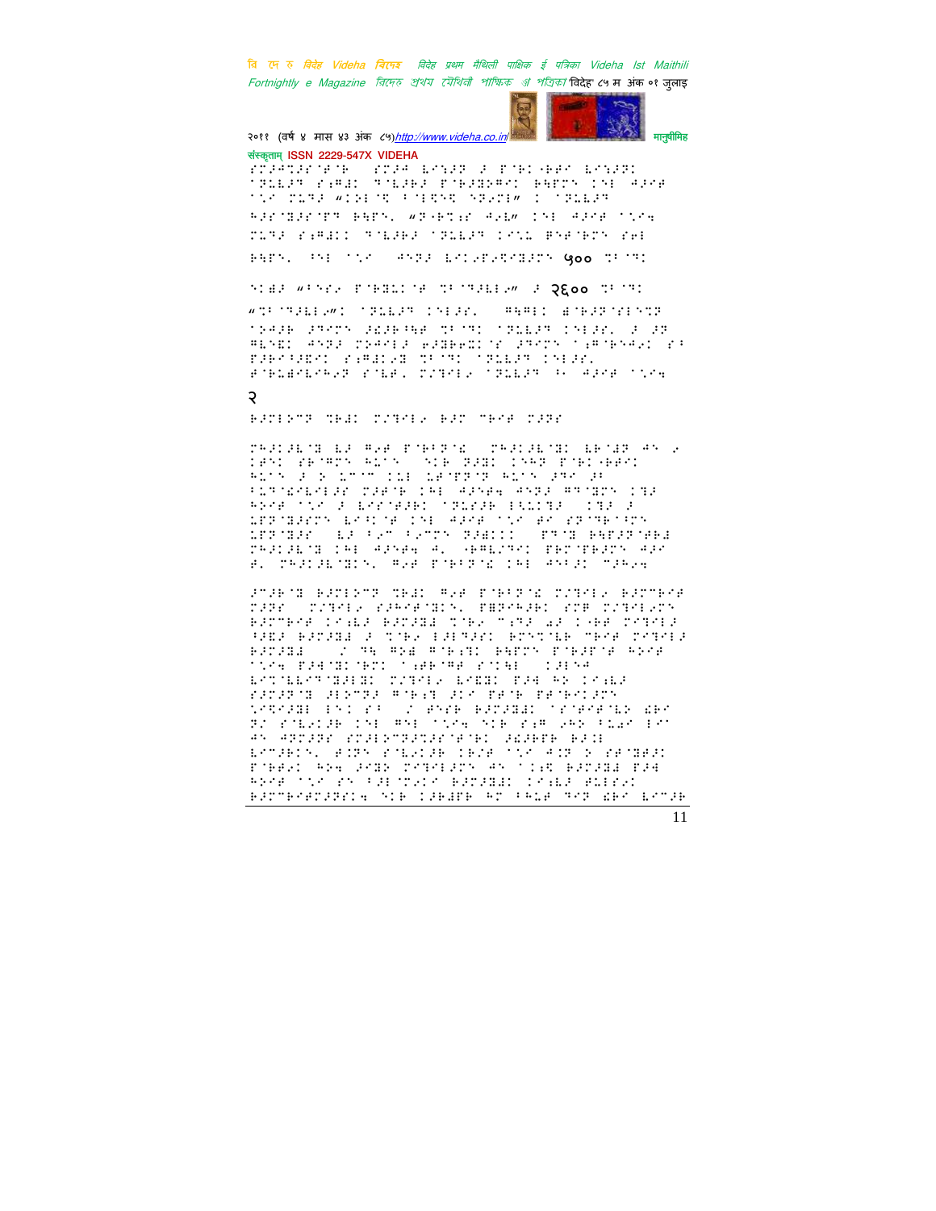संस्कृताम् ISSN 2229-547X VIDEHA

२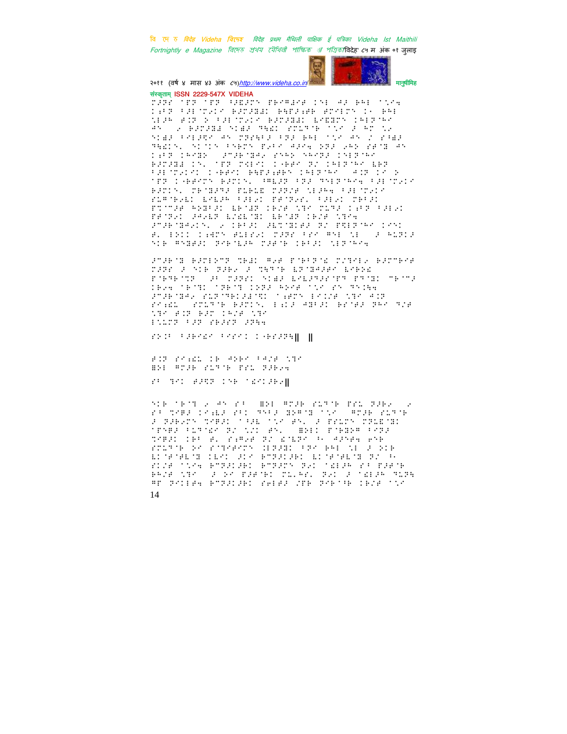संस्कृताम् ISSN 2229-547X VIDEHA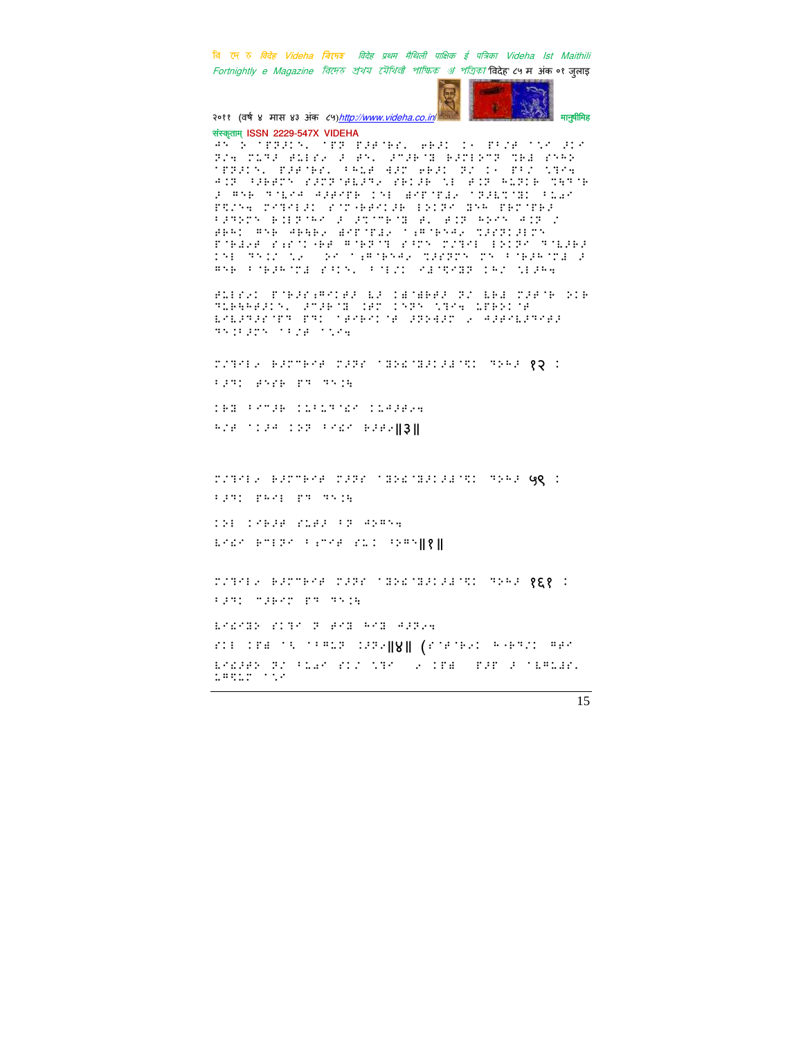संस्कृताम् ISSN 2229-547X VIDEHA

१२ ।

॥३॥

७९ ।

॥१॥

१६१ ।

॥४॥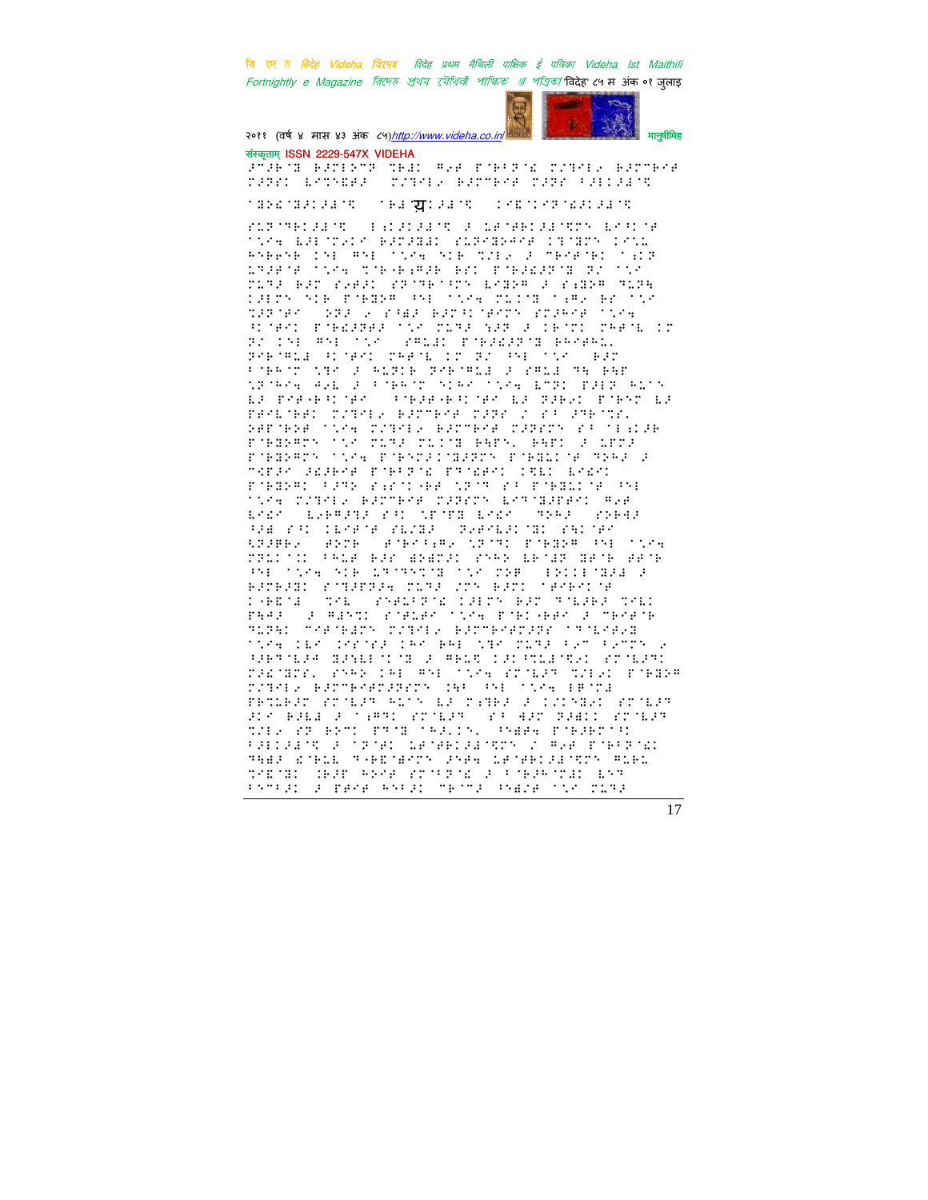संस्कृताम् ISSN 2229-547X VIDEHA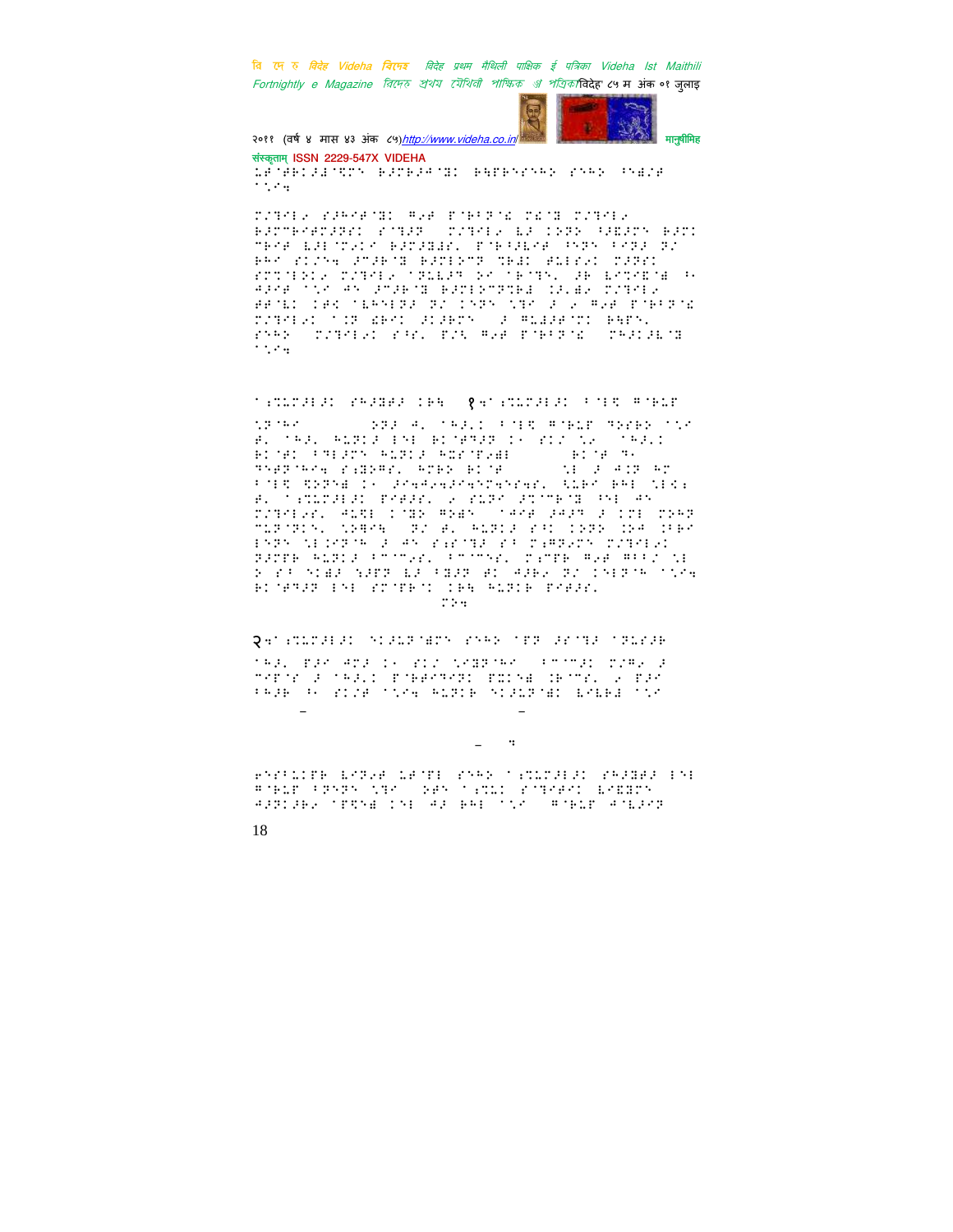संस्कृताम् ISSN 2229-547X VIDEHA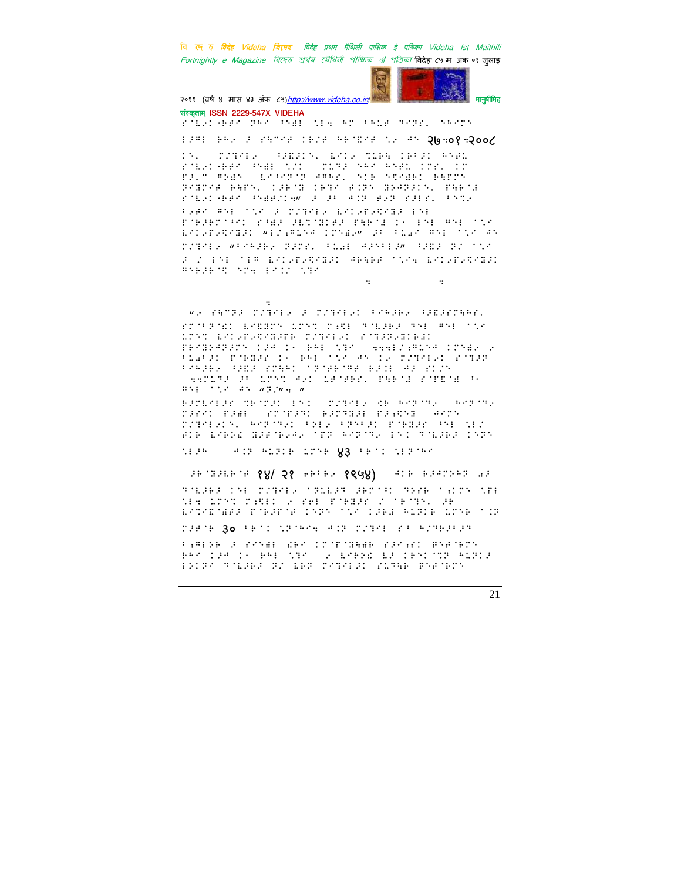संस्कृताम् ISSN 2229-547X VIDEHA

२७-०१-२००८

४३

१४/ २१ १९५४)

३०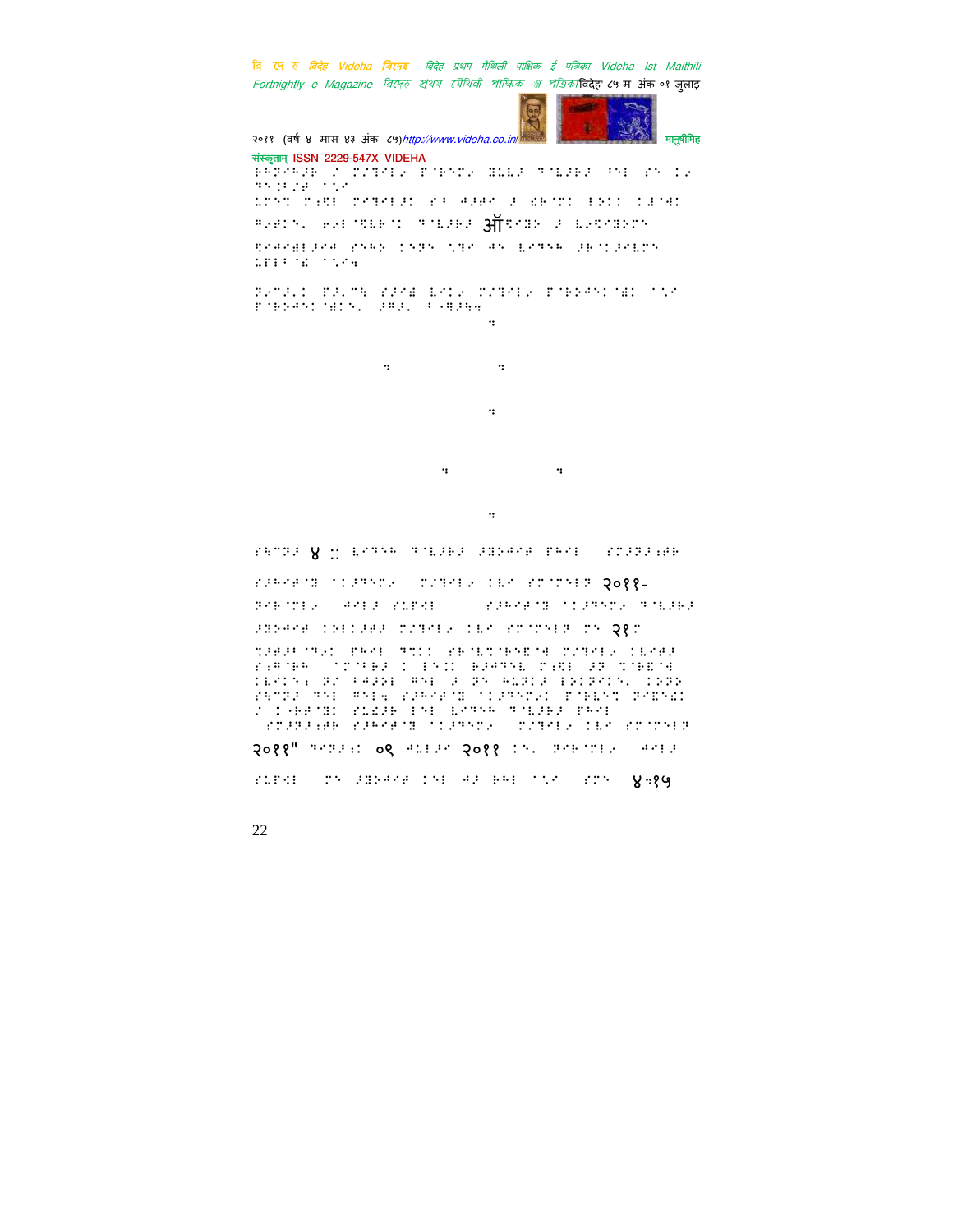संस्कृताम् ISSN 2229-547X VIDEHA

२०११-

२१८

२०११" ०९ २०११

४-१७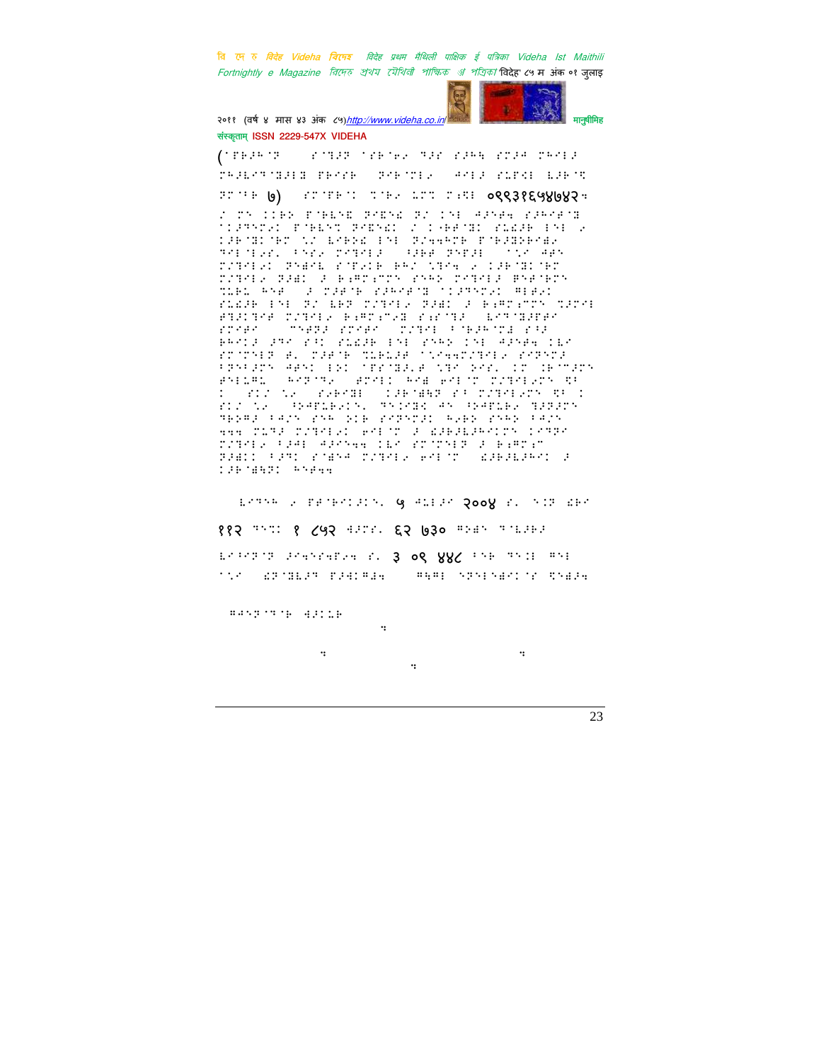(

मोबाइल (७)   ०९९३१६५४७४२

५ २००४

११२ १ ८५२ ६२ ७३०

३ ०९ ४४८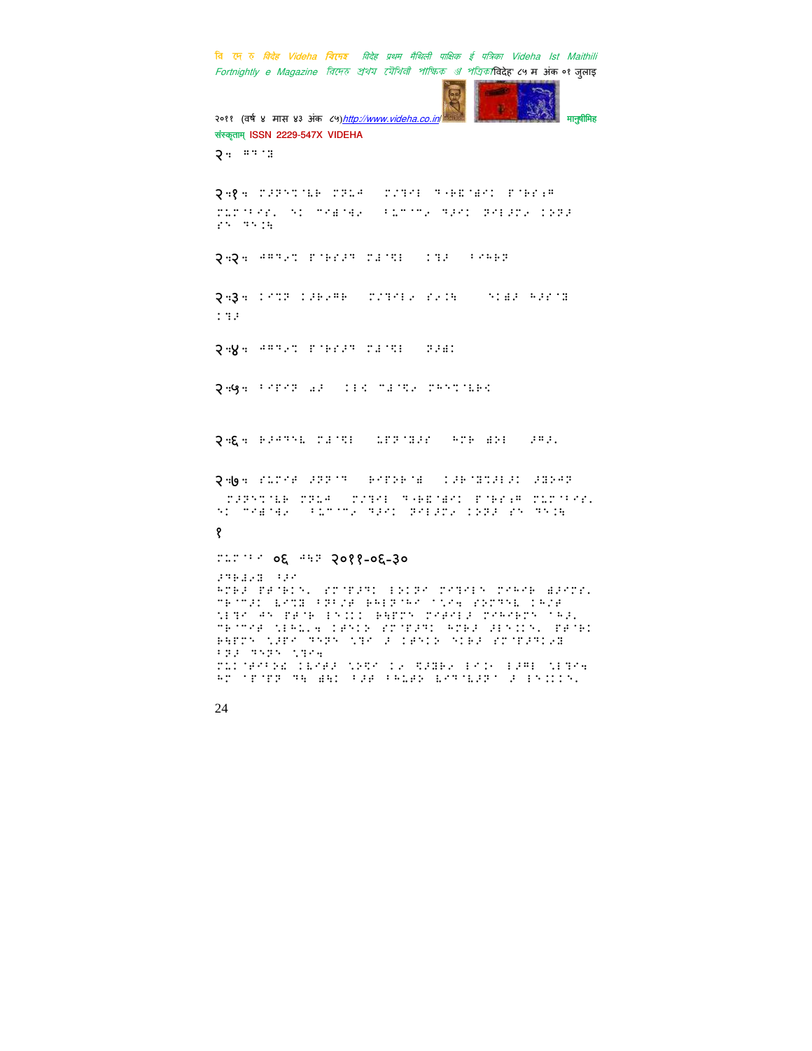२॰ ⁚⁛⁚⁜

२॰१॰ ⁚⁛⁚⁜⁝⁞  ⁚⁛⁚⁜ ⁚⁛⁚⁜⁝ ⁚⁛⁚⁜⁝⁞ ⁚⁛⁚⁜⁝
⁚⁛⁚⁜⁝⁞, ⁚⁛ ⁚⁛⁚⁜⁝ ⁚⁛⁚⁜⁝ ⁚⁛⁚⁜ ⁚⁛⁚⁜⁝⁞ ⁚⁛⁚⁜
⁚⁛ ⁚⁛⁚⁜

२॰२॰ ⁚⁛⁚⁜⁝ ⁚⁛⁚⁜⁝ ⁚⁛⁚⁜ ⁚⁛⁚ ⁚⁛⁚⁜⁝

२॰३॰ ⁚⁛⁚⁜ ⁚⁛⁚⁜⁝ ⁚⁛⁚⁜⁝ ⁚⁛⁚⁜ ⁚⁛⁚⁜ ⁚⁛⁚⁜⁝
⁚⁛⁚

२॰४॰ ⁚⁛⁚⁜⁝ ⁚⁛⁚⁜⁝ ⁚⁛⁚⁜ ⁚⁛⁚⁜

२॰५॰ ⁚⁛⁚⁜⁝ ⁚⁛ ⁚⁛⁚ ⁚⁛⁚⁜ ⁚⁛⁚⁜⁝⁞

२॰६॰ ⁚⁛⁚⁜⁝ ⁚⁛⁚⁜ ⁚⁛⁚⁜⁝ ⁚⁛⁚ ⁚⁛⁚ ⁚⁛⁚⁜

२॰७॰ ⁚⁛⁚⁜ ⁚⁛⁚⁜ ⁚⁛⁚⁜⁝ ⁚⁛⁚⁜⁝⁞  ⁚⁛⁚⁜⁝
⁚⁛⁚⁜⁝⁞  ⁚⁛⁚⁜ ⁚⁛⁚⁜⁝ ⁚⁛⁚⁜⁝⁞ ⁚⁛⁚⁜⁝⁞,
⁚⁛ ⁚⁛⁚⁜⁝ ⁚⁛⁚⁜ ⁚⁛⁚⁜ ⁚⁛⁚⁜⁝⁞ ⁚⁛⁚⁜ ⁚⁛ ⁚⁛⁚⁜

१

⁚⁛⁚⁜ ०६ ⁚⁛⁚ २०११-०६-३०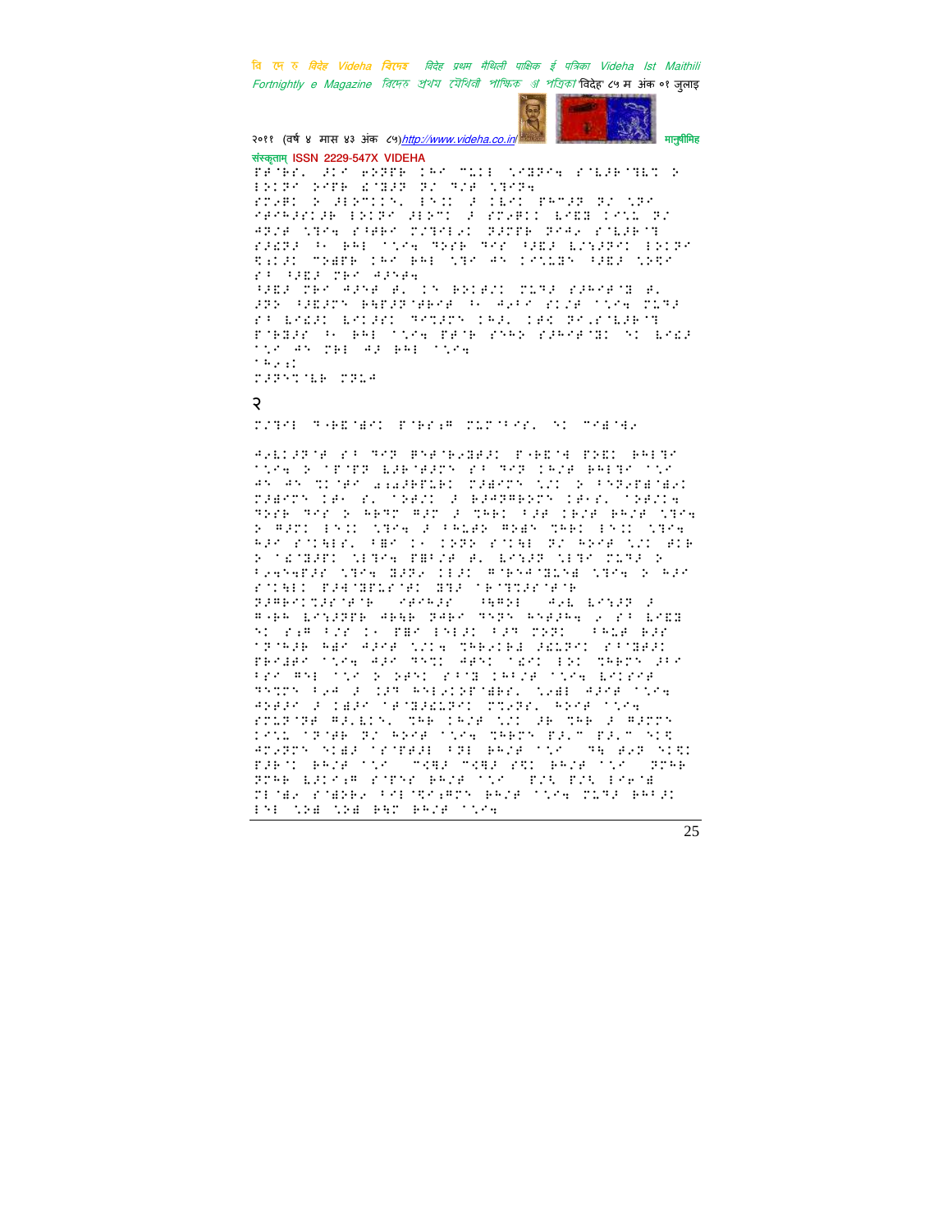२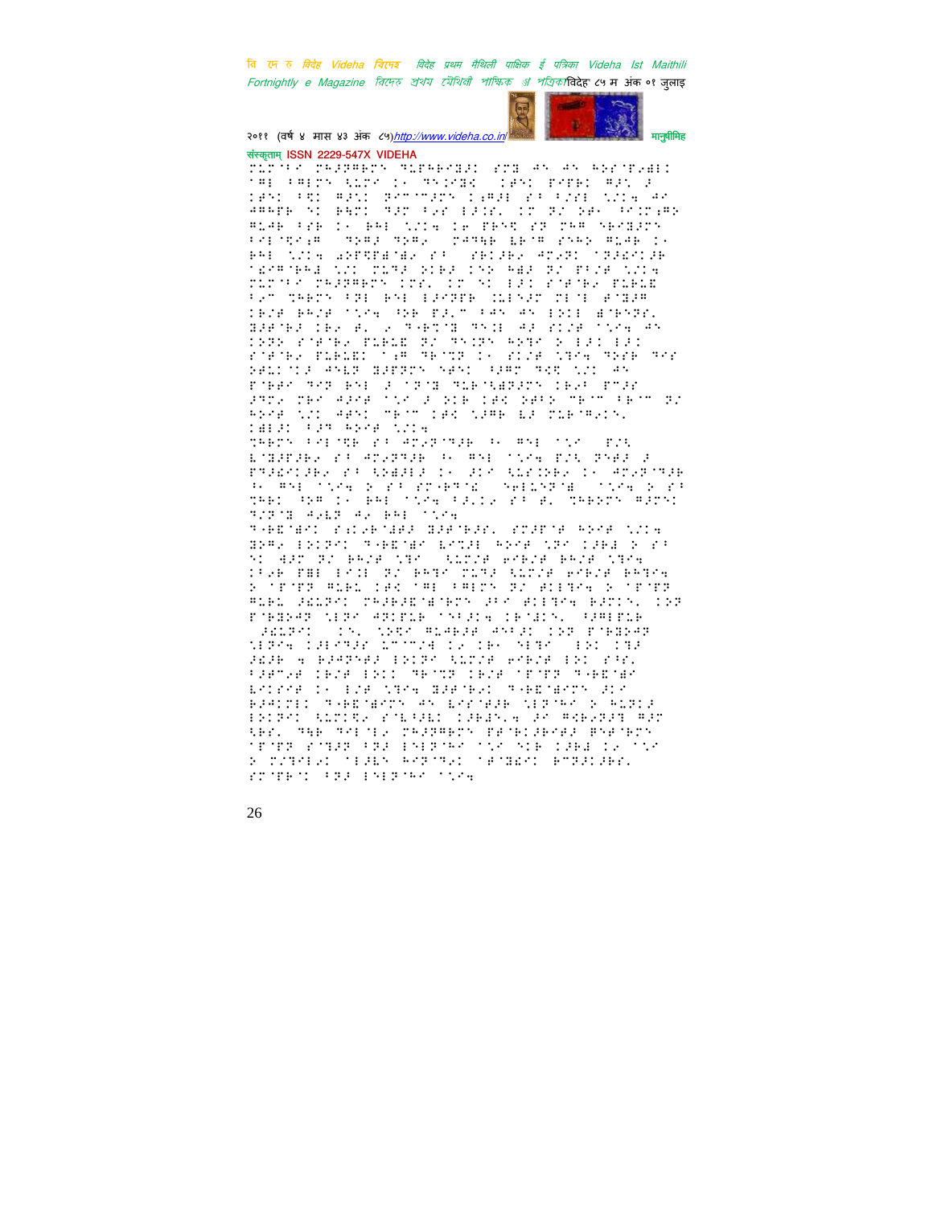संस्कृताम् ISSN 2229-547X VIDEHA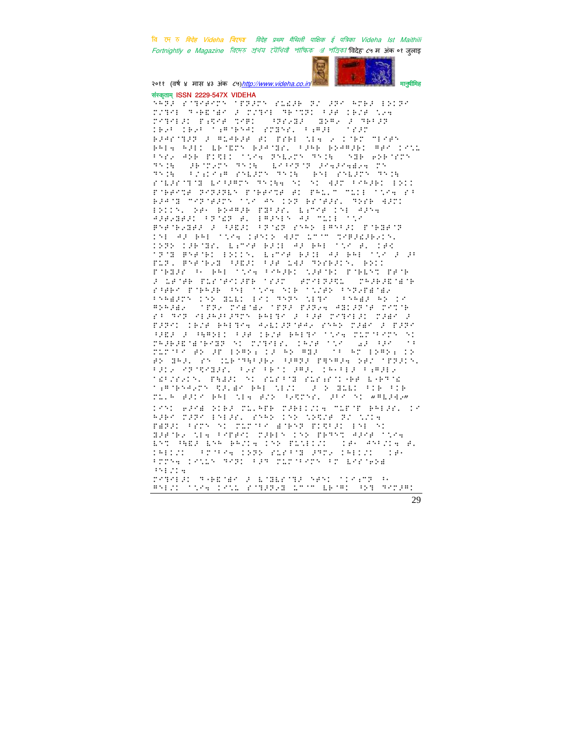संस्कृताम् ISSN 2229-547X VIDEHA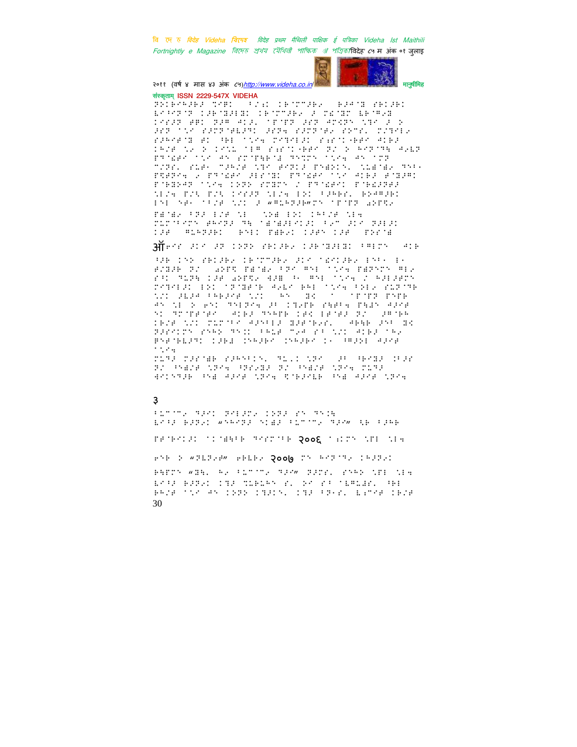ॐ

३

२००६

२००७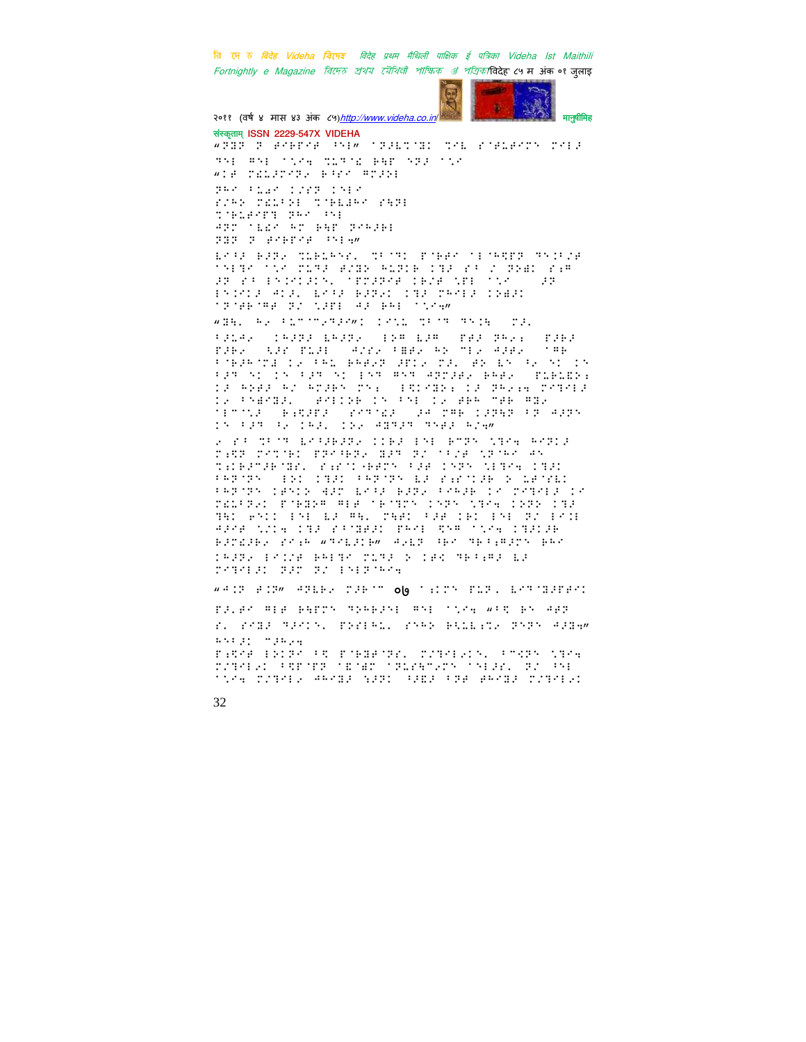संस्कृताम् ISSN 2229-547X VIDEHA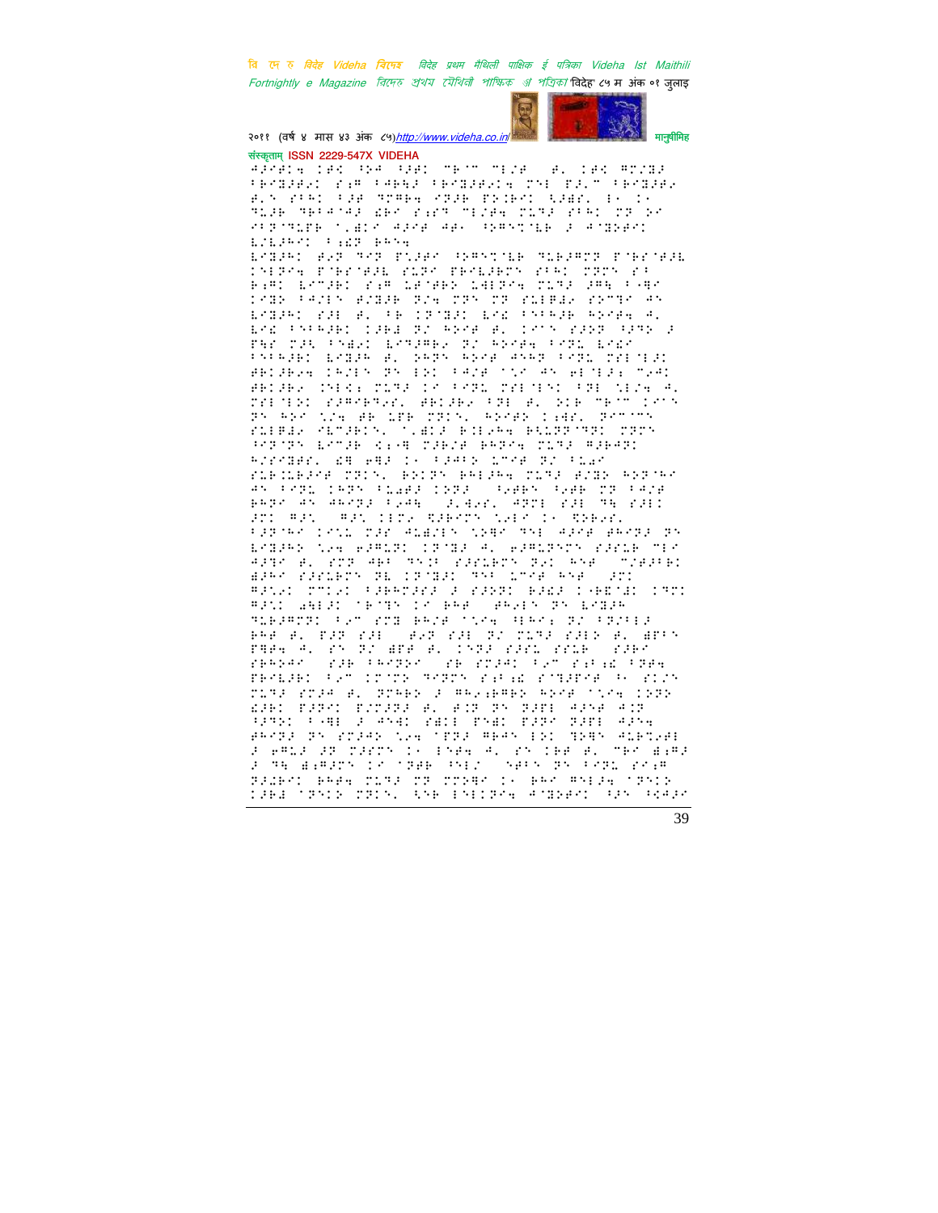संस्कृताम् ISSN 2229-547X VIDEHA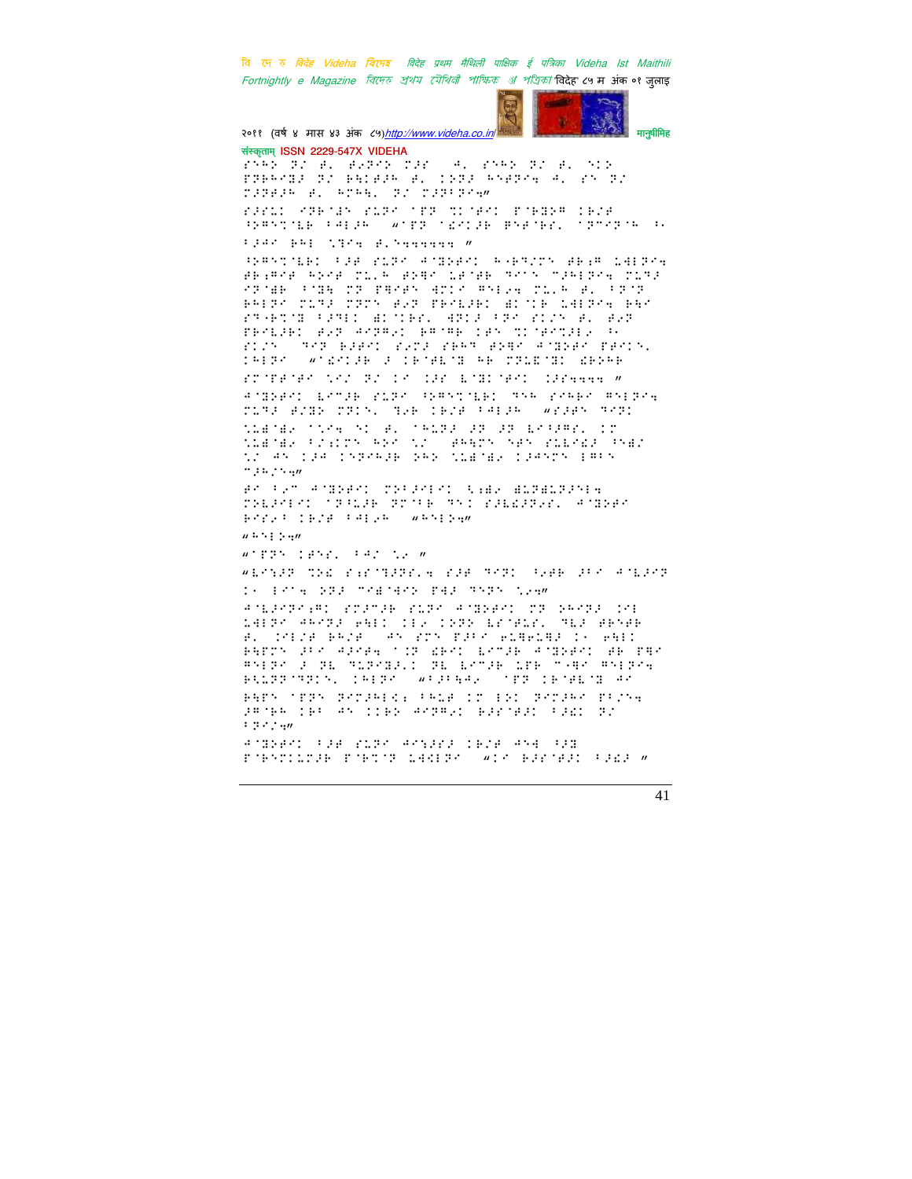संस्कृताम् ISSN 2229-547X VIDEHA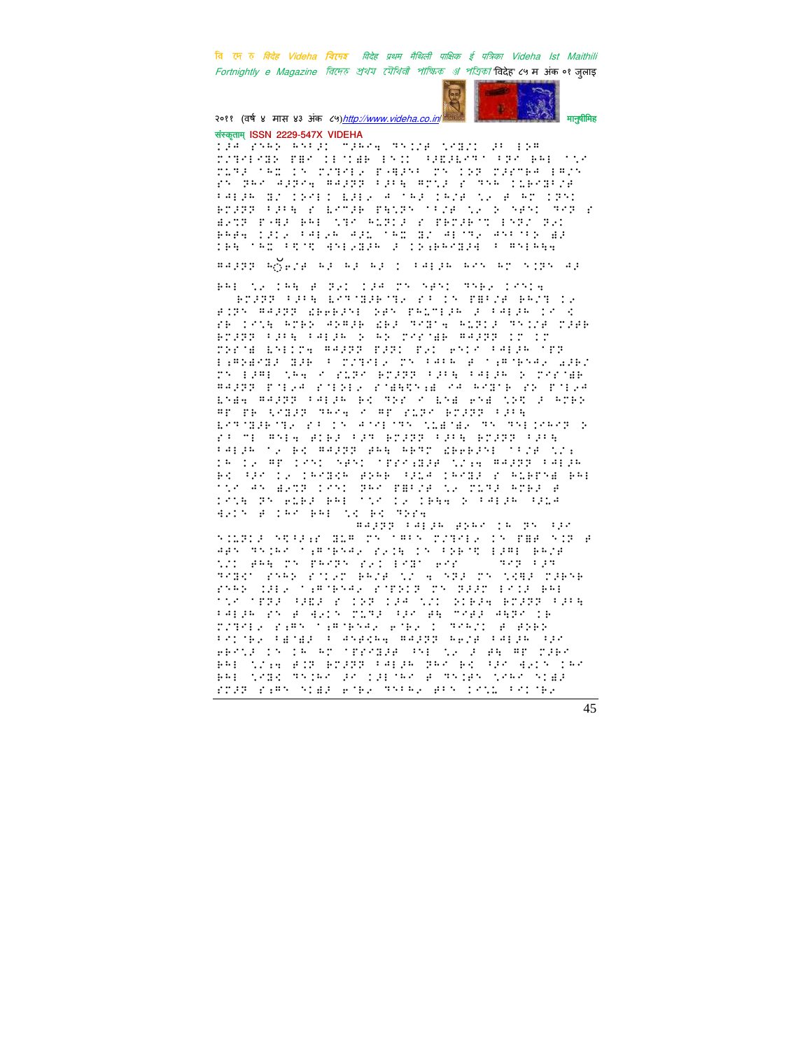संस्कृताम् ISSN 2229-547X VIDEHA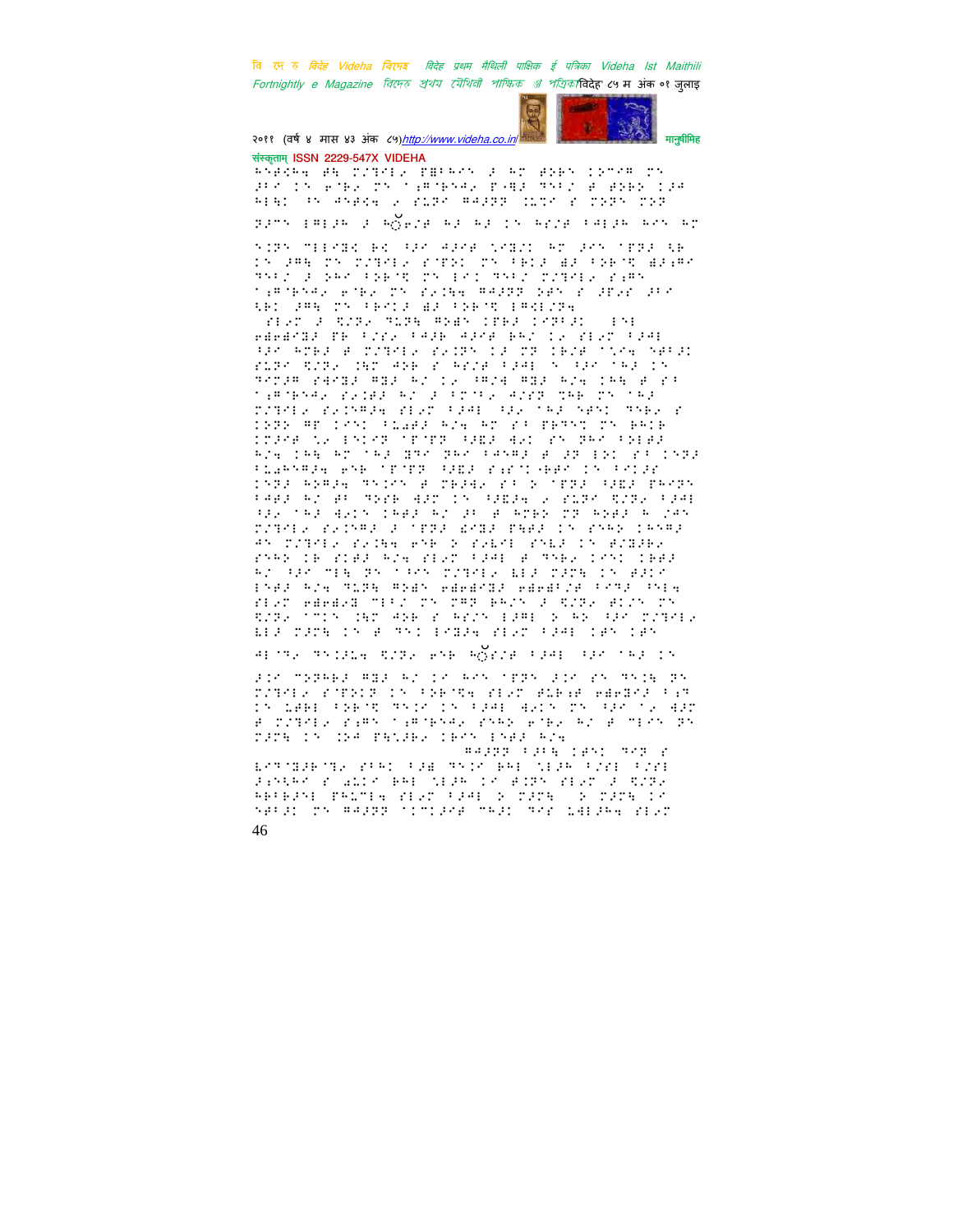संस्कृताम् ISSN 2229-547X VIDEHA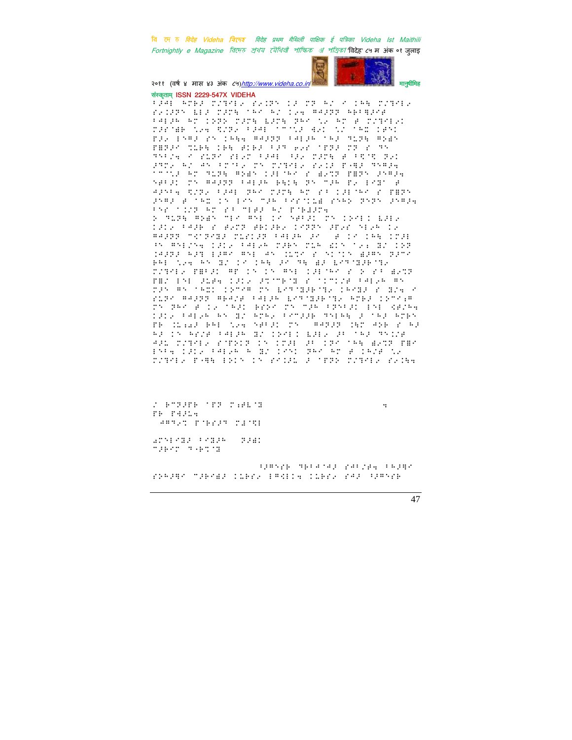संस्कृताम् ISSN 2229-547X VIDEHA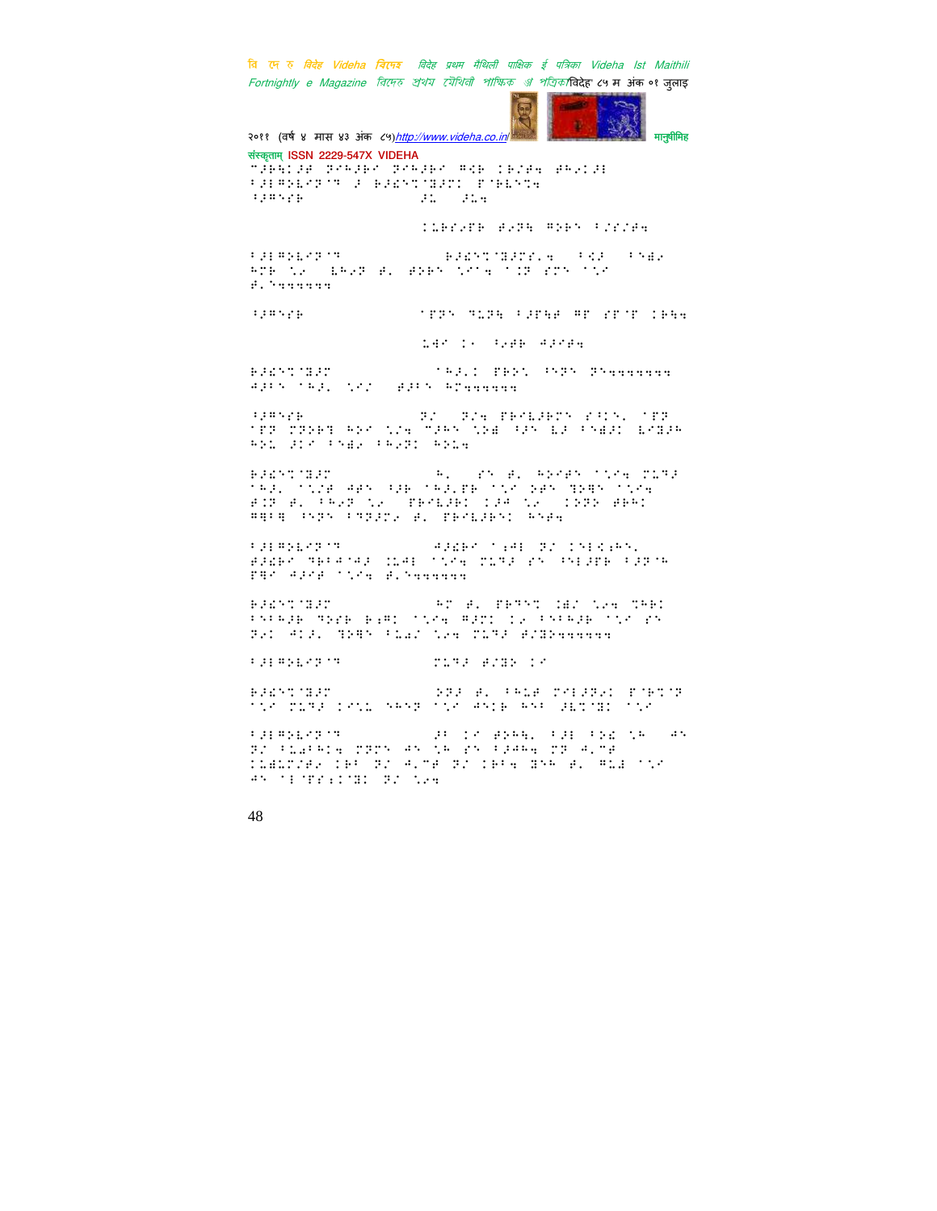संस्कृताम् ISSN 2229-547X VIDEHA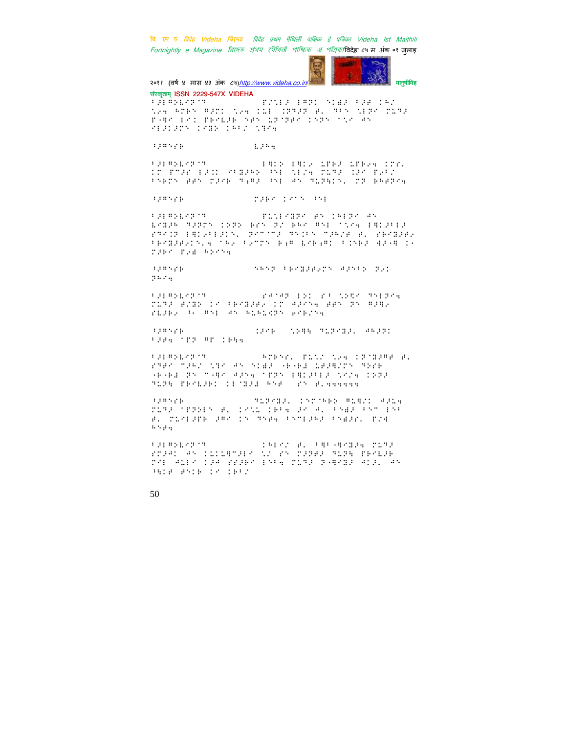संस्कृताम् ISSN 2229-547X VIDEHA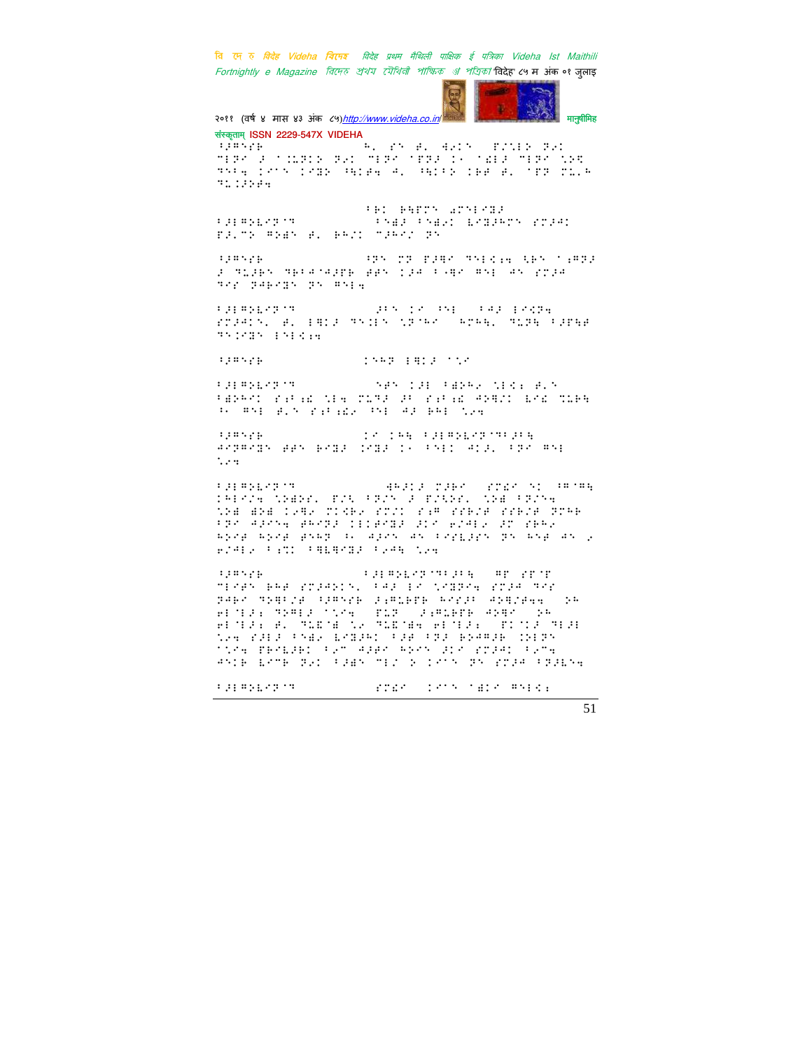संस्कृताम् ISSN 2229-547X VIDEHA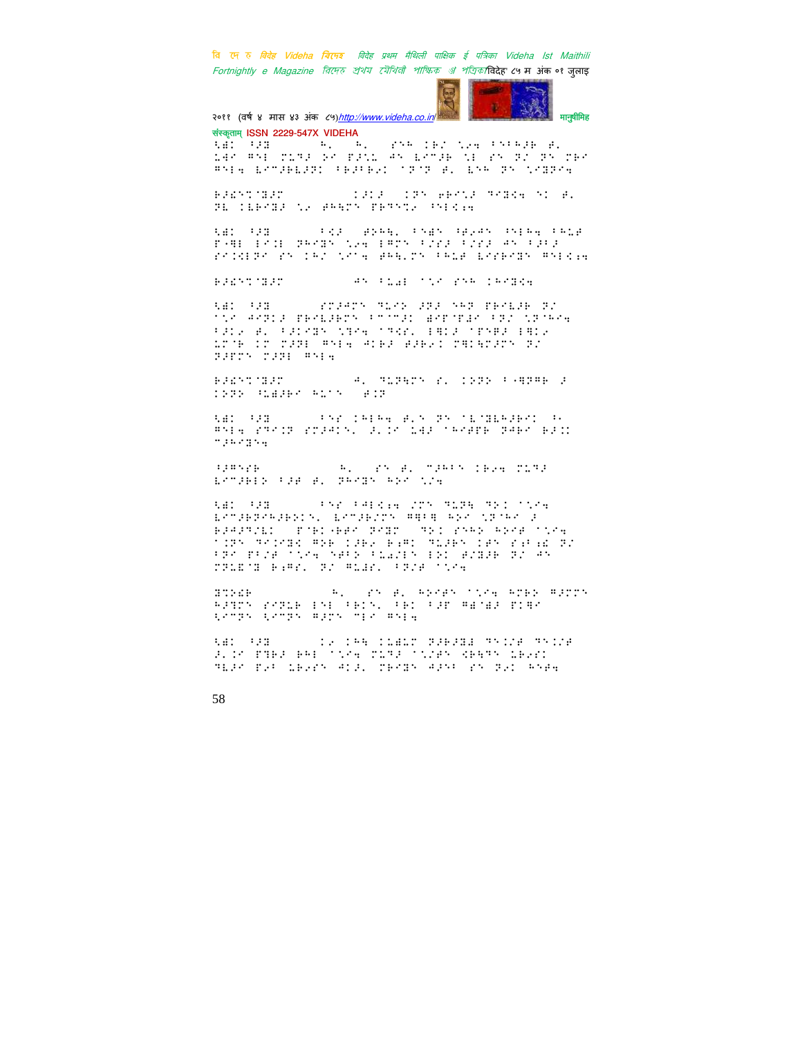संस्कृताम् ISSN 2229-547X VIDEHA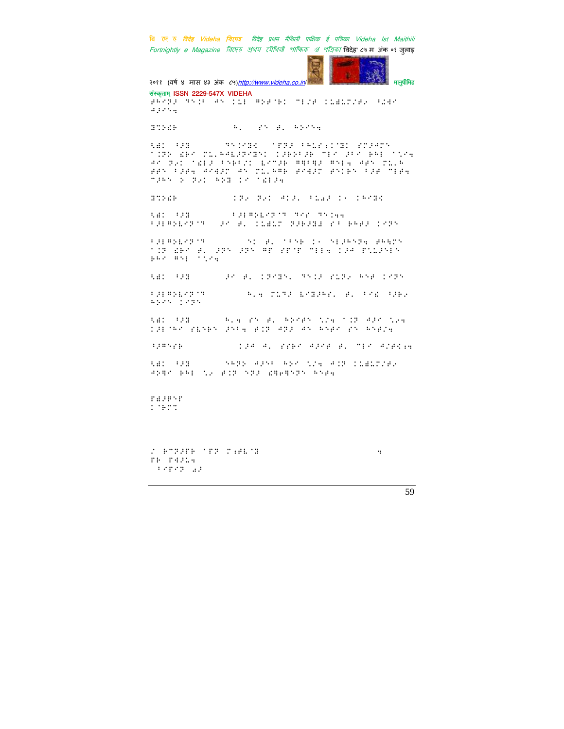संस्कृताम् ISSN 2229-547X VIDEHA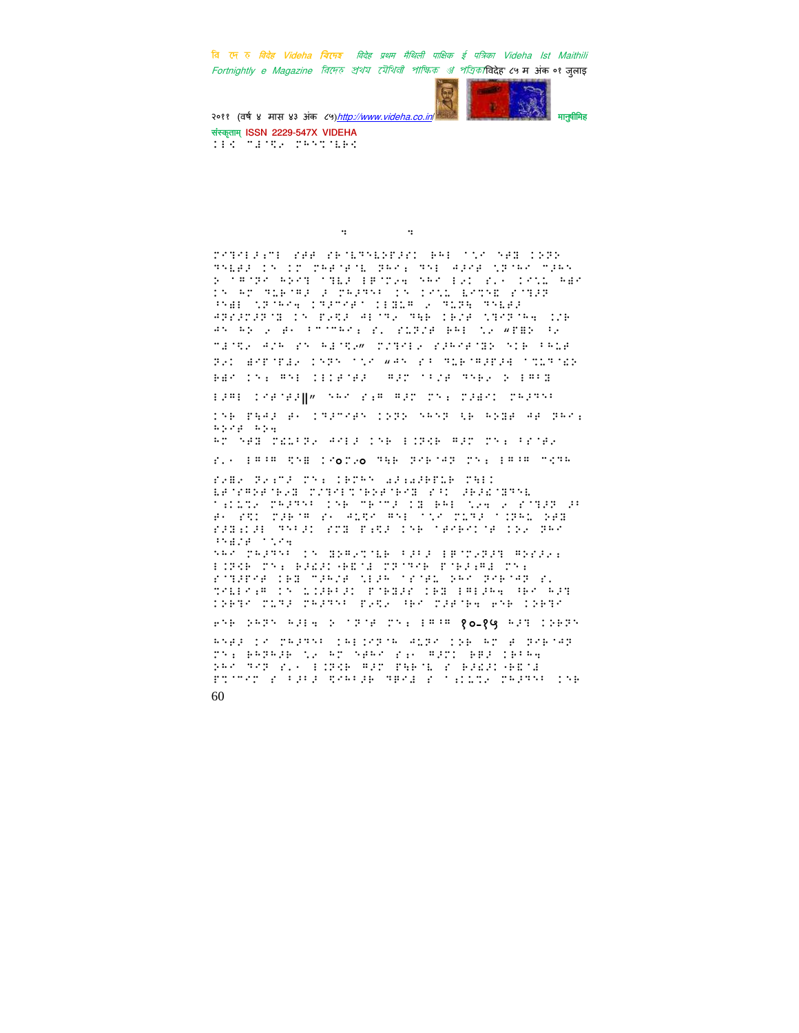संस्कृताम् ISSN 2229-547X VIDEHA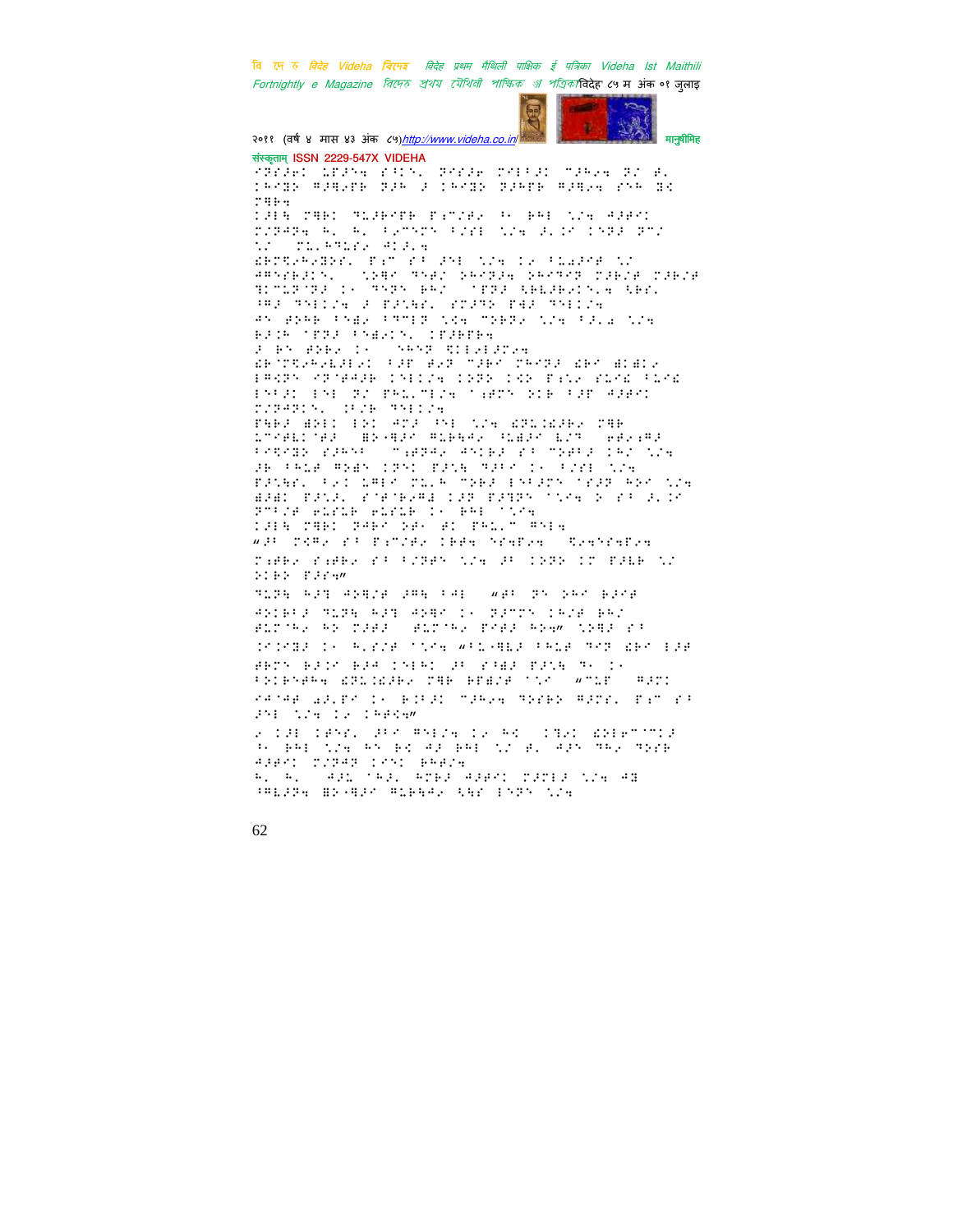संस्कृताम् ISSN 2229-547X VIDEHA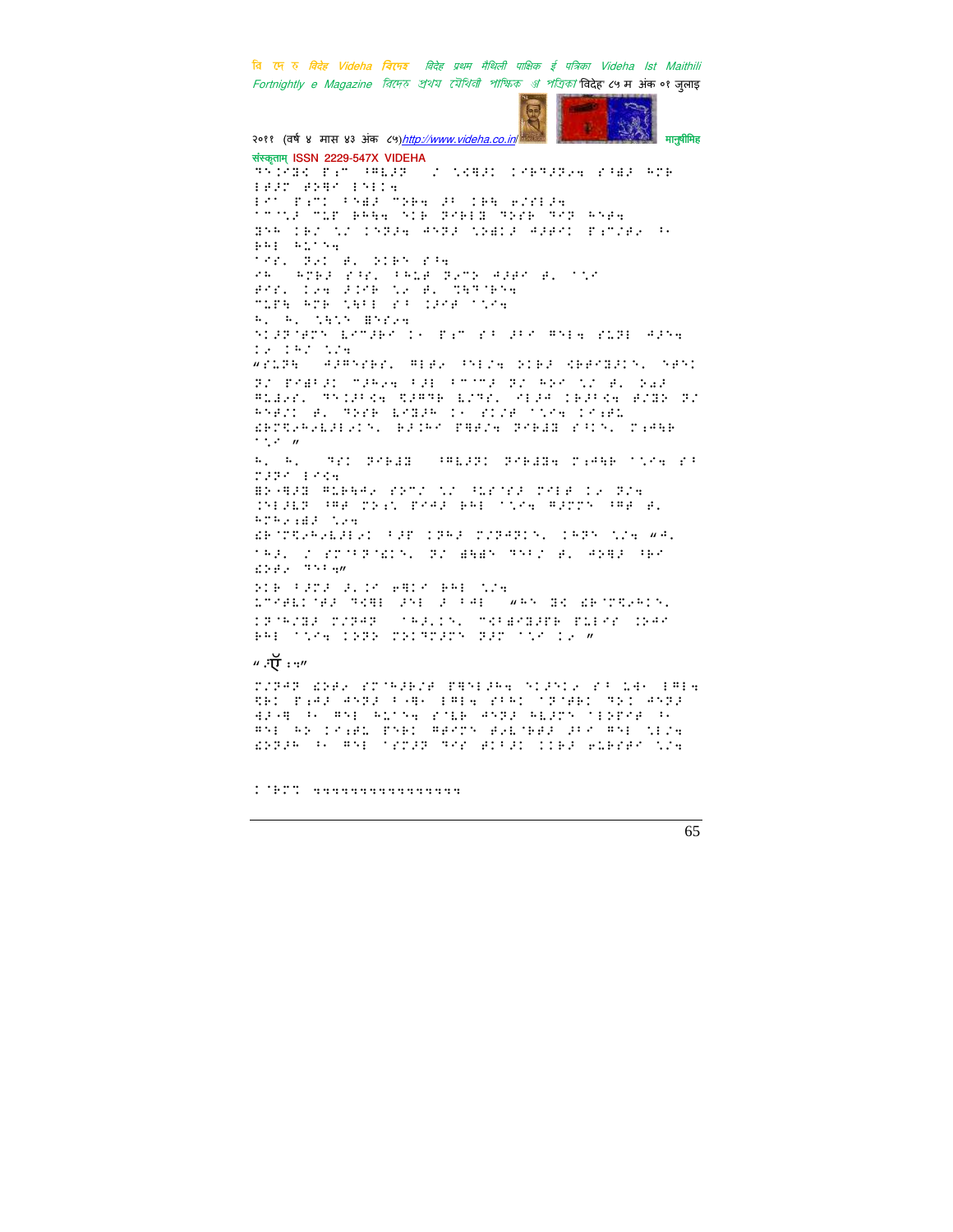संस्कृताम् ISSN 2229-547X VIDEHA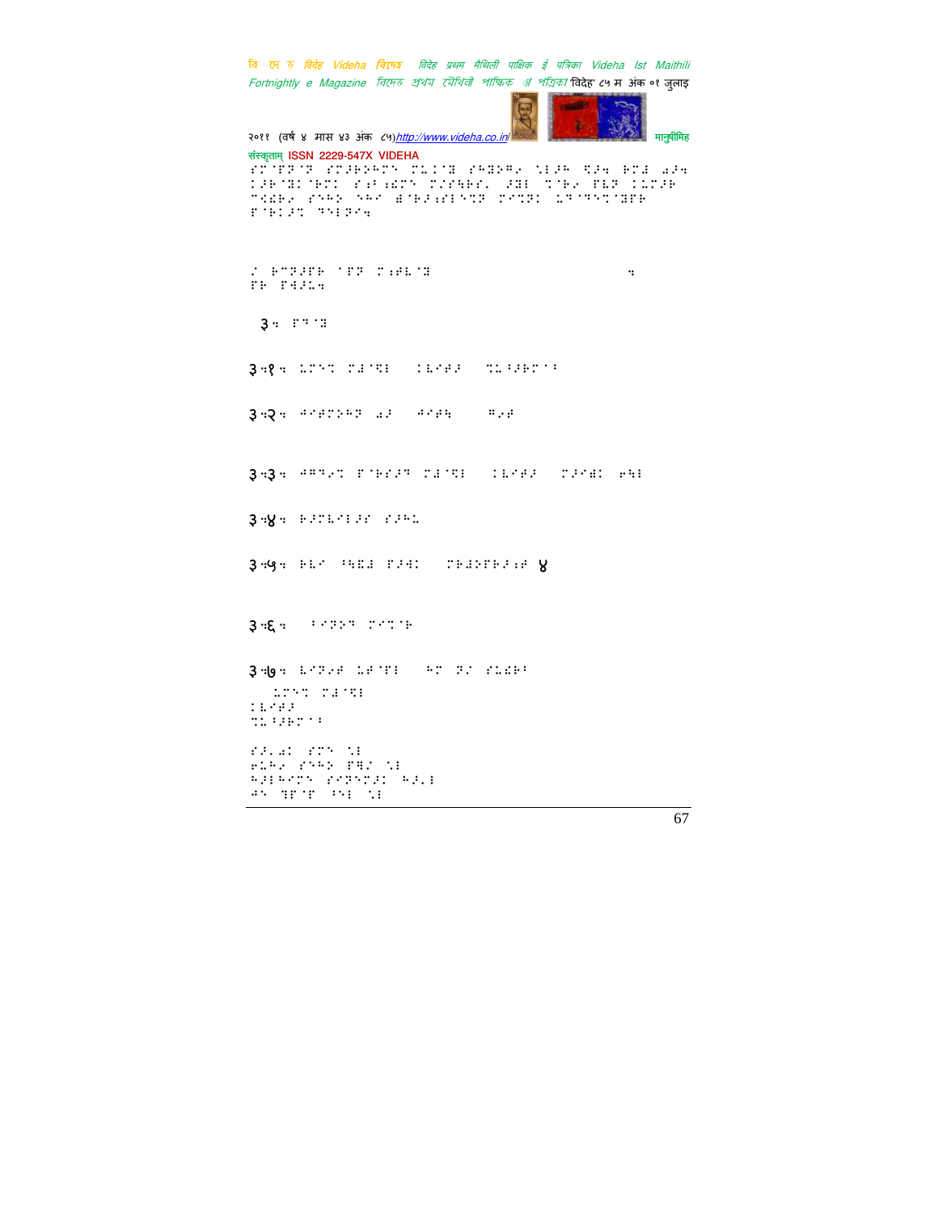संस्कृताम् ISSN 2229-547X VIDEHA

३.

३.१.

३.२.

३.३.

३.४.

३.५. ४

३.६.

३.७.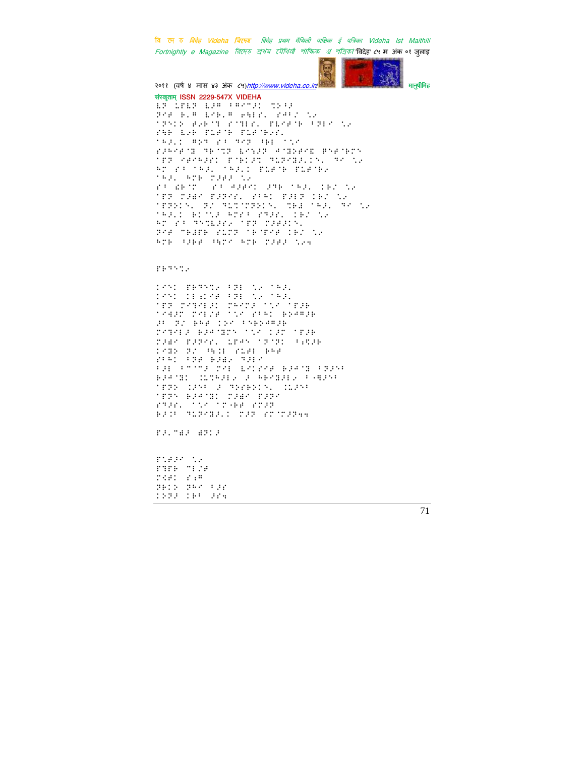संस्कृताम् ISSN 2229-547X VIDEHA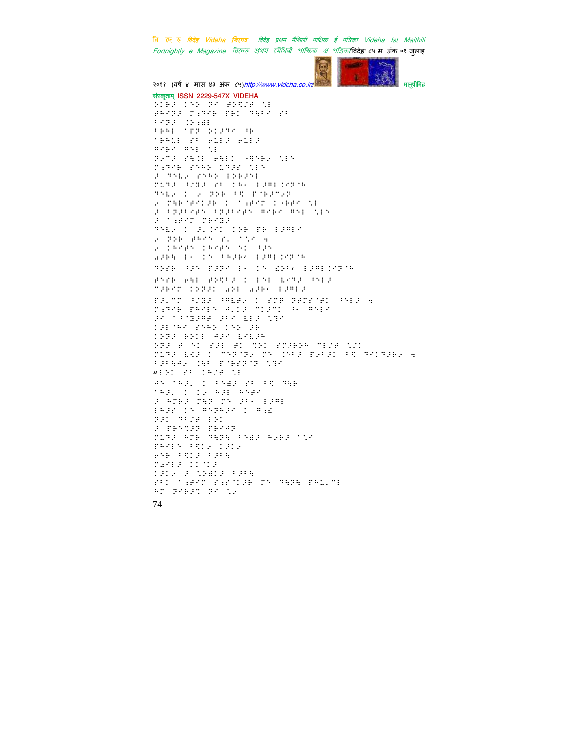संस्कृताम् ISSN 2229-547X VIDEHA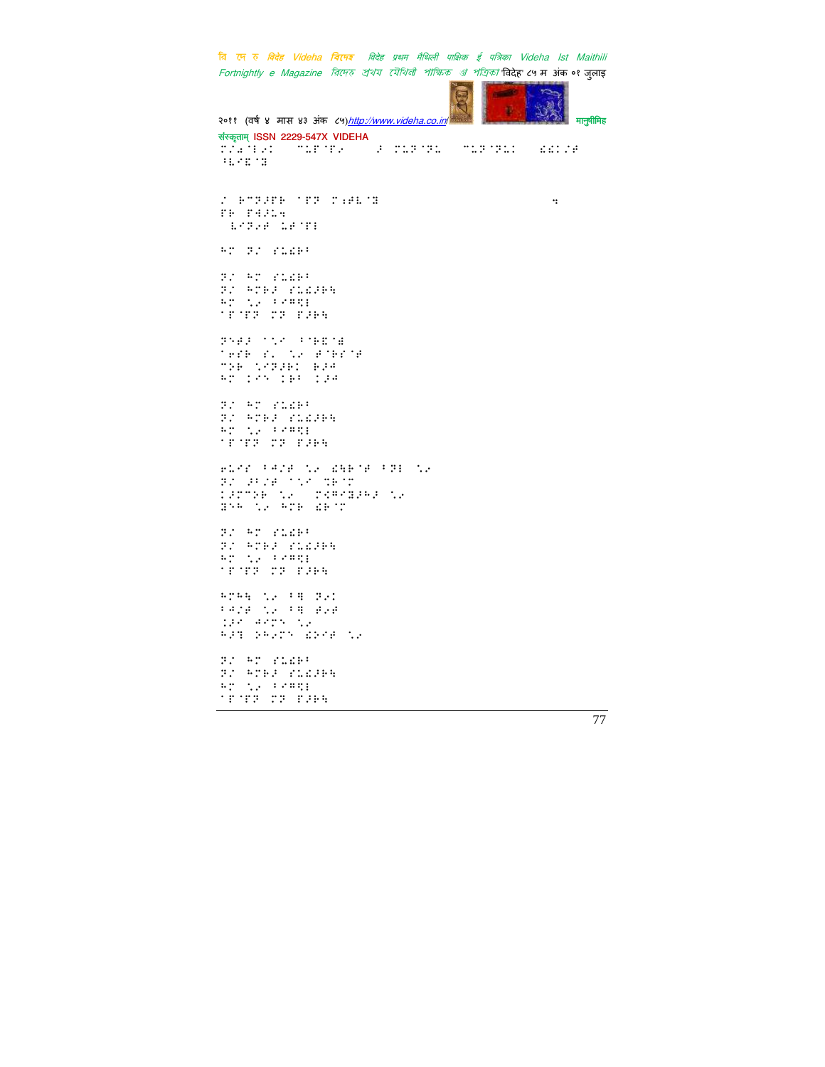संस्कृताम् ISSN 2229-547X VIDEHA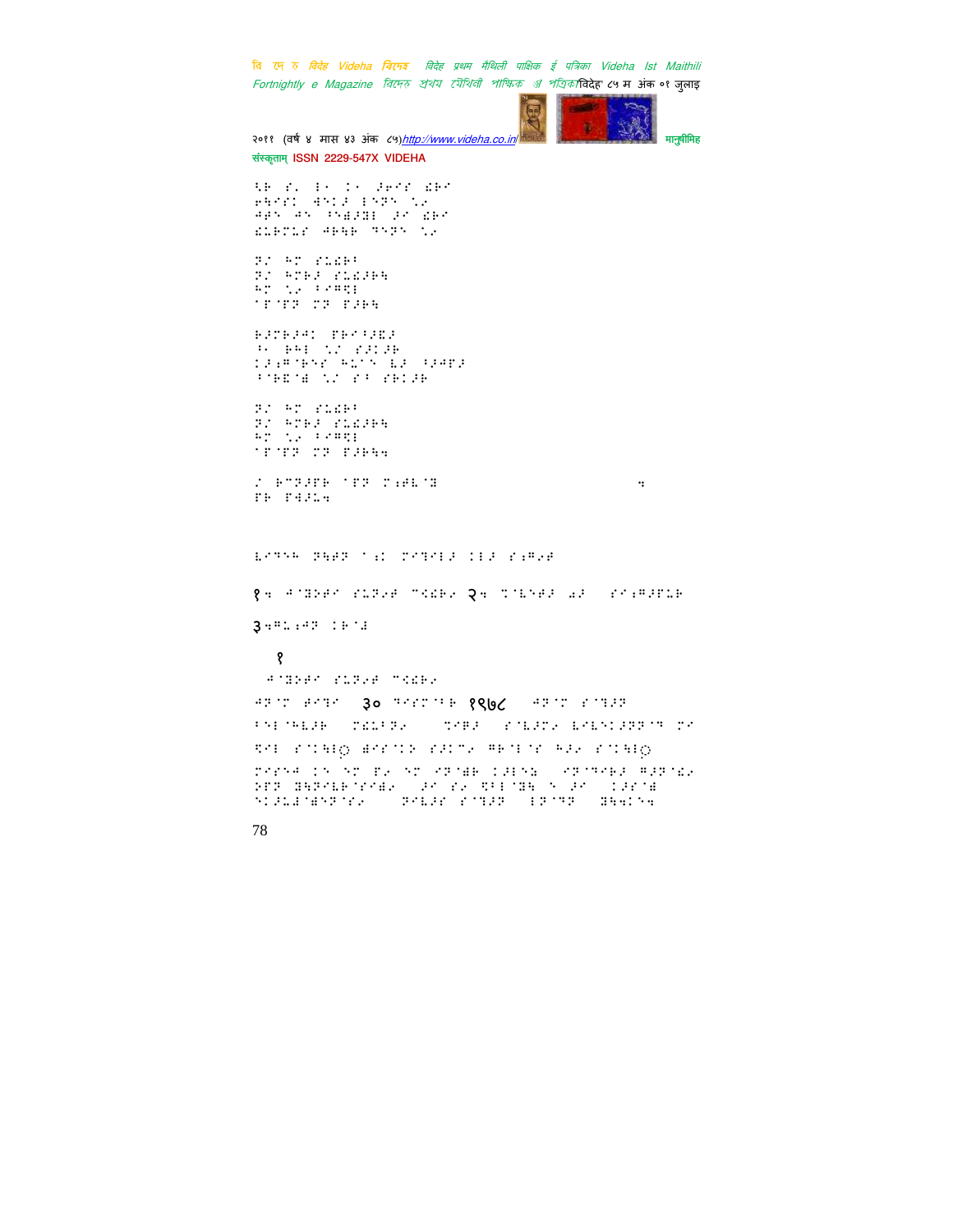१. 
२. 
३. 

१

३० १९७८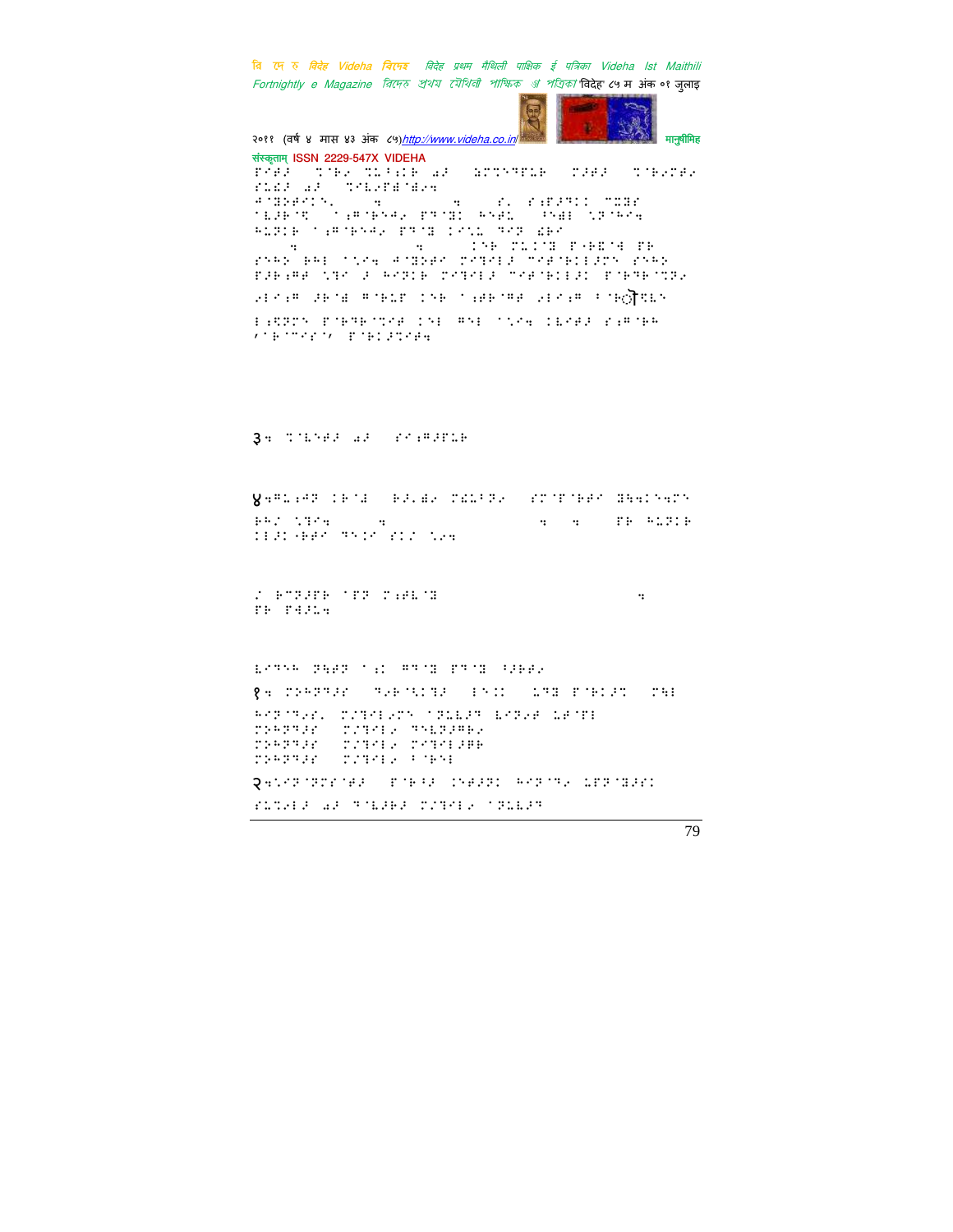संस्कृताम् ISSN 2229-547X VIDEHA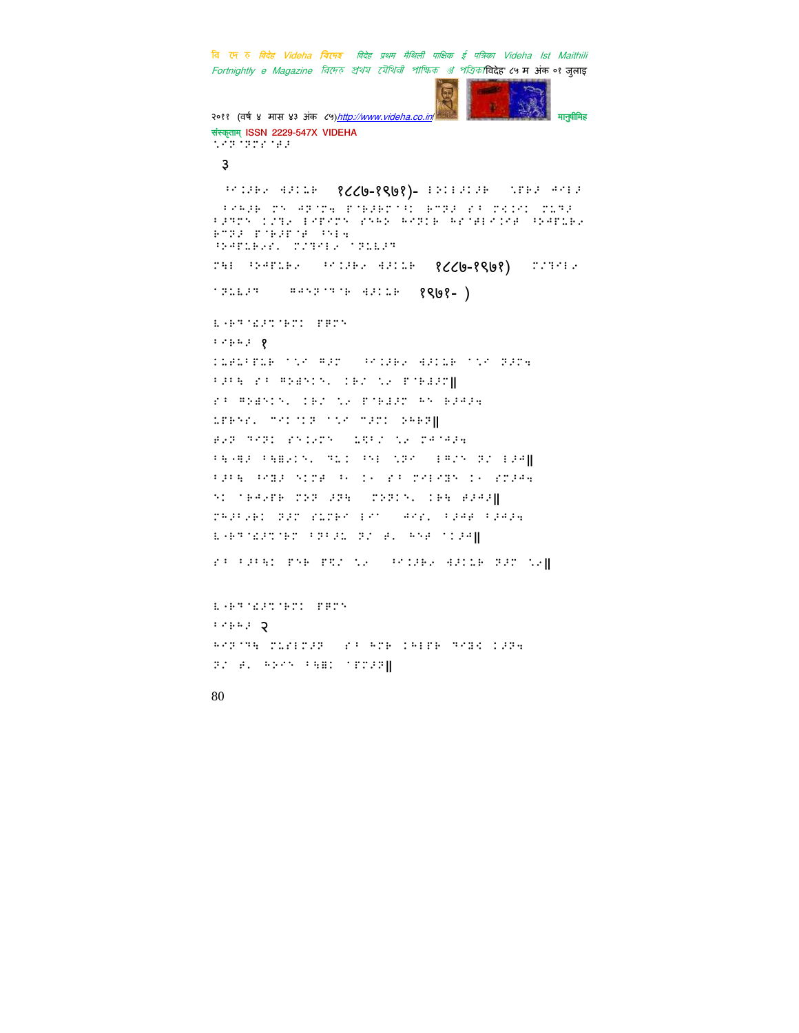३

१८८७-१९७१)-

१८८७-१९७१)

१९७१- )

१

२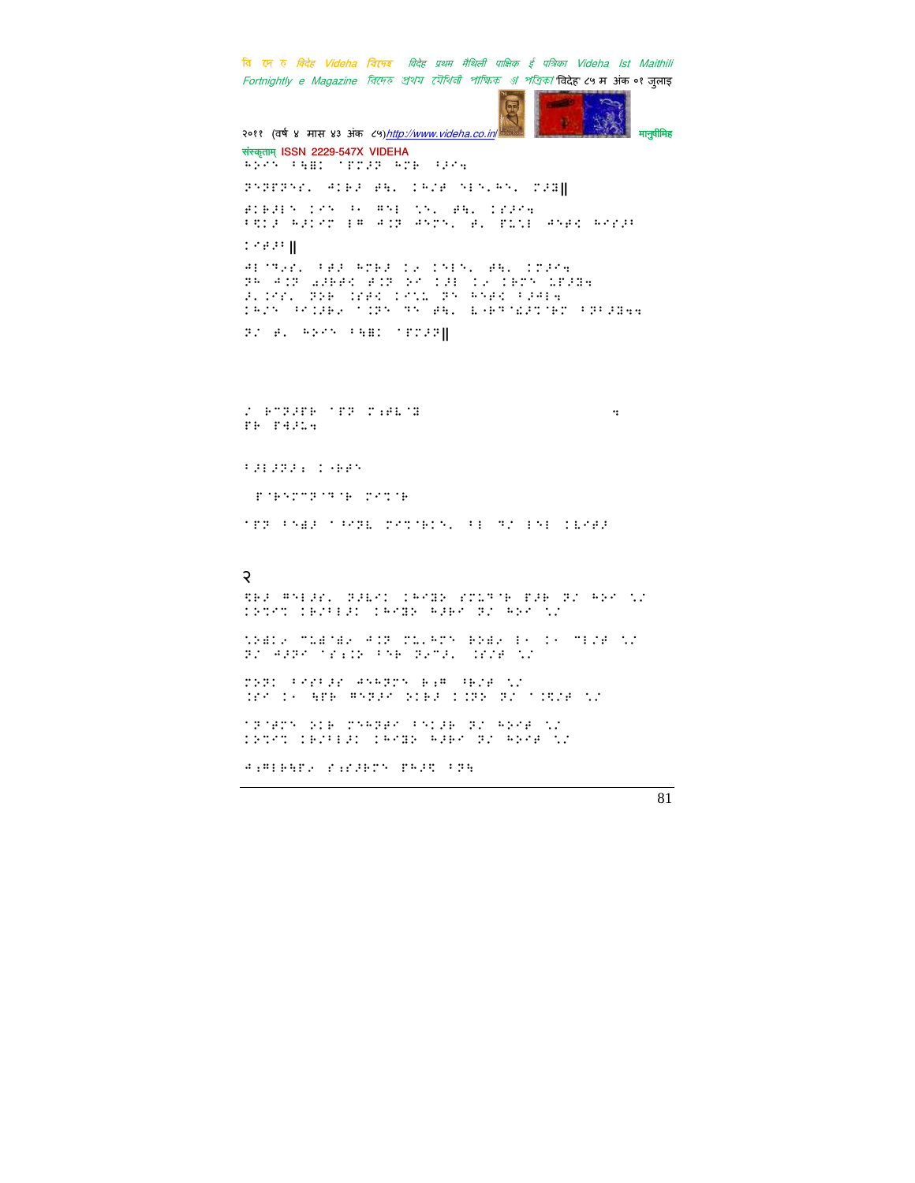२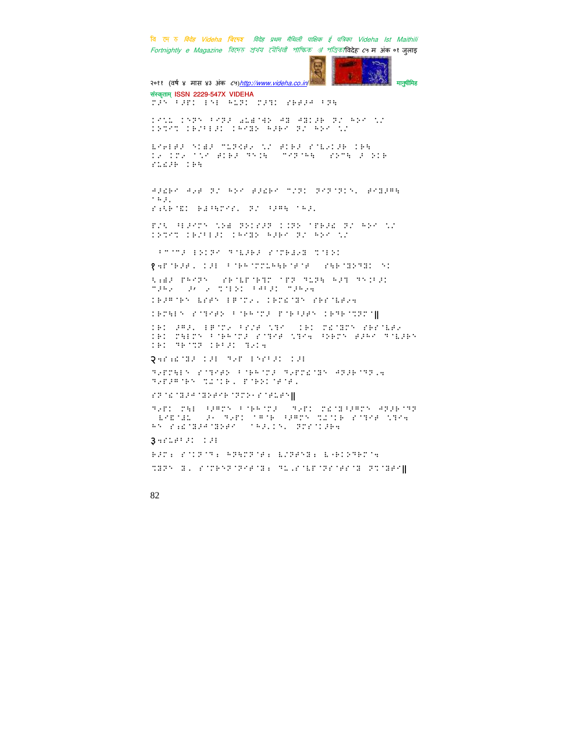संस्कृताम् ISSN 2229-547X VIDEHA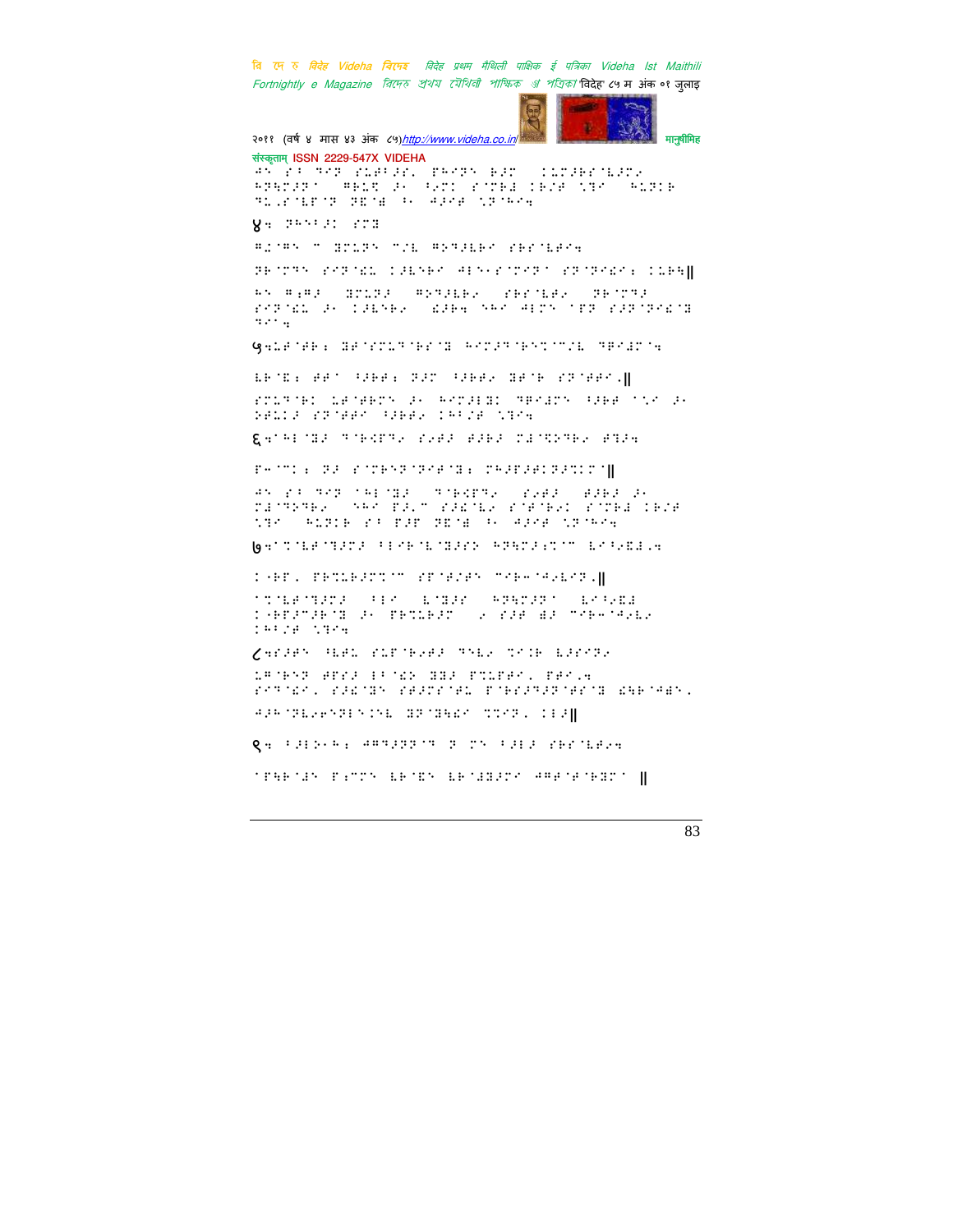४. 

५. 

६. 

७. 

८. 

९.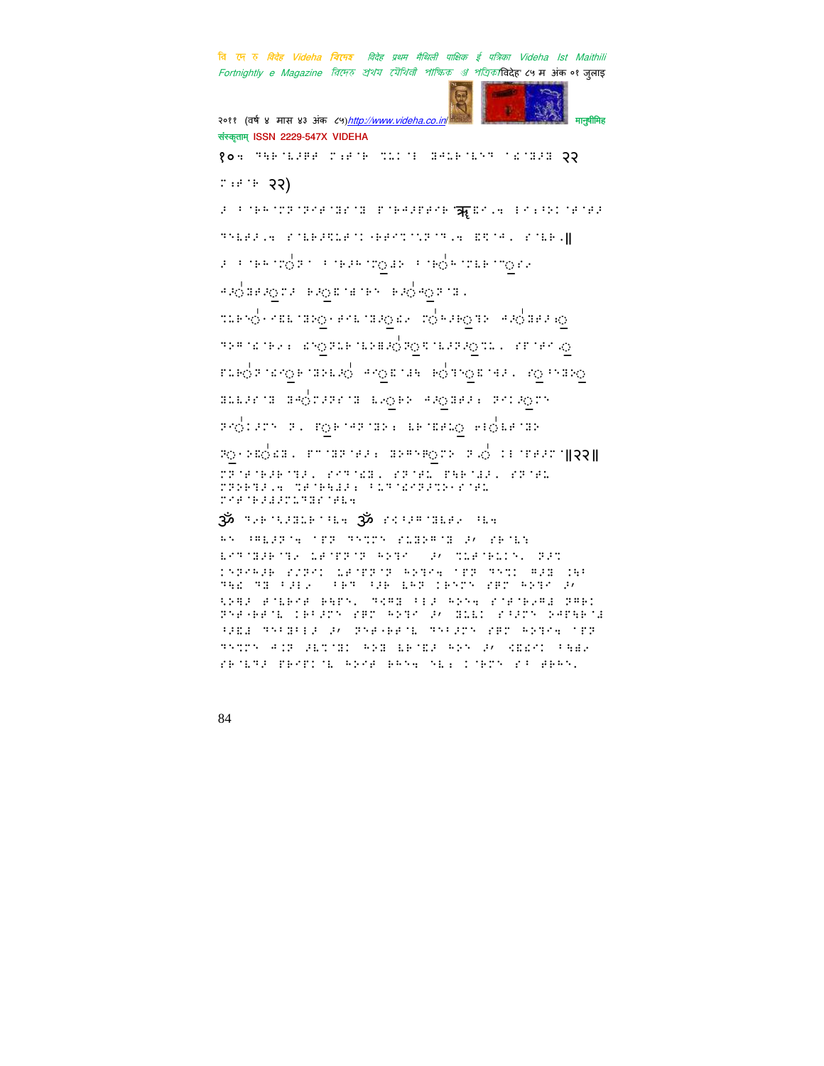१०४ २२

२२)

॥२२॥

ॐ ॐ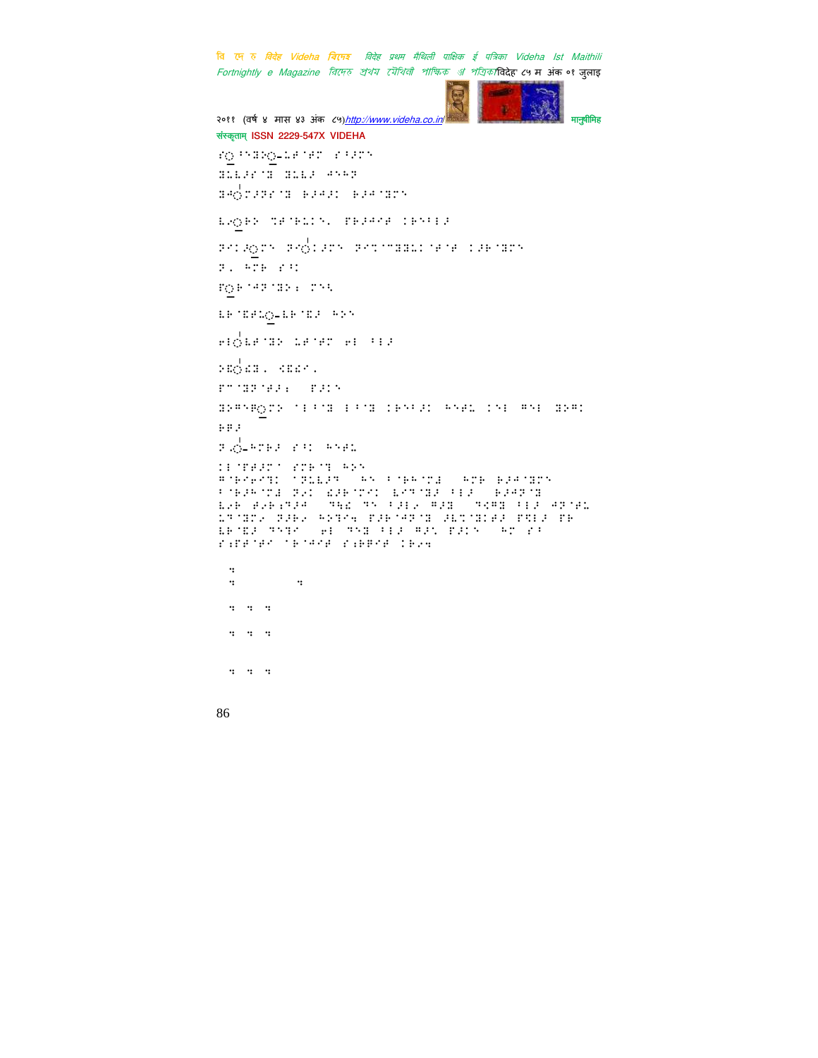संस्कृताम् ISSN 2229-547X VIDEHA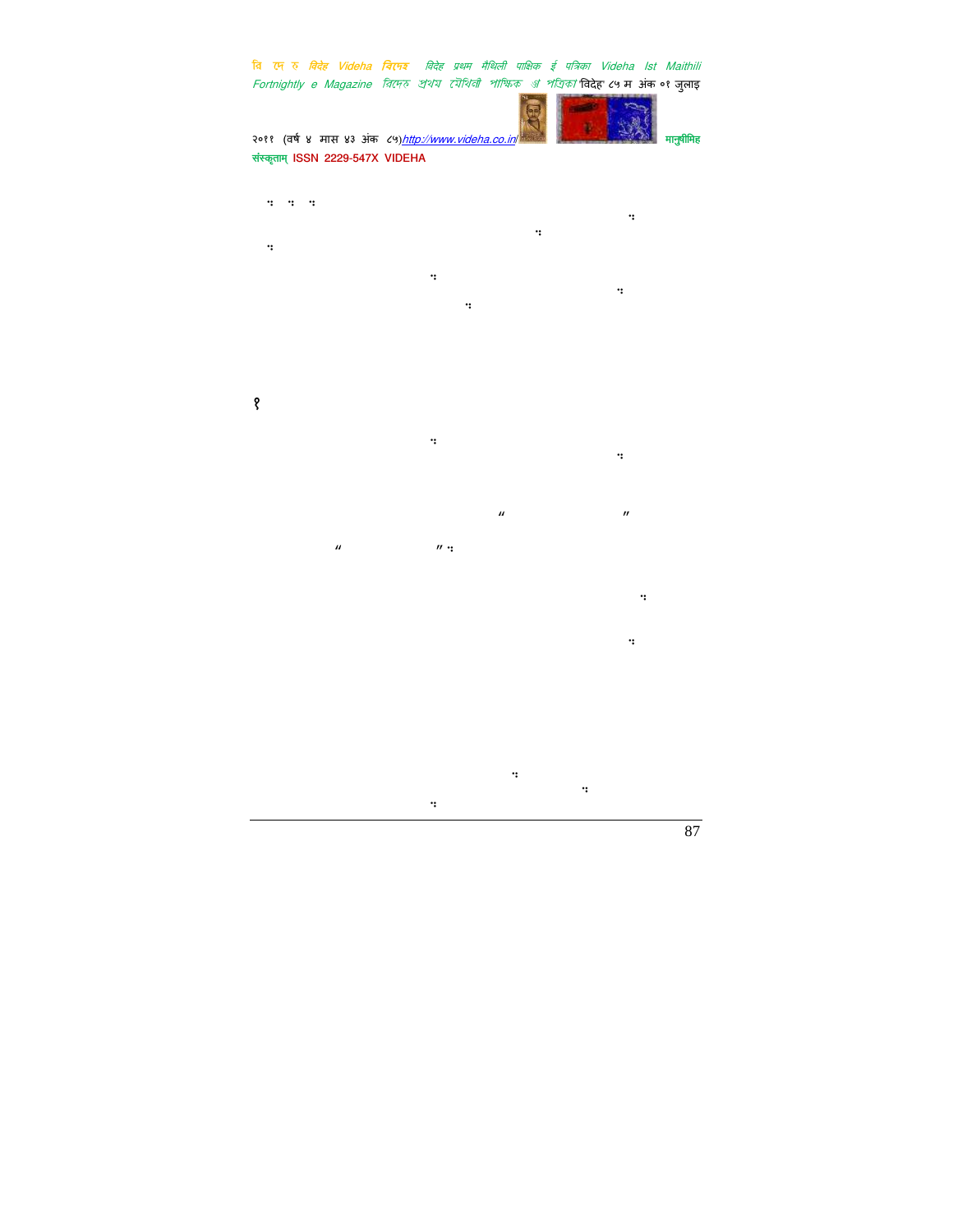१

“ ”

“ ”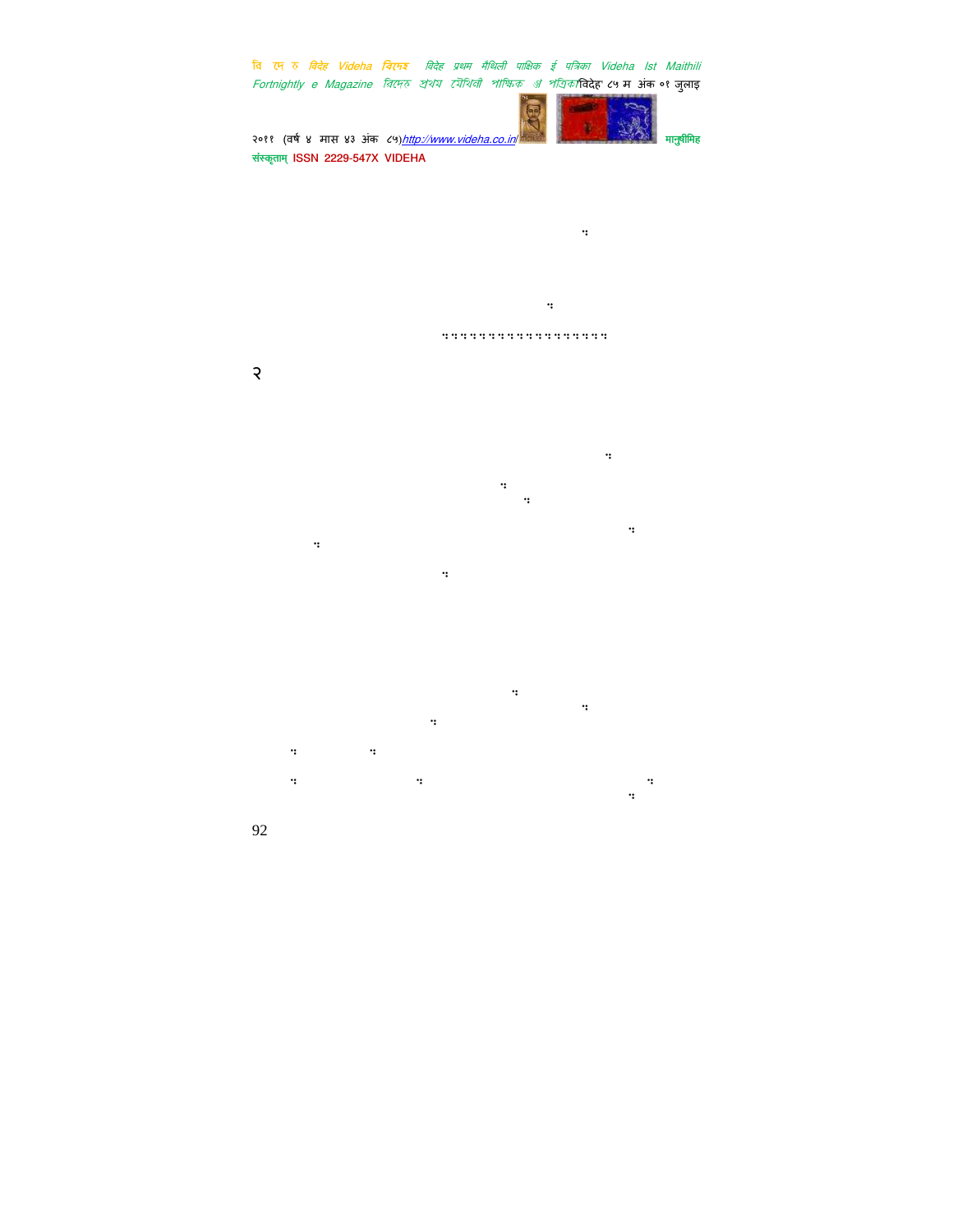२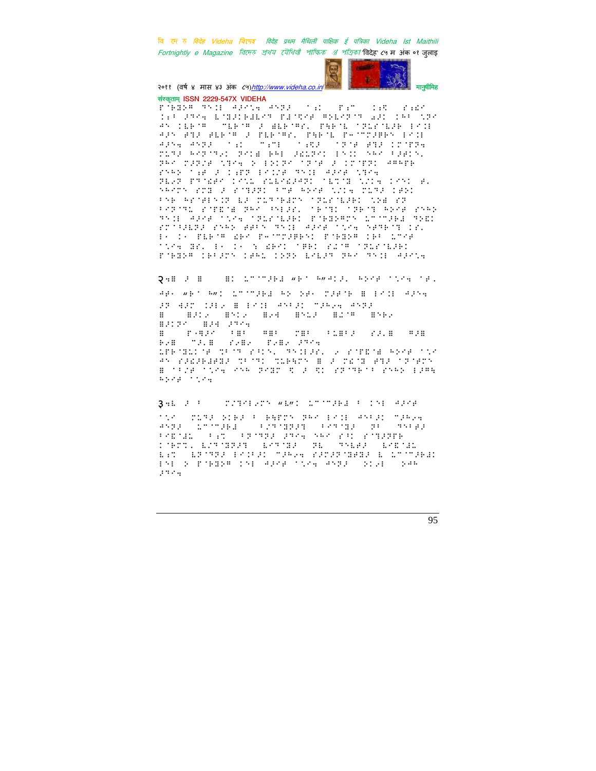संस्कृताम् ISSN 2229-547X VIDEHA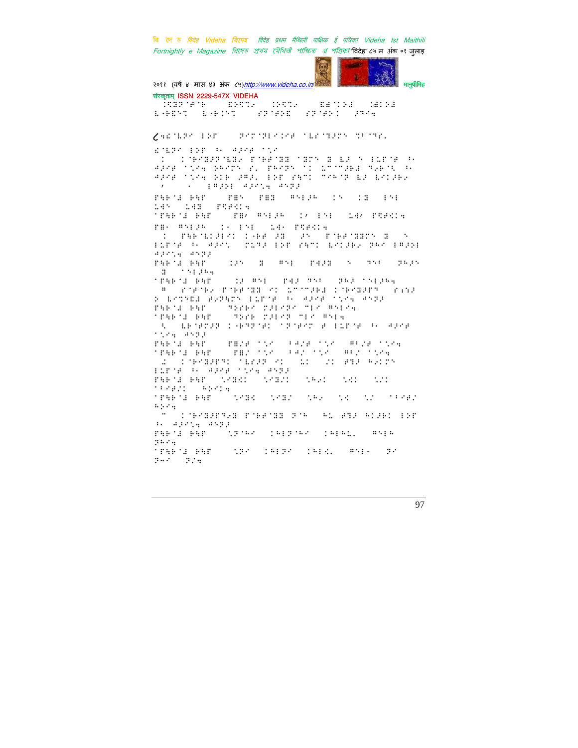संस्कृताम् ISSN 2229-547X VIDEHA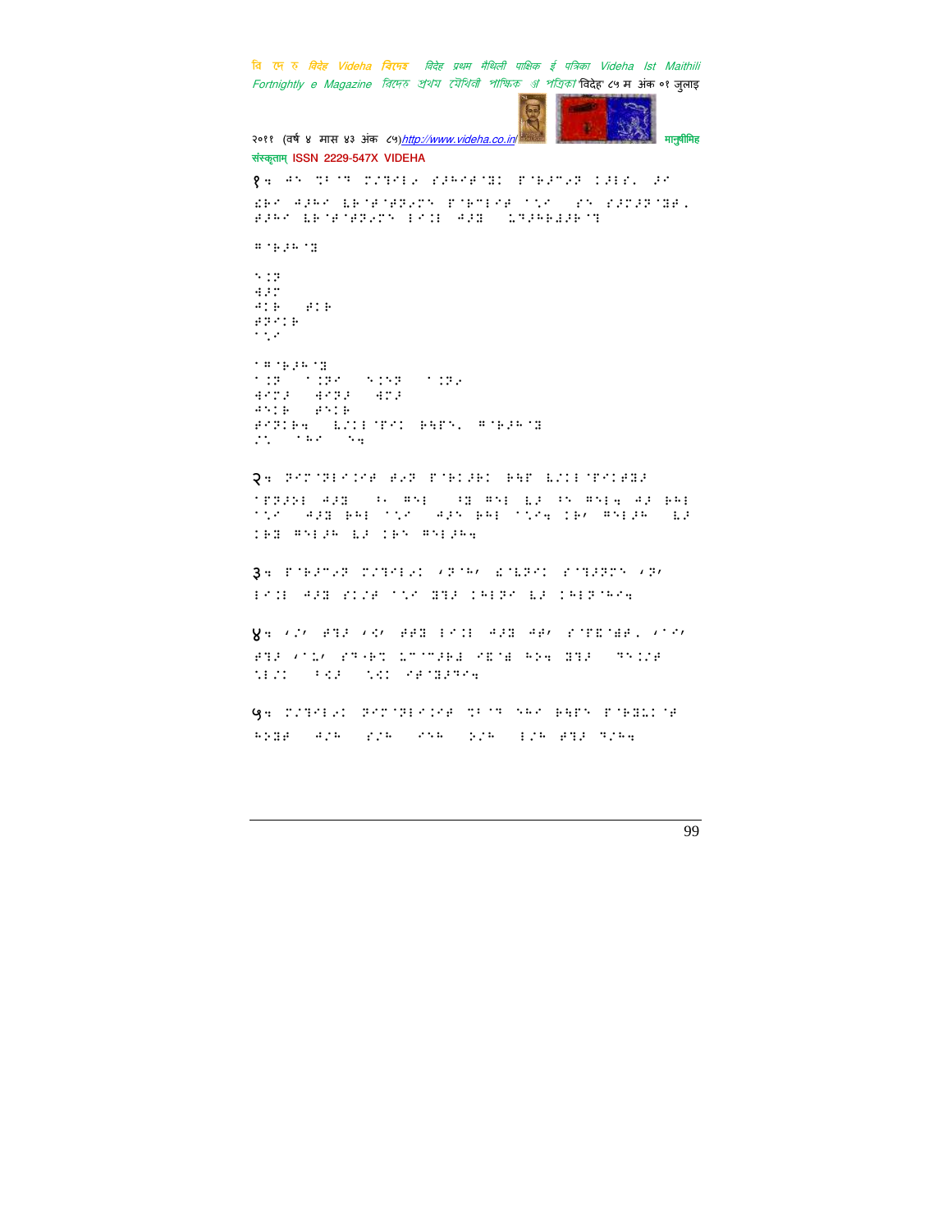१. ⠁⠝ ⠍⠗⠀⠛ ⠍⠵⠛⠁⠇⠴ ⠎⠢⠓⠊⠎⠐⠝ ⠏⠀⠗⠢⠉⠴⠛ ⠊⠢⠇⠎⠂ ⠢⠊

⠫⠗⠊ ⠚⠢⠓⠊ ⠇⠗⠀⠎⠀⠎⠗⠴⠉⠝ ⠏⠀⠗⠉⠇⠊⠎ ⠁⠳⠊ ⠎⠝ ⠎⠢⠉⠢⠛⠀⠝⠎⠂ ⠎⠢⠓⠊ ⠇⠗⠀⠎⠀⠎⠗⠴⠉⠝ ⠇⠊⠈⠇ ⠚⠢⠝ ⠥⠛⠢⠓⠗⠇⠢⠗⠀⠛

⠻⠀⠗⠢⠓⠀⠝

⠳⠈⠛
⠙⠢⠉
⠚⠈⠗ ⠎⠈⠗
⠎⠛⠊⠈⠗
⠁⠳⠊

⠁⠻⠀⠗⠢⠓⠀⠝
⠁⠈⠛ ⠁⠈⠛⠊ ⠳⠈⠝⠛ ⠁⠈⠛⠴
⠙⠊⠉⠢ ⠙⠊⠛⠢ ⠙⠉⠢
⠚⠳⠈⠗ ⠎⠳⠈⠗
⠎⠛⠊⠈⠗⠲ ⠇⠵⠈⠇⠀⠏⠊⠈ ⠗⠓⠏⠝⠂ ⠻⠀⠗⠢⠓⠀⠝
⠵⠁ ⠁⠓⠊ ⠳⠲

२. ⠛⠊⠉⠀⠛⠇⠊⠈⠊⠎ ⠎⠴⠛ ⠏⠀⠗⠈⠢⠗⠈ ⠗⠓⠏ ⠇⠵⠈⠇⠀⠏⠊⠈⠎⠛⠢

⠁⠏⠛⠢⠴⠇ ⠚⠢⠝ ⠓⠂ ⠻⠳⠇ ⠓⠝ ⠻⠳⠇ ⠇⠢ ⠓⠝ ⠻⠳⠇⠲ ⠚⠢ ⠗⠓⠇ ⠁⠳⠊ ⠚⠢⠝ ⠗⠓⠇ ⠁⠳⠊ ⠚⠢⠝ ⠗⠓⠇ ⠁⠳⠊⠲ ⠈⠗⠌ ⠻⠳⠇⠢⠓ ⠇⠢ ⠈⠗⠝ ⠻⠳⠇⠢⠓ ⠇⠢ ⠈⠗⠝ ⠻⠳⠇⠢⠓⠲

३. ⠏⠀⠗⠢⠉⠴⠛ ⠍⠵⠛⠊⠇⠴⠈ ⠌⠛⠀⠓⠌ ⠫⠀⠇⠗⠊⠈ ⠎⠀⠛⠢⠛⠉⠝ ⠌⠛⠌ ⠇⠊⠈⠇ ⠚⠢⠝ ⠎⠈⠵⠎ ⠁⠳⠊ ⠝⠛⠢ ⠈⠓⠇⠛⠊ ⠇⠢ ⠈⠓⠇⠛⠀⠓⠊⠲

४. ⠌⠵⠌ ⠎⠛⠢ ⠌⠫⠌ ⠎⠎⠝ ⠇⠊⠈⠇ ⠚⠢⠝ ⠚⠎⠌ ⠎⠀⠏⠞⠀⠎⠎⠂ ⠌⠁⠊⠌ ⠎⠛⠢ ⠌⠁⠥⠌ ⠎⠛⠗⠉ ⠥⠉⠀⠉⠢⠓⠇ ⠊⠞⠀⠎ ⠓⠴⠲ ⠝⠛⠢ ⠛⠳⠈⠵⠎ ⠳⠇⠵⠈ ⠓⠫⠢ ⠳⠫⠈ ⠊⠎⠀⠝⠢⠛⠊⠲

५. ⠍⠵⠛⠊⠇⠴⠈ ⠛⠊⠉⠀⠛⠇⠊⠈⠊⠎ ⠍⠗⠀⠛ ⠳⠓⠊ ⠗⠓⠏⠝ ⠏⠀⠗⠝⠇⠈⠀⠎ ⠓⠴⠝⠎ ⠚⠵⠓ ⠎⠵⠓ ⠊⠳⠓ ⠴⠵⠓ ⠇⠵⠓ ⠎⠛⠢ ⠛⠵⠓⠲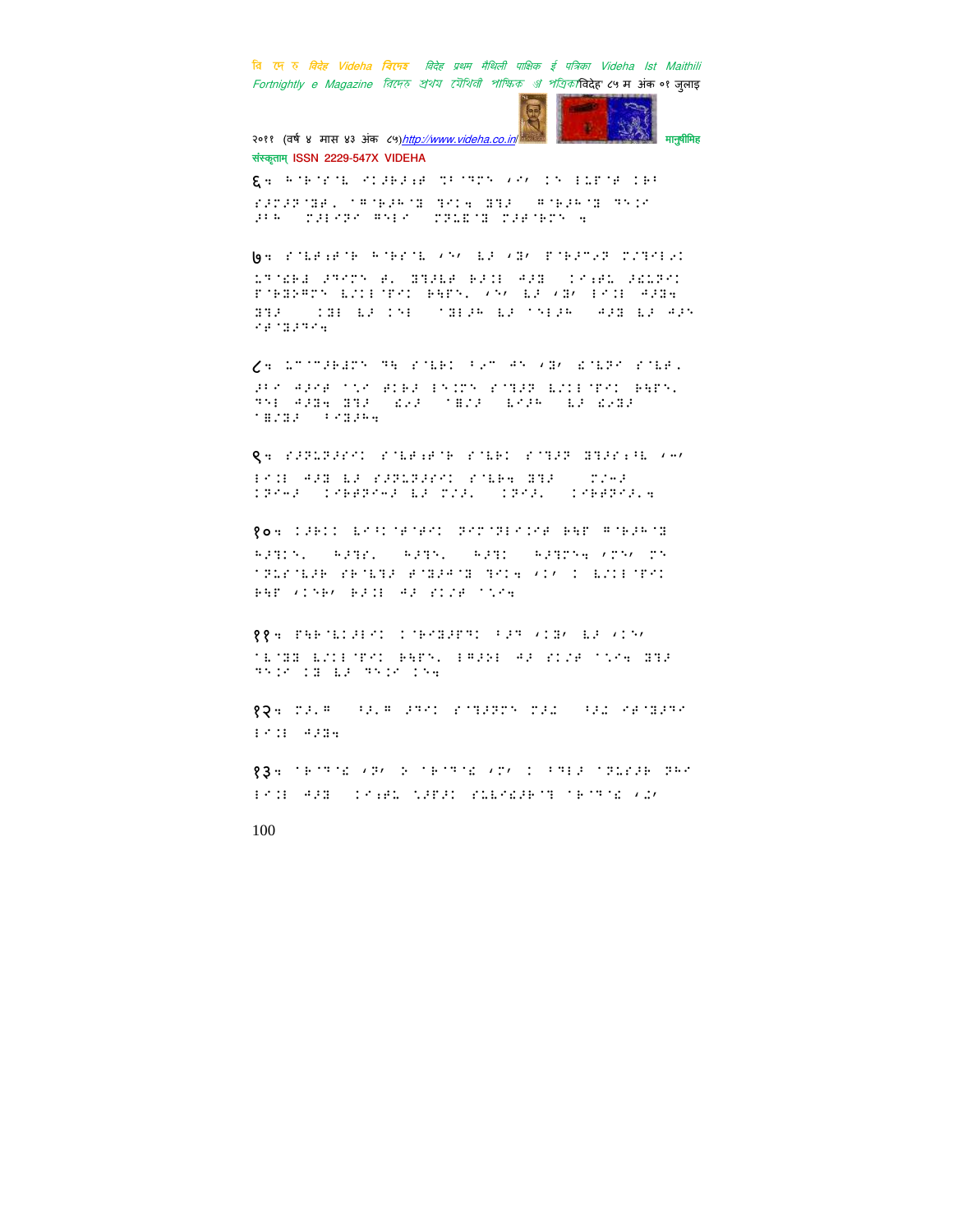६. ऐतिहासिक पाठ्यक्रम एवं साहित्य

७. सांस्कृतिक परिप्रेक्ष्य

८. समाजशास्त्र

९. राजनीतिशास्त्र

१०. अर्थशास्त्र

११. भूगोल

१२. दर्शन

१३. मनोविज्ञान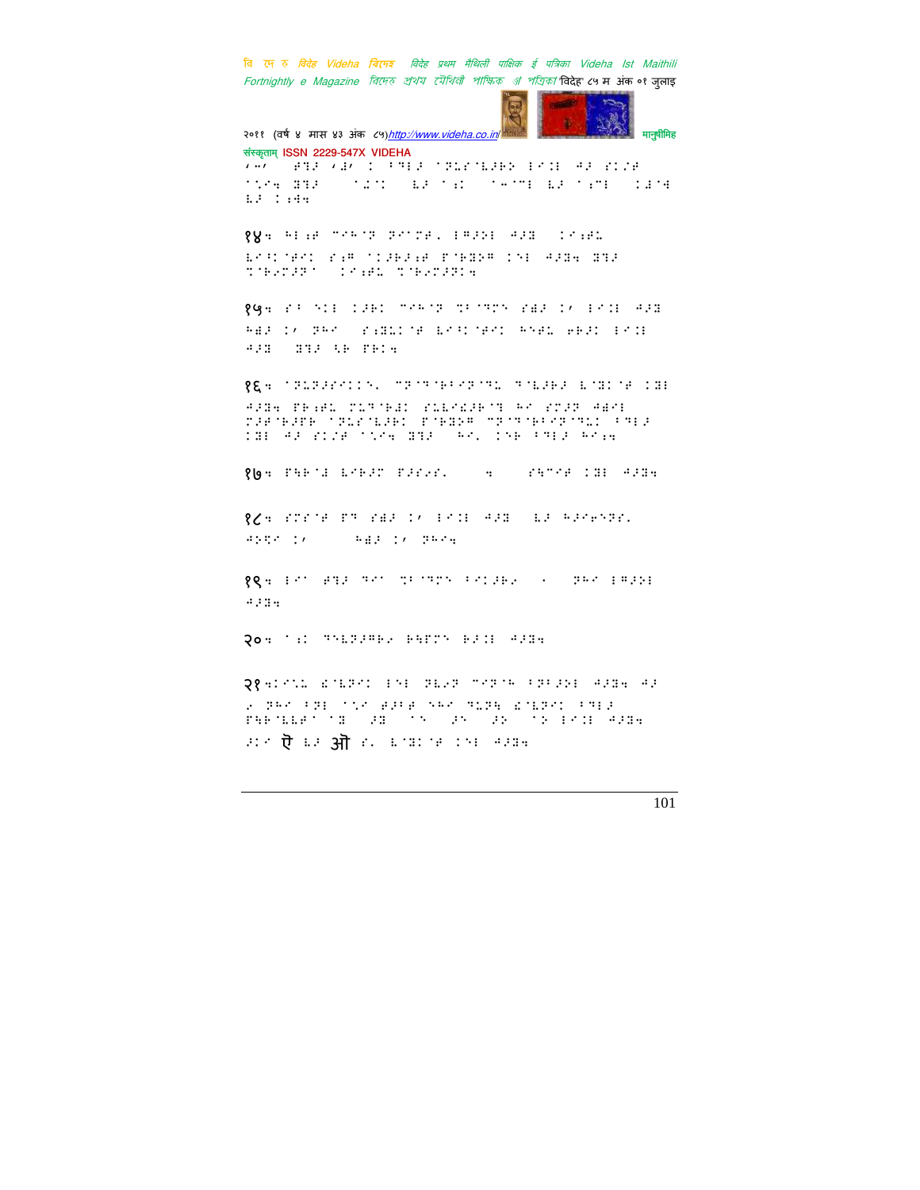१४ ...

१५ ...

१६ ...

१७ ...

१८ ...

१९ ...

२० ...

२१ ... ऐ ... ओ ...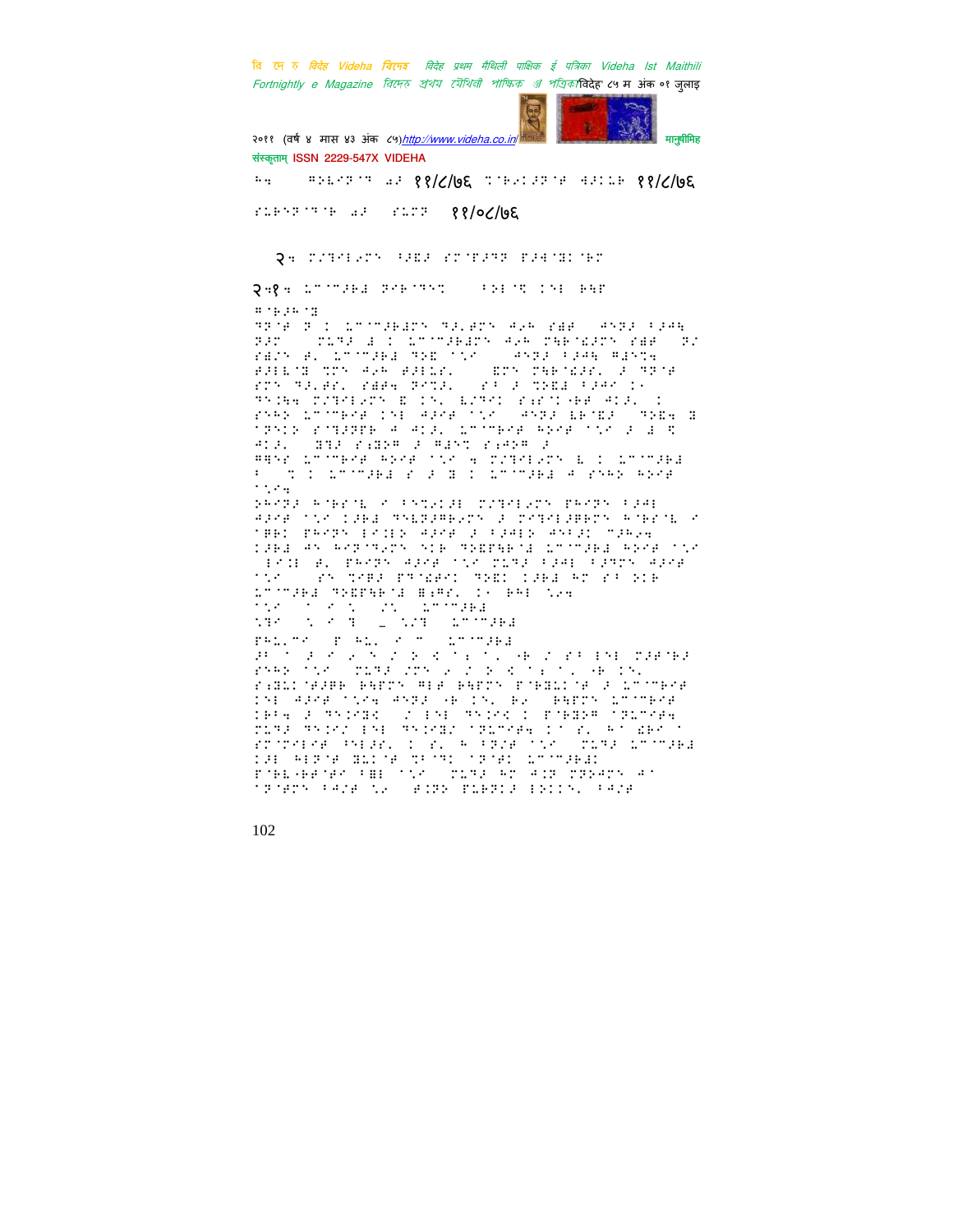१११/८/७६

१११/०८/७६

२.

२.१.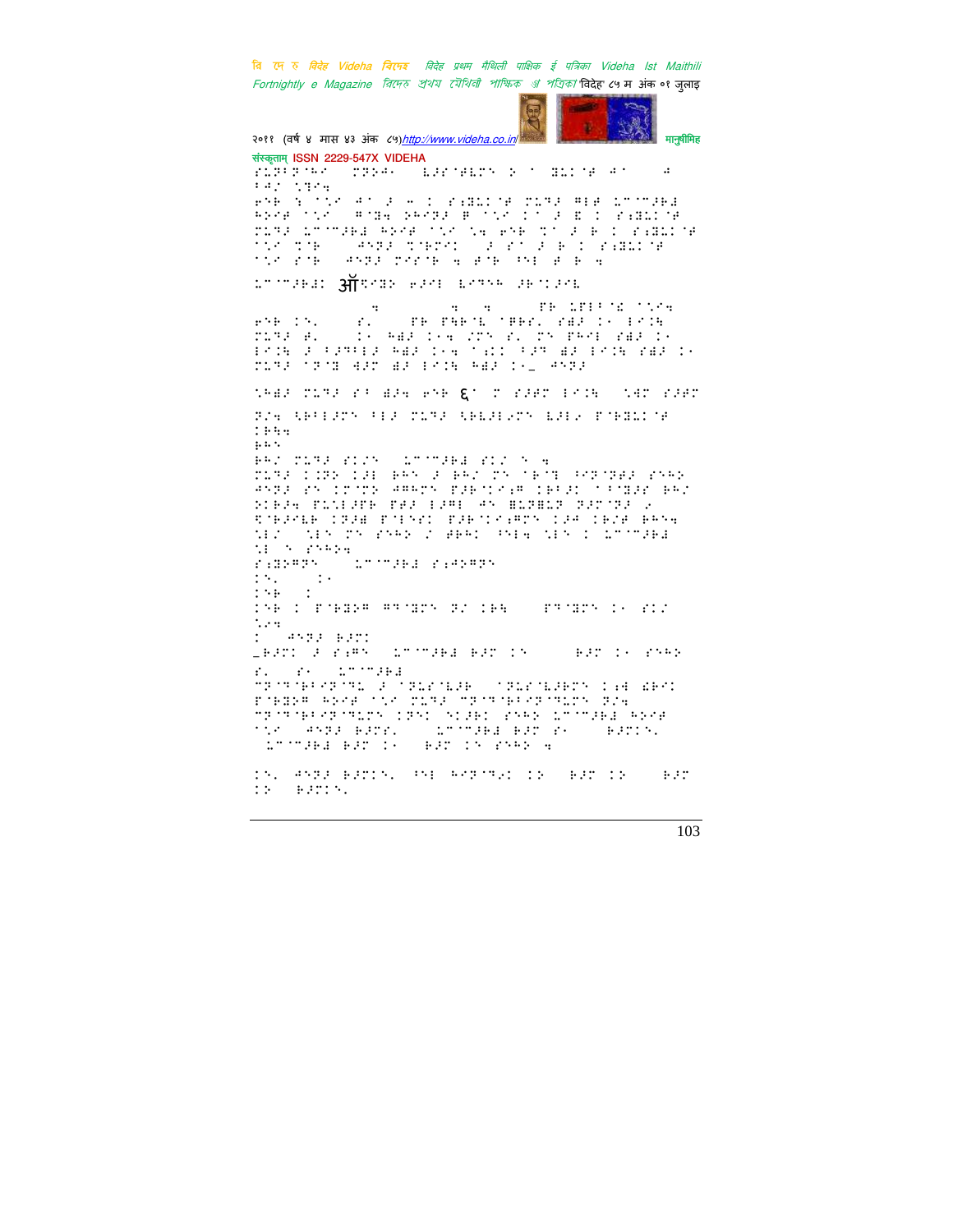संस्कृताम् ISSN 2229-547X VIDEHA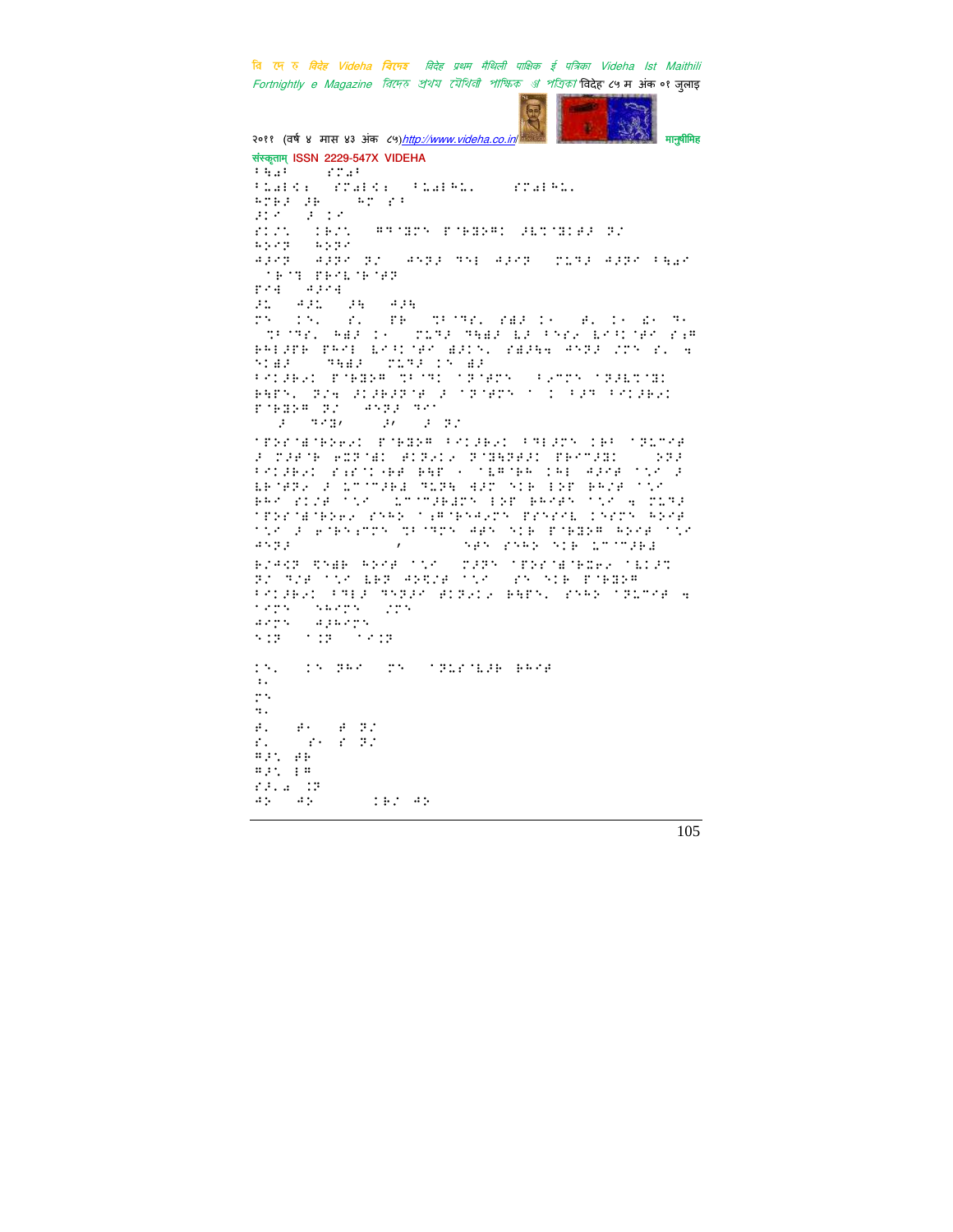संस्कृताम् ISSN 2229-547X VIDEHA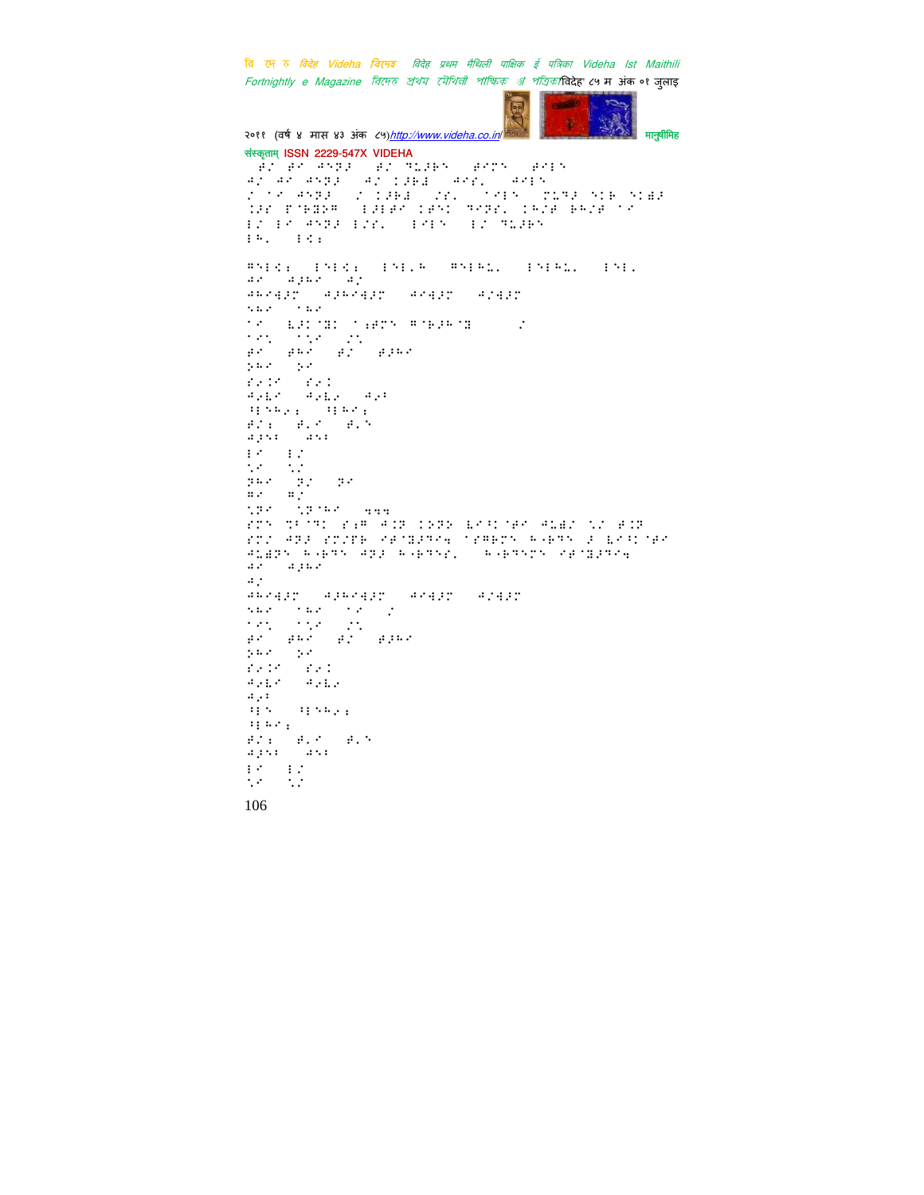संस्कृताम् ISSN 2229-547X VIDEHA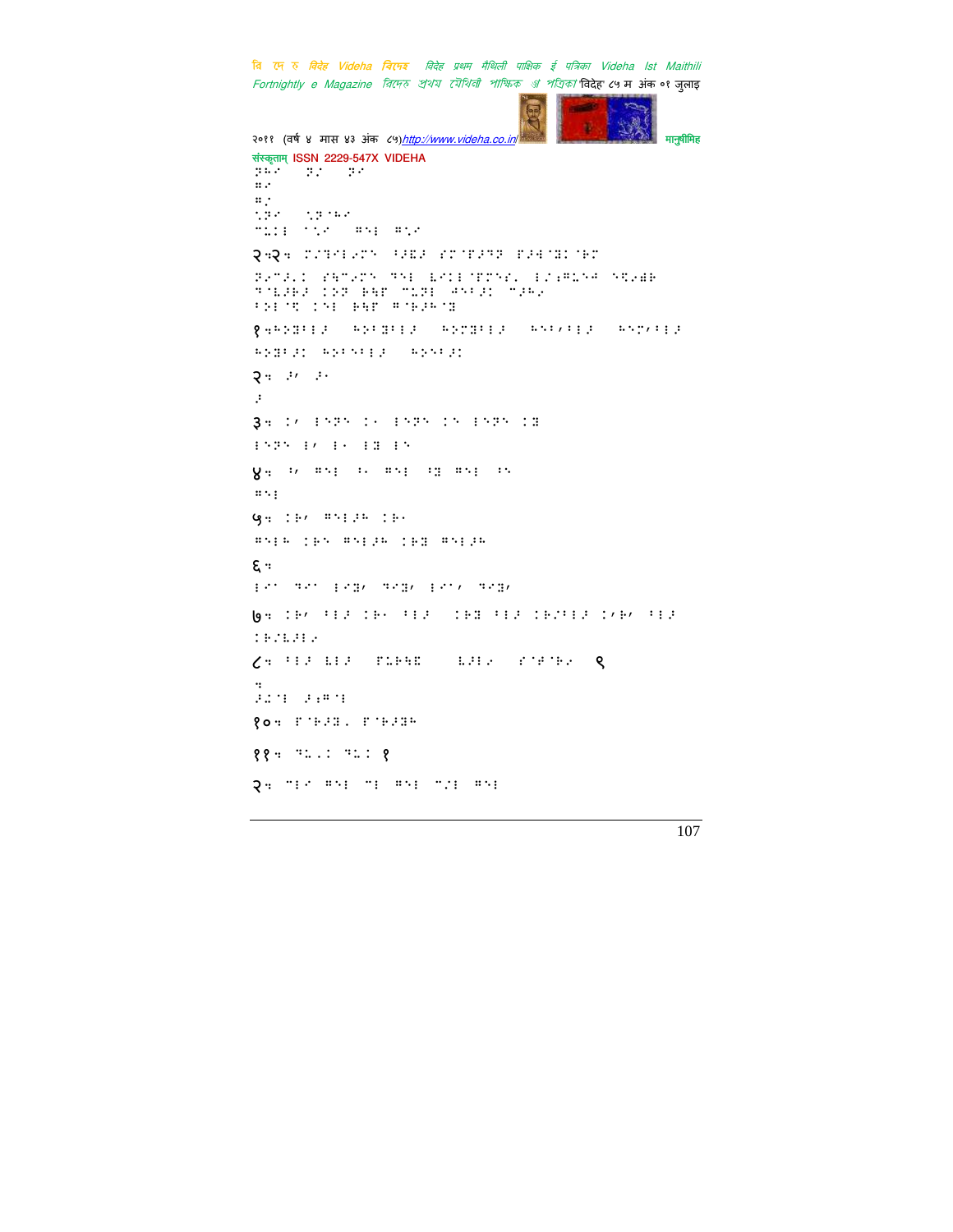२॰२॰ 

१॰ 

२॰ 

३॰ 

४॰ 

५॰ 

६॰ 

७॰ 

८॰ ९

१०॰ 

११॰ १

२॰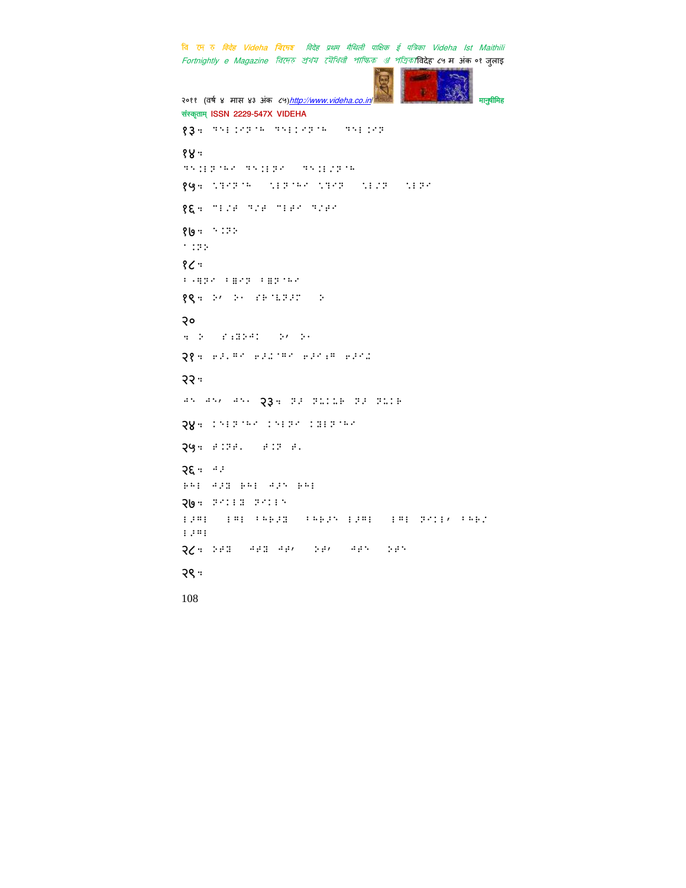१३ः

१४ः

१५ः

१६ः

१७ः

१८ः

१९ः

२०

२१ः

२२ः

२३ः

२४ः

२५ः

२६ः

२७ः

२८ः

२९ः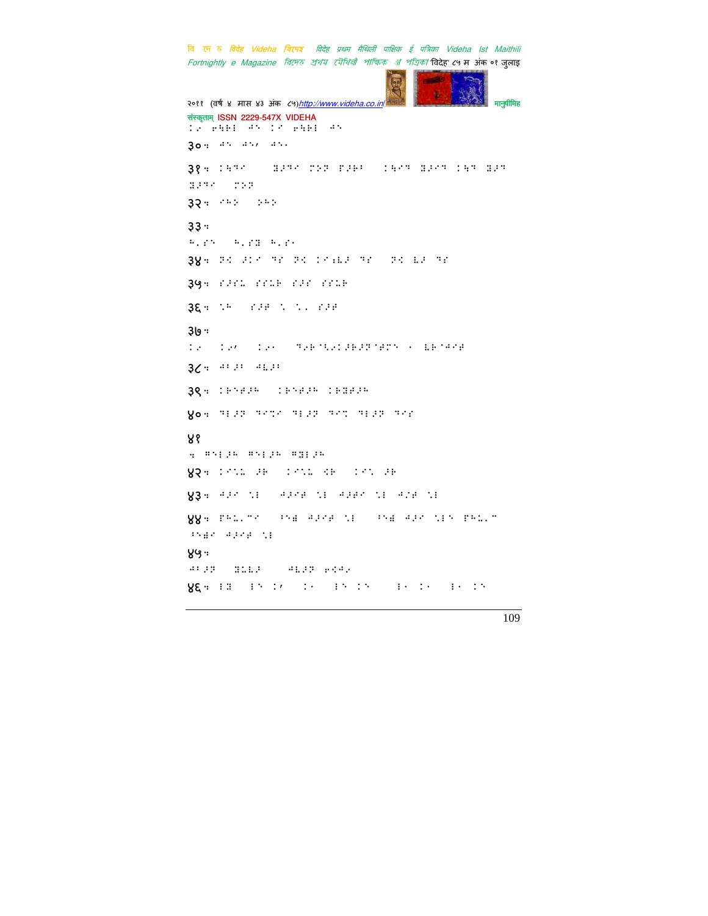३०ः

३१ः

३२ः

३३ः

३४ः

३५ः

३६ः

३७ः

३८ः

३९ः

४०ः

४१

ः

४२ः

४३ः

४४ः

४५ः

४६ः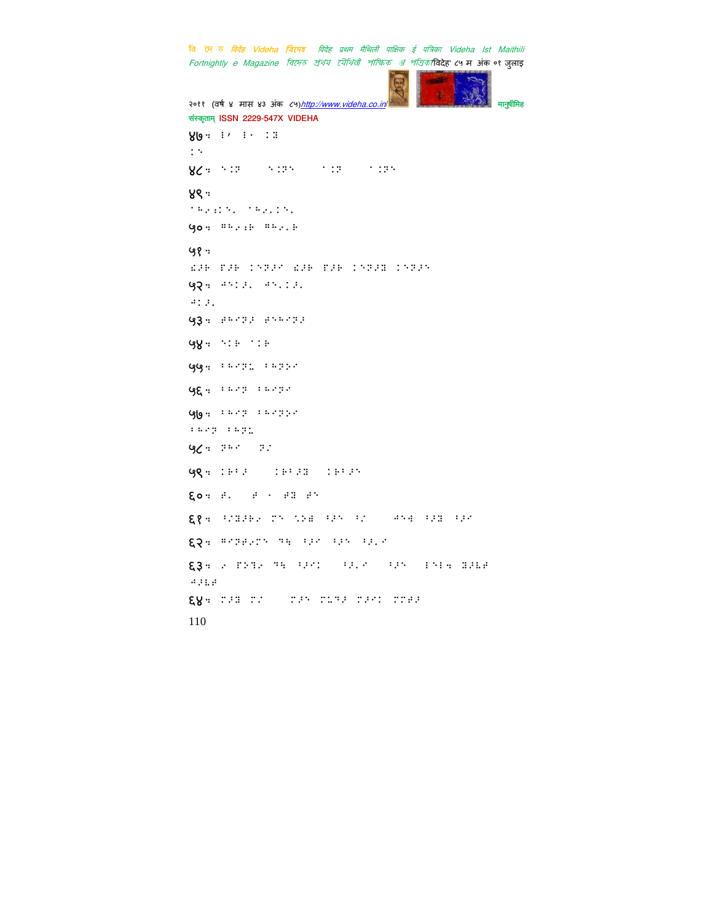४७ः
४८ः
४९ः
५०ः
५१ः
५२ः
५३ः
५४ः
५५ः
५६ः
५७ः
५८ः
५९ः
६०ः
६१ः
६२ः
६३ः
६४ः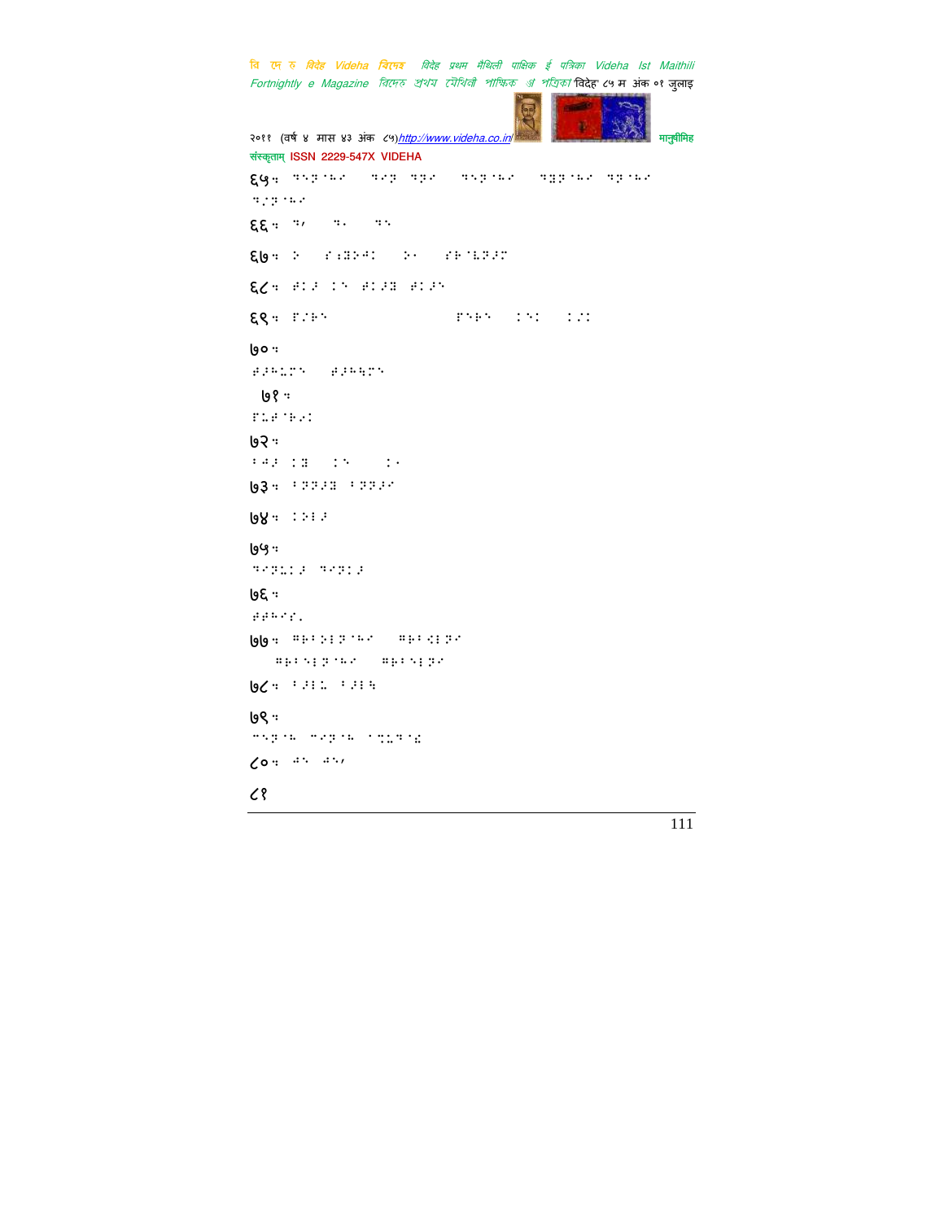६५ः

६६ः

६७ः

६८ः

६९ः

७०ः

७१ः

७२ः

७३ः

७४ः

७५ः

७६ः

७७ः

७८ः

७९ः

८०ः

८१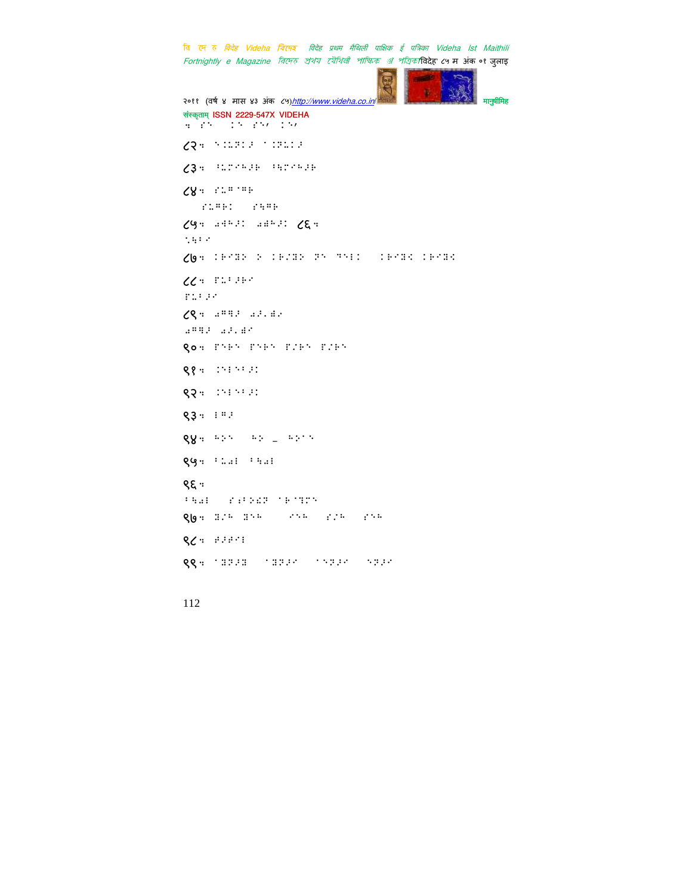८२ :

८३ :

८४ :

८५ : ८६ :

८७ :

८८ :

८९ :

९० :

९१ :

९२ :

९३ :

९४ : _

९५ :

९६ :

९७ :

९८ :

९९ :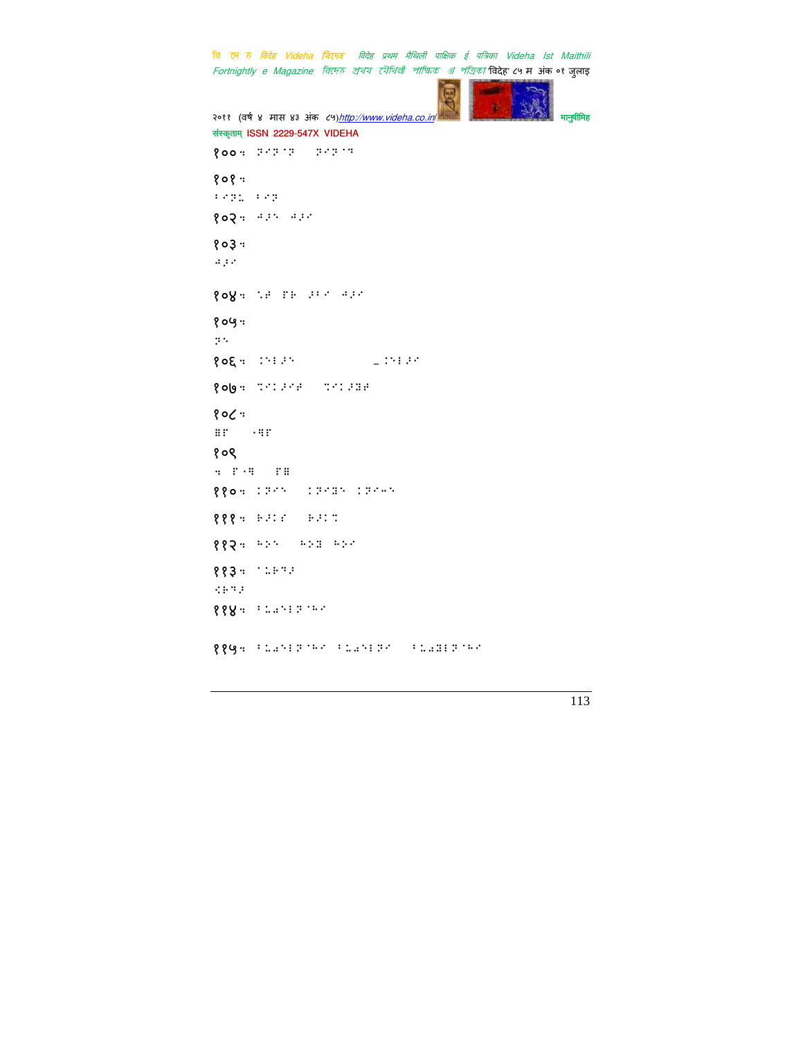१०० ः ⠝⠊⠝⠈⠝ ⠝⠊⠝⠈⠹

१०१ ः
⠃⠊⠝⠩ ⠃⠊⠝

१०२ ः ⠚⠼⠅ ⠚⠼⠊

१०३ ः
⠚⠼⠊

१०४ ः ⠡⠋ ⠏⠗ ⠼⠃⠊ ⠚⠼⠊

१०५ ः
⠝⠅

१०६ ः ⠨⠅⠇⠼⠅ _⠨⠅⠇⠼⠊

१०७ ः ⠹⠊⠨⠼⠊⠋ ⠹⠊⠨⠼⠿⠋

१०८ ः
⠿⠏ ⠐⠻⠏

१०९
ः ⠏⠐⠻ ⠏⠿

११० ः ⠨⠝⠊⠅ ⠨⠝⠊⠿⠅ ⠨⠝⠊⠤⠅

१११ ः ⠓⠼⠨⠎ ⠓⠼⠨⠹

११२ ः ⠓⠕⠅ ⠓⠕⠿ ⠓⠕⠊

११३ ः ⠈⠩⠓⠹⠼
⠪⠓⠹⠼

११४ ः ⠃⠩⠱⠅⠇⠝⠈⠓⠊

११५ ः ⠃⠩⠱⠅⠇⠝⠈⠓⠊ ⠃⠩⠱⠅⠇⠝⠊ ⠃⠩⠱⠿⠇⠝⠈⠓⠊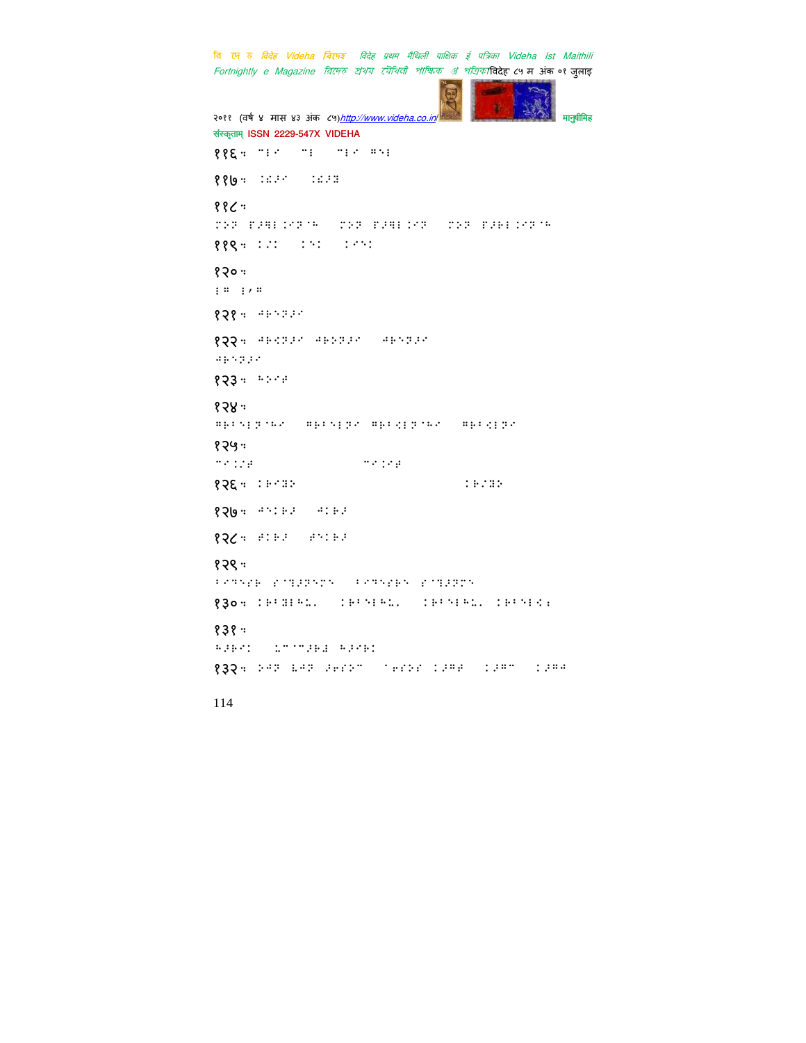११६ :

११७ :

११८ :

११९ :

१२० :

१२१ :

१२२ :

१२३ :

१२४ :

१२५ :

१२६ :

१२७ :

१२८ :

१२९ :

१३० :

१३१ :

१३२ :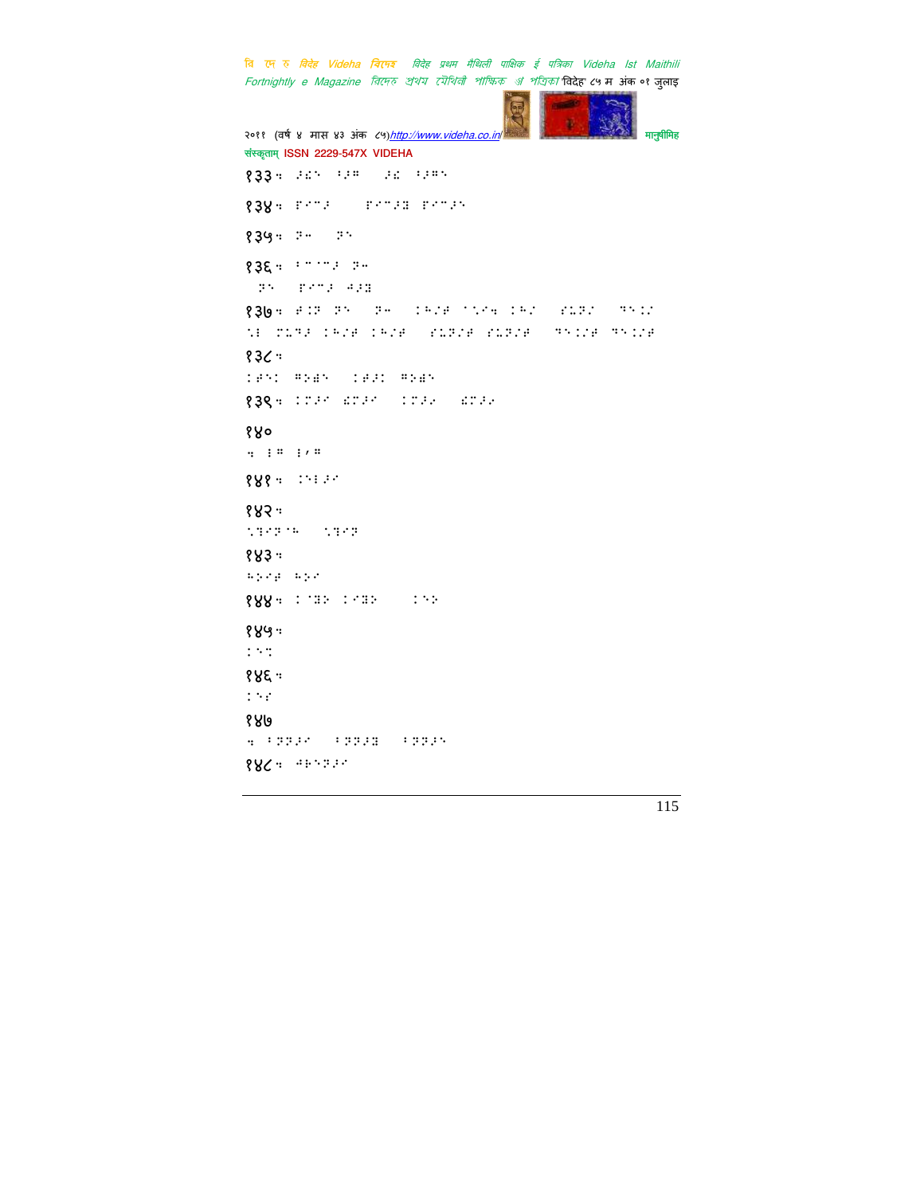१३३ः

१३४ः

१३५ः

१३६ः

१३७ः

१३८ः

१३९ः

१४०

१४१ः

१४२ः

१४३ः

१४४ः

१४५ः

१४६ः

१४७

१४८ः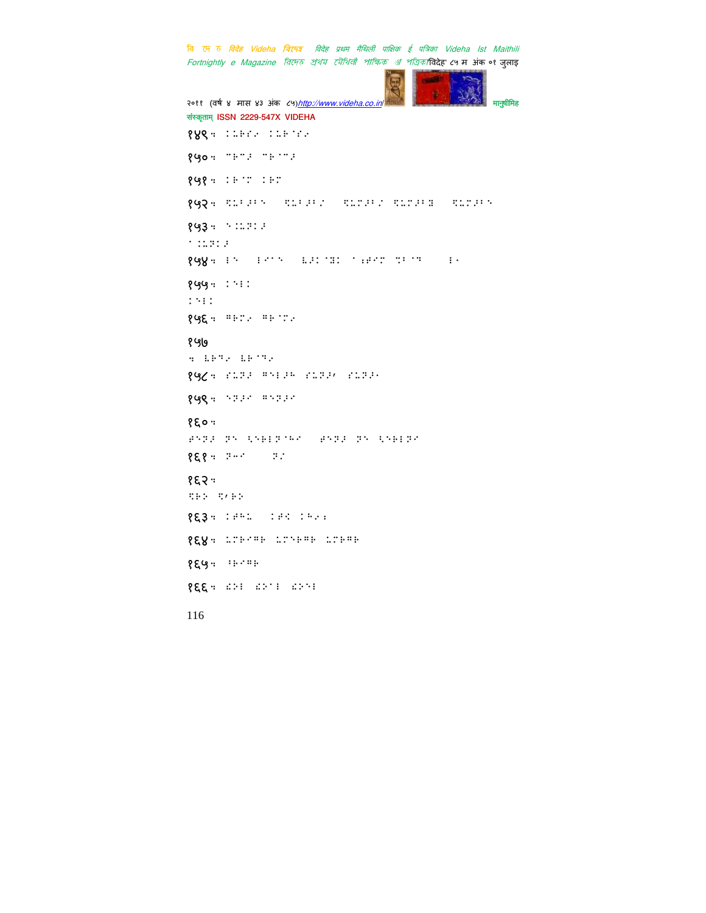१४९ः 

१५०ः 

१५१ः 

१५२ः 

१५३ः 

१५४ः 

१५५ः 

१५६ः 

१५७

ः

१५८ः 

१५९ः 

१६०ः

१६१ः 

१६२ः

१६३ः 

१६४ः 

१६५ः 

१६६ः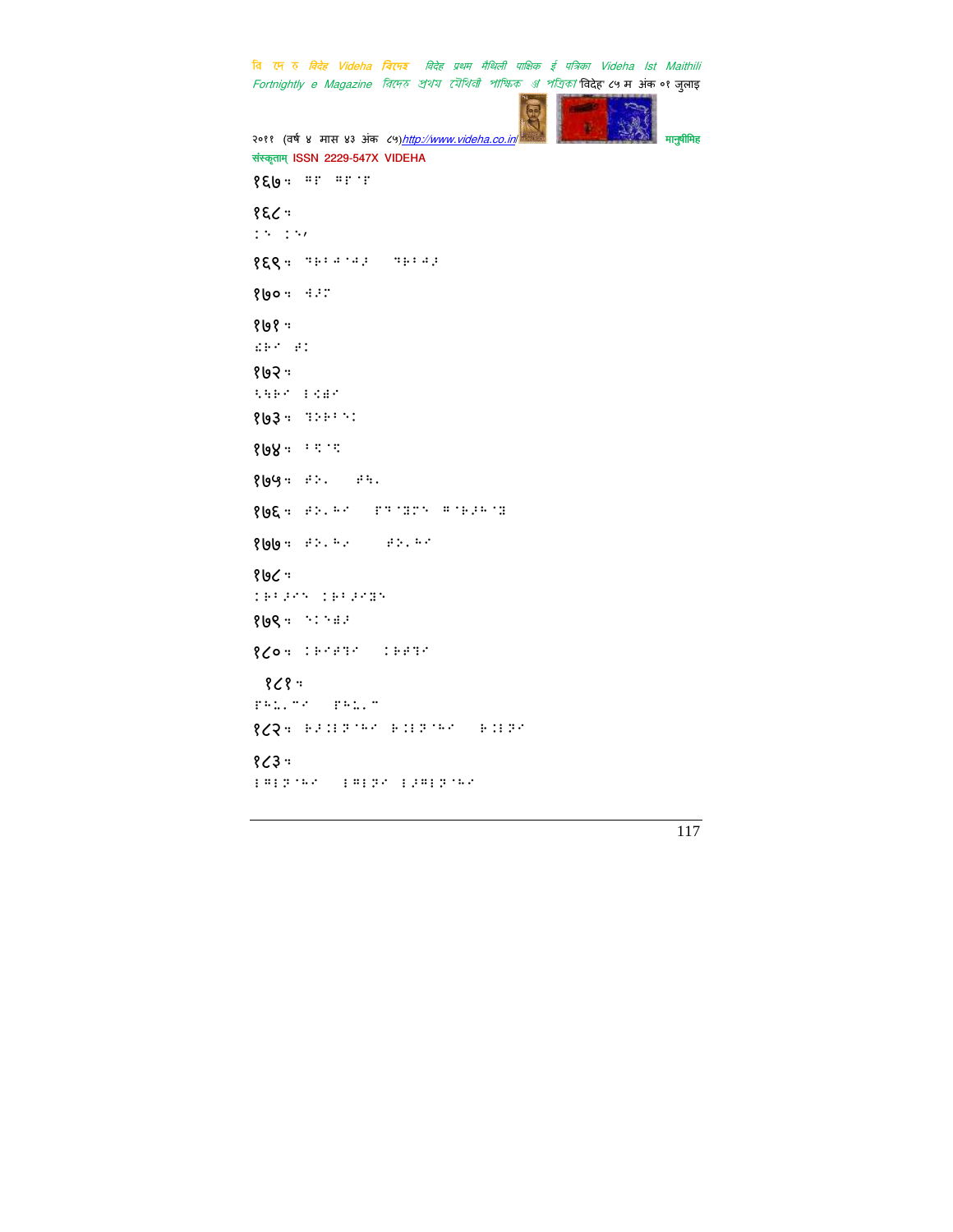१६७:

१६८:

१६९:

१७०:

१७१:

१७२:

१७३:

१७४:

१७५:

१७६:

१७७:

१७८:

१७९:

१८०:

१८१:

१८२:

१८३: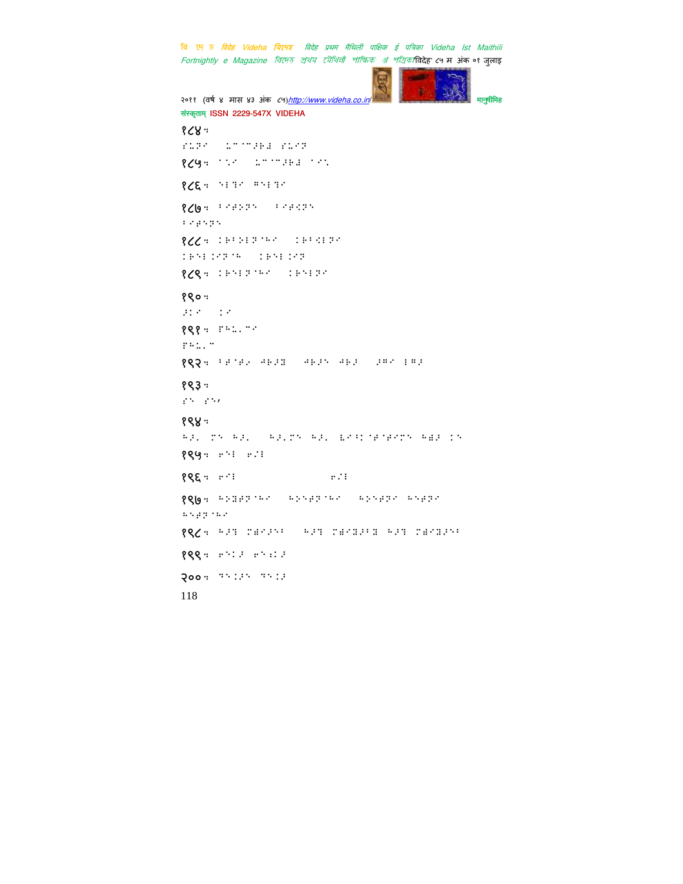१८४:

१८५:

१८६:

१८७:

१८८:

१८९:

१९०:

१९१:

१९२:

१९३:

१९४:

१९५:

१९६:

१९७:

१९८:

१९९:

२००: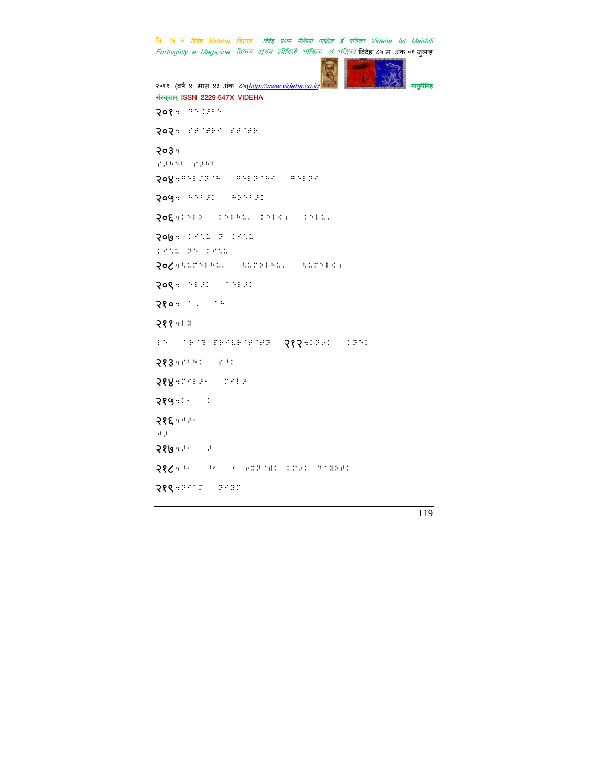२०१ः

२०२ः

२०३ः

२०४ः

२०५ः

२०६ः

२०७ः

२०८ः

२०९ः

२१०ः

२११ः

२१२ः

२१३ः

२१४ः

२१५ः

२१६ः

२१७ः

२१८ः

२१९ः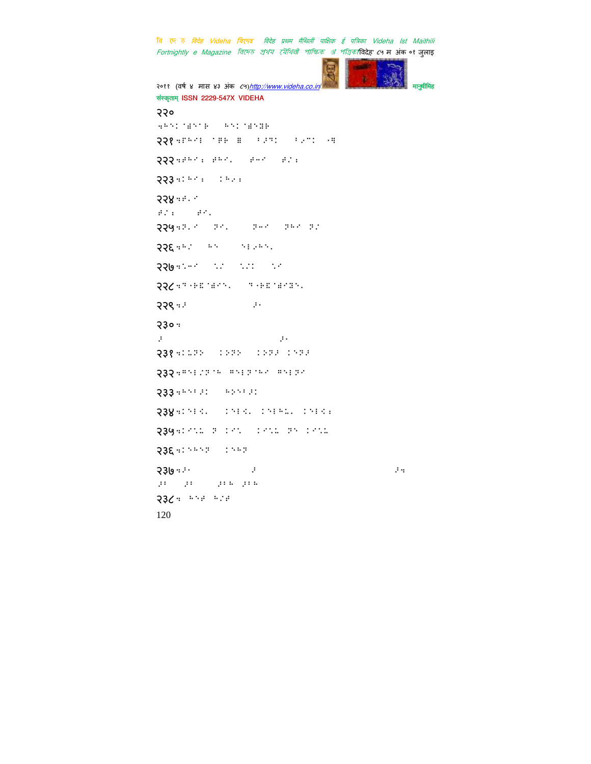२२०

२२१

२२२

२२३

२२४

२२५

२२६

२२७

२२८

२२९

२३०

२३१

२३२

२३३

२३४

२३५

२३६

२३७

२३८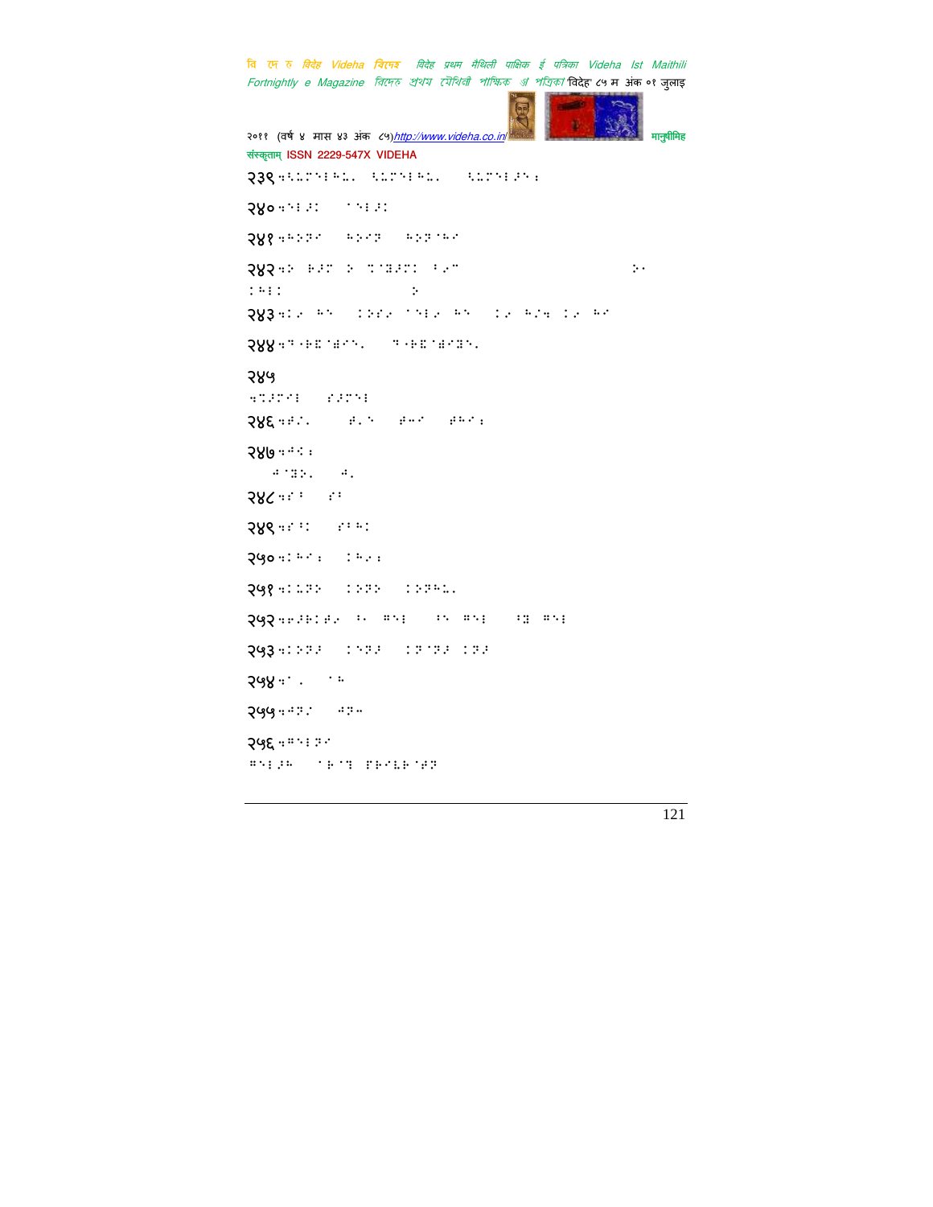२३९

२४०

२४१

२४२

२४३

२४४

२४५

२४६

२४७

२४८

२४९

२५०

२५१

२५२

२५३

२५४

२५५

२५६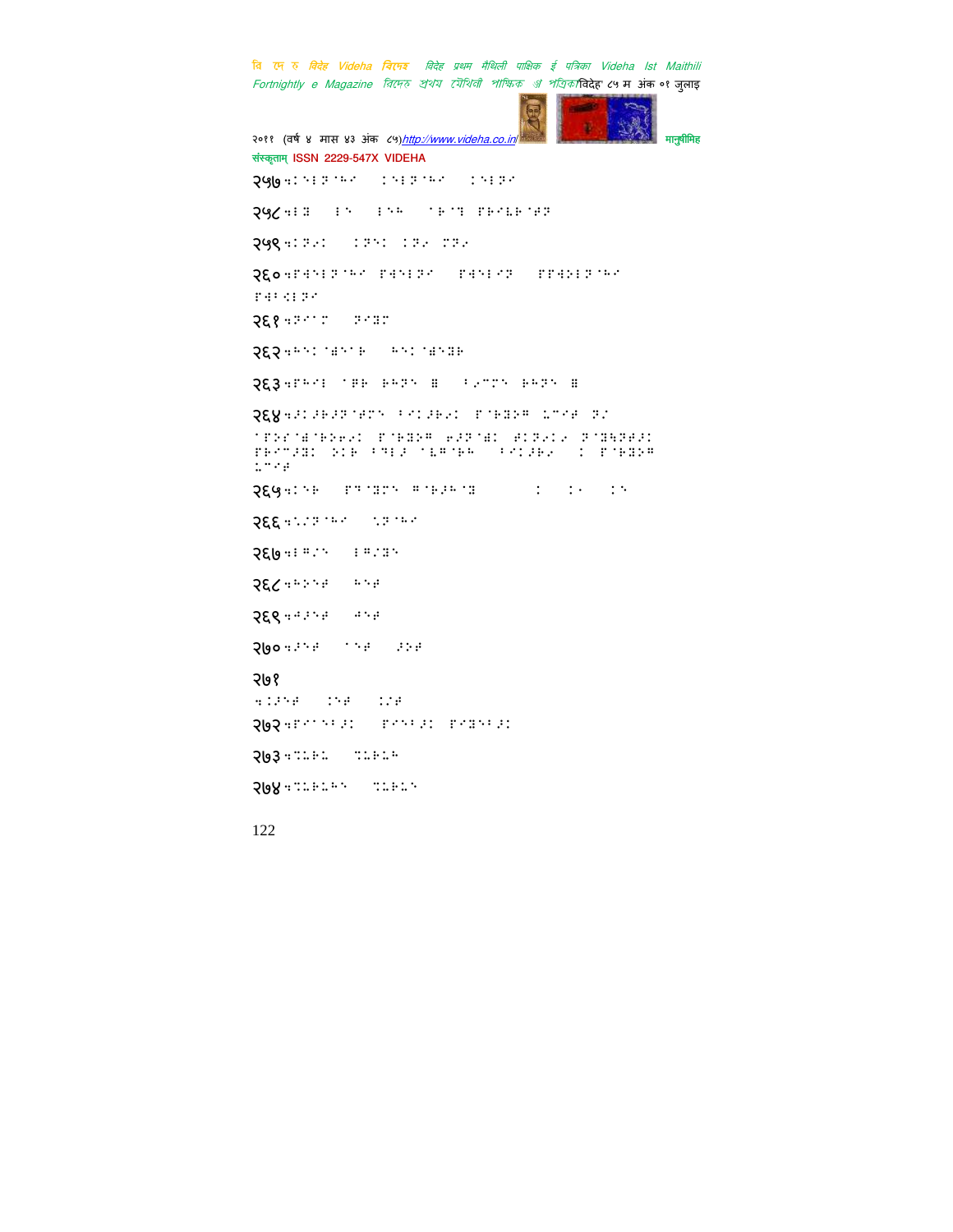२५७ ५:⁝⁝⁝ ⁝⁝⁝⁝ ⁝⁝⁝⁝

२५८ ५⁝⁝ ⁝⁝ ⁝⁝⁝ ⁝⁝⁝ ⁝⁝⁝⁝⁝⁝

२५९ ५⁝⁝⁝ ⁝⁝⁝ ⁝⁝⁝ ⁝⁝⁝

२६० ५⁝⁝⁝⁝⁝⁝ ⁝⁝⁝⁝⁝ ⁝⁝⁝⁝⁝ ⁝⁝⁝⁝⁝⁝⁝

⁝⁝⁝⁝⁝⁝

२६१ ५⁝⁝⁝⁝ ⁝⁝⁝⁝

२६२ ५⁝⁝⁝⁝⁝⁝⁝ ⁝⁝⁝⁝⁝⁝⁝

२६३ ५⁝⁝⁝⁝ ⁝⁝⁝ ⁝⁝⁝⁝ ⁝ ⁝⁝⁝⁝⁝ ⁝⁝⁝⁝ ⁝

२६४ ५⁝⁝⁝⁝⁝⁝⁝⁝⁝⁝ ⁝⁝⁝⁝⁝⁝ ⁝⁝⁝⁝⁝⁝ ⁝⁝⁝⁝ ⁝⁝

⁝⁝⁝⁝⁝⁝⁝⁝⁝ ⁝⁝⁝⁝⁝⁝ ⁝⁝⁝⁝⁝⁝ ⁝⁝⁝⁝⁝⁝ ⁝⁝⁝⁝⁝⁝⁝ ⁝⁝⁝⁝⁝⁝ ⁝⁝⁝ ⁝⁝⁝⁝ ⁝⁝⁝⁝⁝ ⁝⁝⁝⁝⁝ ⁝ ⁝⁝⁝⁝⁝⁝ ⁝⁝⁝⁝

२६५ ५⁝⁝⁝ ⁝⁝⁝⁝⁝ ⁝⁝⁝⁝⁝⁝ ⁝ ⁝⁝ ⁝⁝

२६६ ५⁝⁝⁝⁝⁝⁝ ⁝⁝⁝⁝⁝

२६७ ५⁝⁝⁝⁝ ⁝⁝⁝⁝⁝

२६८ ५⁝⁝⁝⁝ ⁝⁝⁝

२६९ ५⁝⁝⁝⁝ ⁝⁝⁝

२७० ५⁝⁝⁝ ⁝⁝⁝ ⁝⁝⁝

२७१

५⁝⁝⁝⁝ ⁝⁝⁝ ⁝⁝⁝

२७२ ५⁝⁝⁝⁝⁝⁝ ⁝⁝⁝⁝⁝⁝ ⁝⁝⁝⁝⁝⁝

२७३ ५⁝⁝⁝⁝ ⁝⁝⁝⁝⁝

२७४ ५⁝⁝⁝⁝⁝⁝ ⁝⁝⁝⁝⁝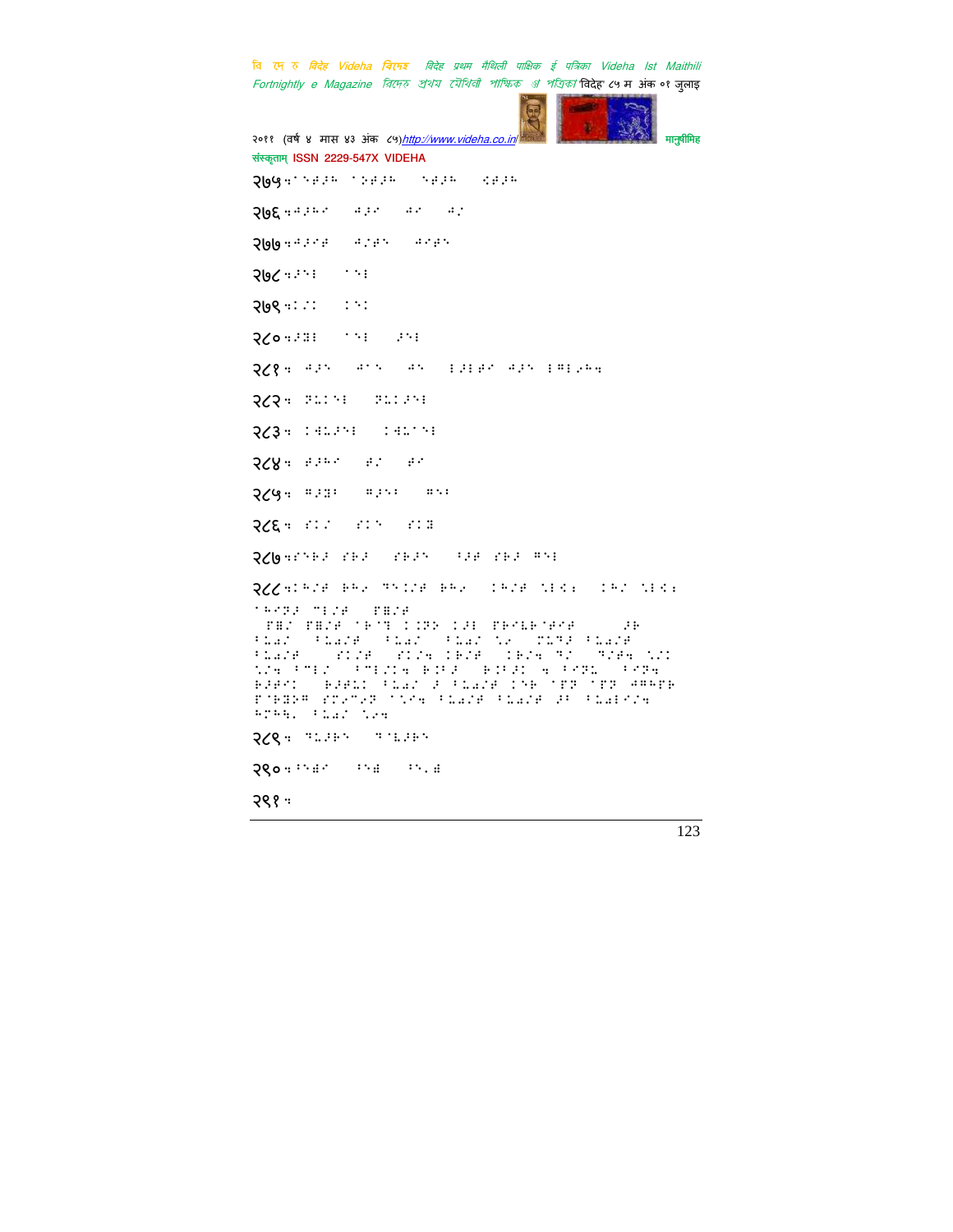२७५ः

२७६ः

२७७ः

२७८ः

२७९ः

२८०ः

२८१ः

२८२ः

२८३ः

२८४ः

२८५ः

२८६ः

२८७ः

२८८ः

२८९ः

२९०ः

२९१ः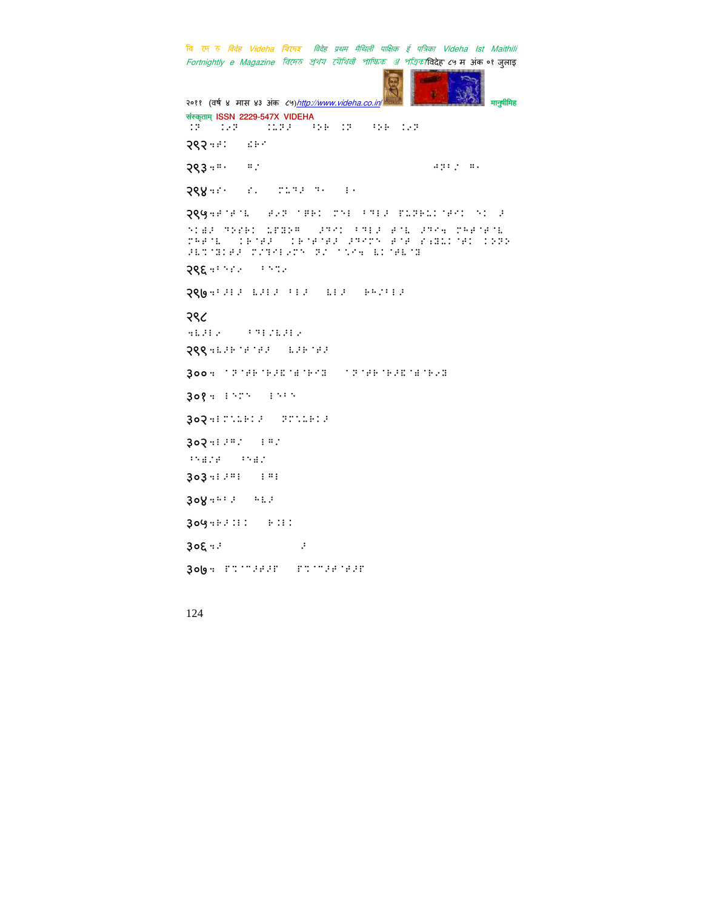२९२

२९३

२९४

२९५

२९६

२९७

२९८

२९९

३००

३०१

३०२

३०२

३०३

३०४

३०५

३०६

३०७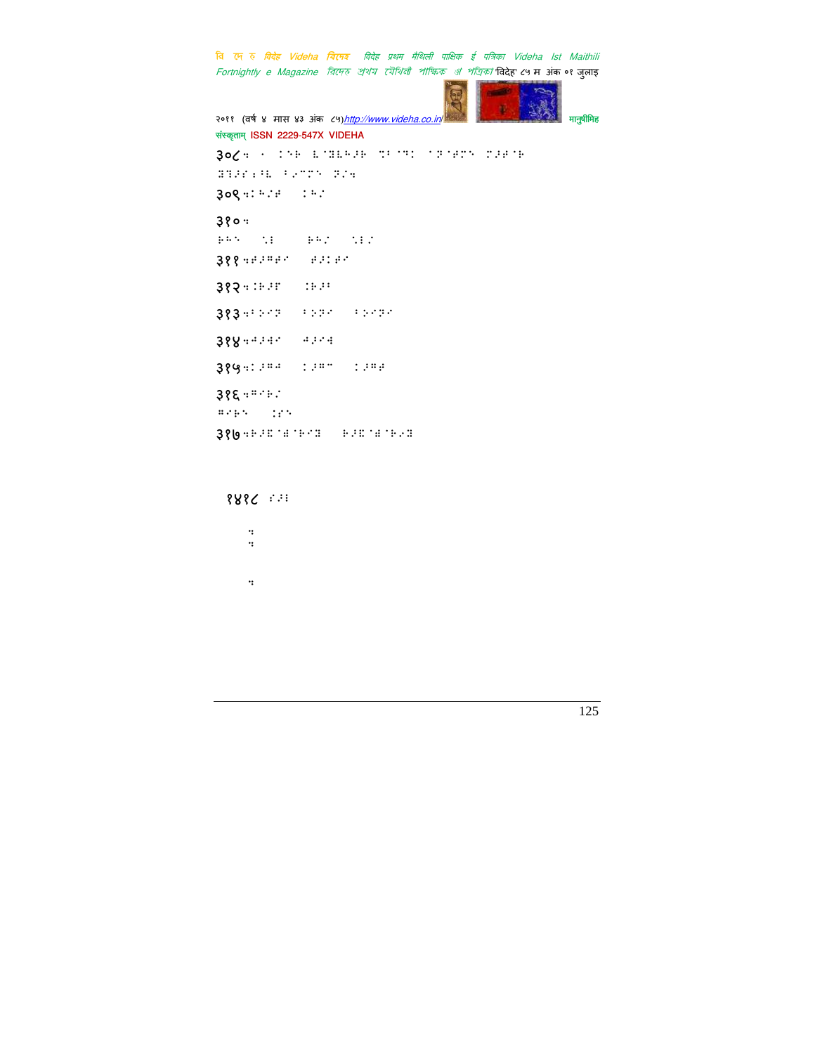३०८ ·
३०९ ·
३१० ·
३११ ·
३१२ ·
३१३ ·
३१४ ·
३१५ ·
३१६ ·
३१७ ·

१४१८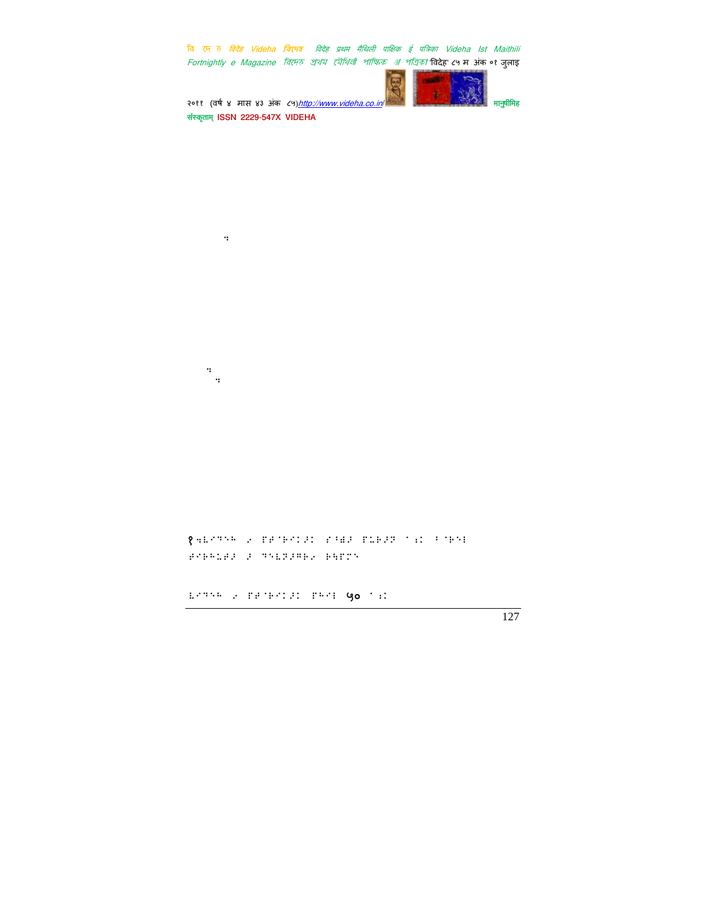१⣒⣇⣋⣙⣓⣓ ⢴ ⣏⣟⣈⣗⣋⣅⢼⣅ ⣊⢸⣞⢼ ⣏⣅⣗⢼⣝ ⢁⣎⣅ ⢷⣈⣗⣓⣇ ⢾⣋⣗⣓⣇⣞⢼ ⢼ ⣙⣓⣇⣝⢼⣛⣗⢴ ⣗⣓⣏⣋⣙

⣇⣋⣙⣓⣓ ⢴ ⣏⣟⣈⣗⣋⣅⢼⣅ ⣏⣓⢉⣇ ५० ⢁⣎⣅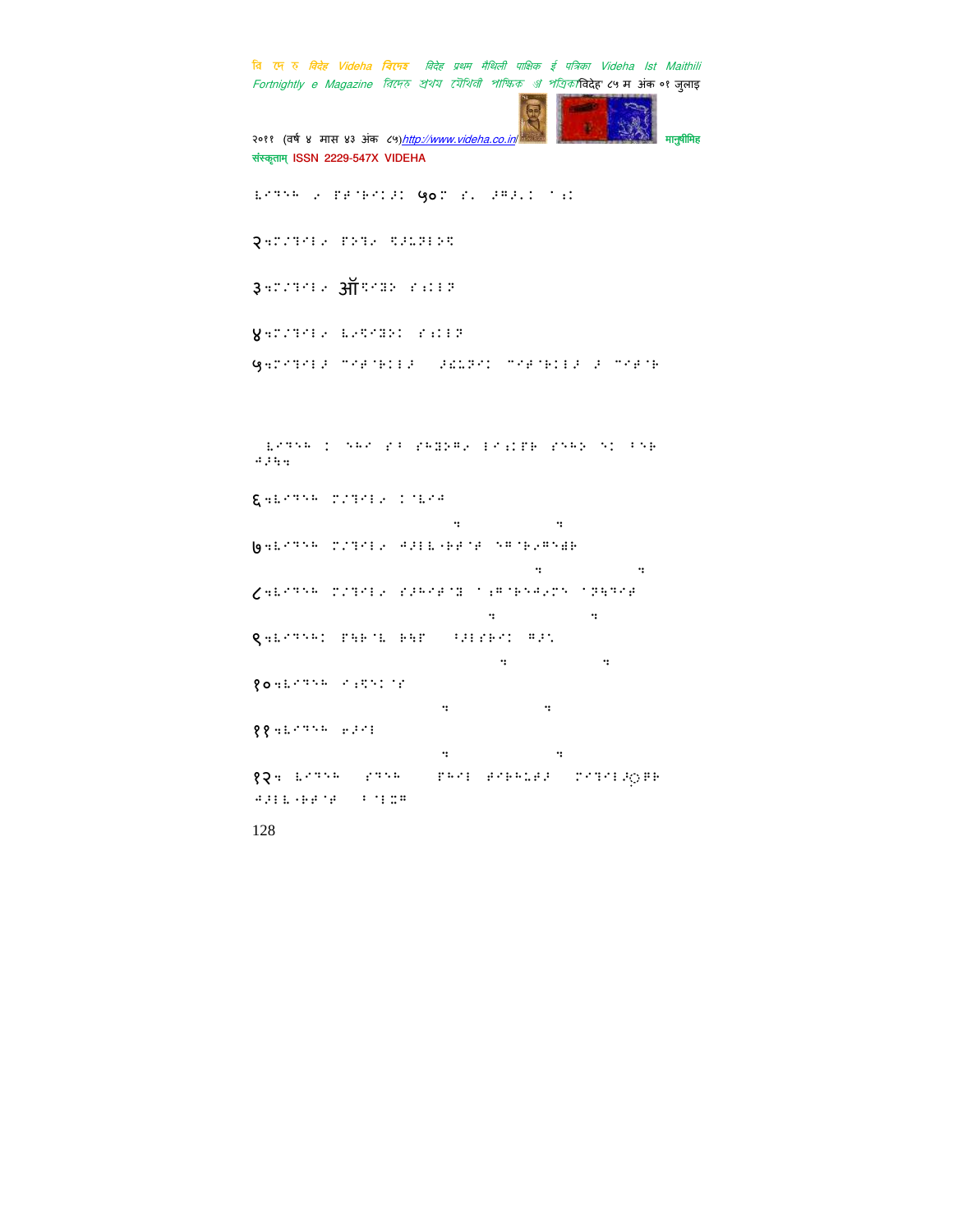ऽऽऽऽ ऽ ऽऽऽऽऽऽ ५०ऽ ऽऽ ऽऽऽऽऽ ऽऽऽ

२ऽऽऽऽऽऽ ऽऽऽऽ ऽऽऽऽऽऽ

३ऽऽऽऽऽऽ ऑऽऽऽऽ ऽऽऽऽ

४ऽऽऽऽऽऽ ऽऽऽऽऽऽ ऽऽऽऽ

५ऽऽऽऽऽऽ ऽऽऽऽऽऽऽ ऽऽऽऽऽ ऽऽऽऽऽऽऽ ऽ ऽऽऽऽ

ऽऽऽऽ ऽ ऽऽऽ ऽऽ ऽऽऽऽऽ ऽऽऽऽऽ ऽऽऽऽ ऽऽ ऽऽऽ ऽऽऽऽ

६ऽऽऽऽऽ ऽऽऽऽऽ ऽऽऽऽ

७ऽऽऽऽऽ ऽऽऽऽऽ ऽऽऽऽऽऽऽऽ ऽऽऽऽऽऽऽ

८ऽऽऽऽऽ ऽऽऽऽऽ ऽऽऽऽऽऽ ऽऽऽऽऽऽऽऽ ऽऽऽऽऽ

९ऽऽऽऽऽ ऽऽऽऽ ऽऽऽ ऽऽऽऽऽऽ ऽऽऽ

१०ऽऽऽऽऽ ऽऽऽऽऽ

११ऽऽऽऽऽ ऽऽऽऽ

१२ऽ ऽऽऽऽ ऽऽऽऽ ऽऽऽऽ ऽऽऽऽऽऽ ऽऽऽऽऽऽऽऽ ऽऽऽऽऽऽऽ ऽऽऽऽ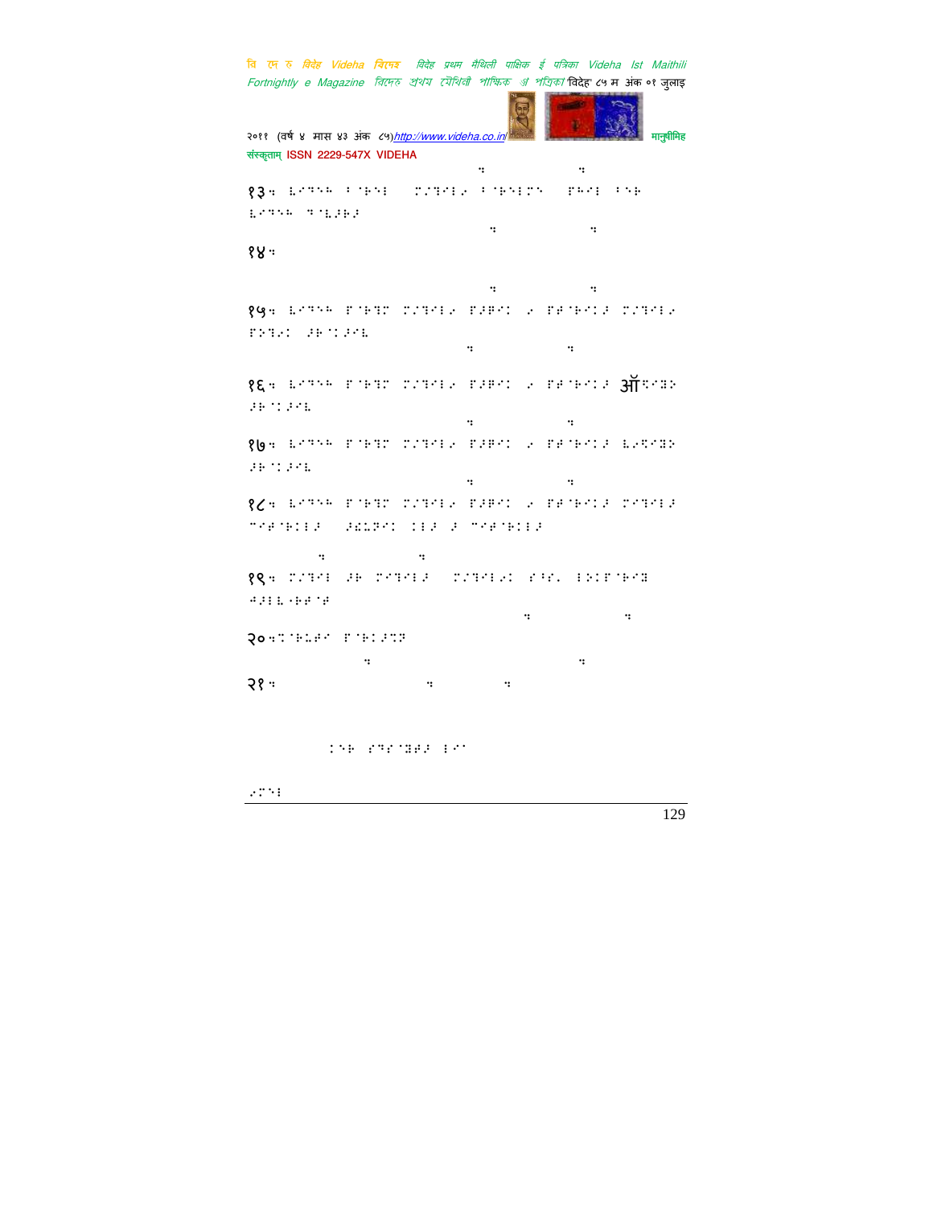१३: 

१४: 

१५: 

१६: ऑ

१७: 

१८: 

१९: 

२०: 

२१: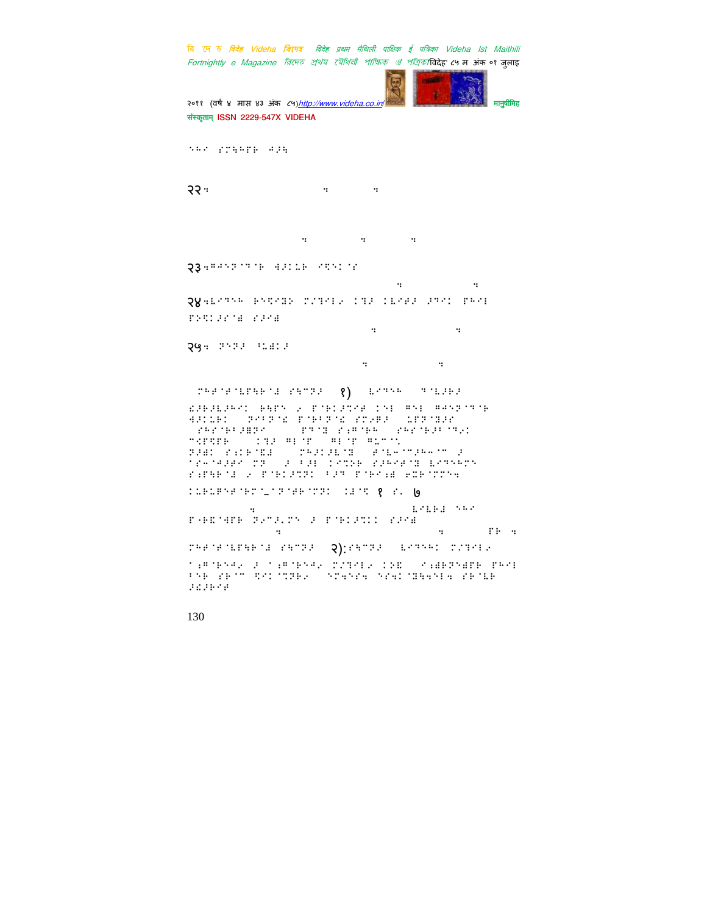२२

२३

२४

२५

१)

२)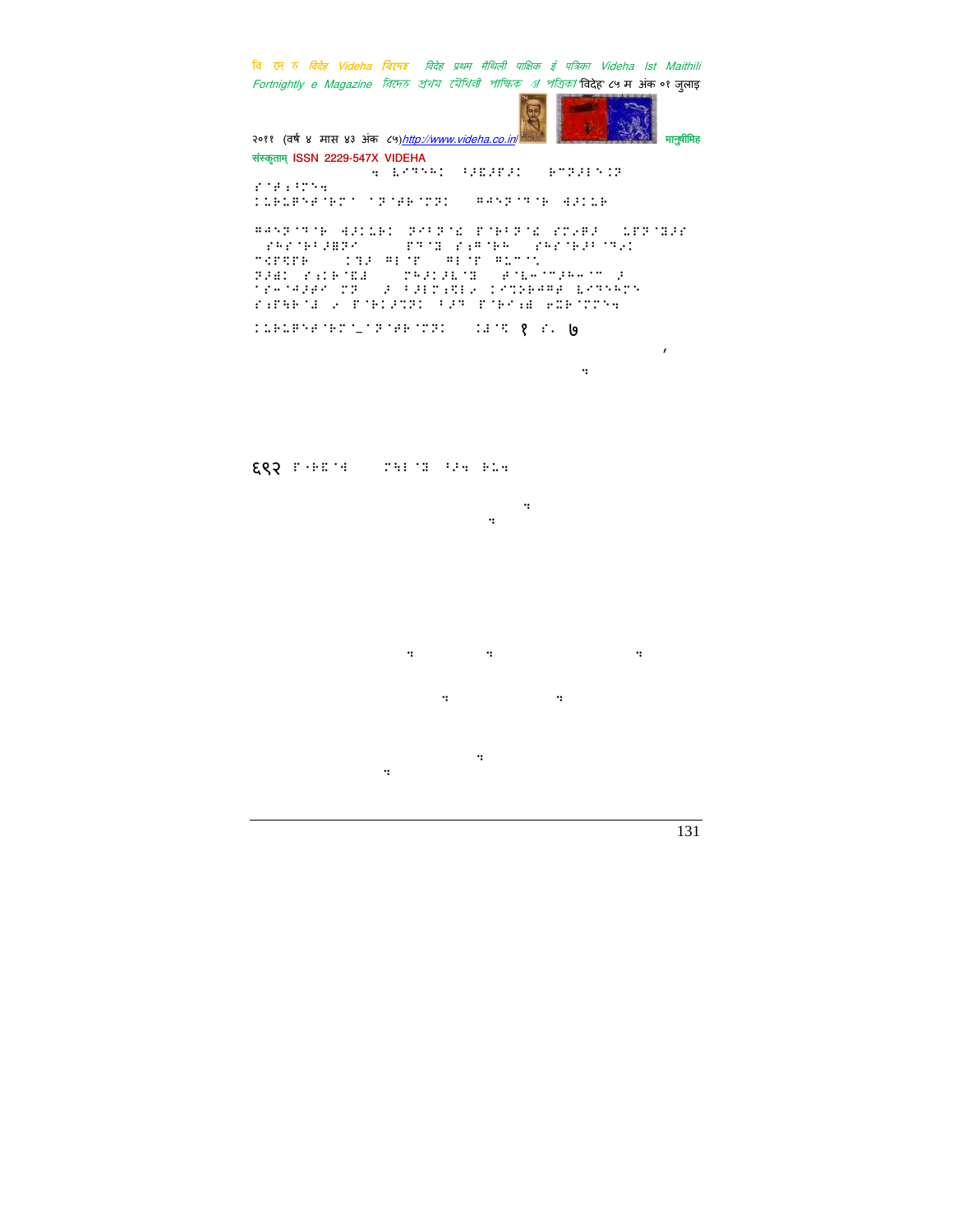६९२ (Text too faded to read.)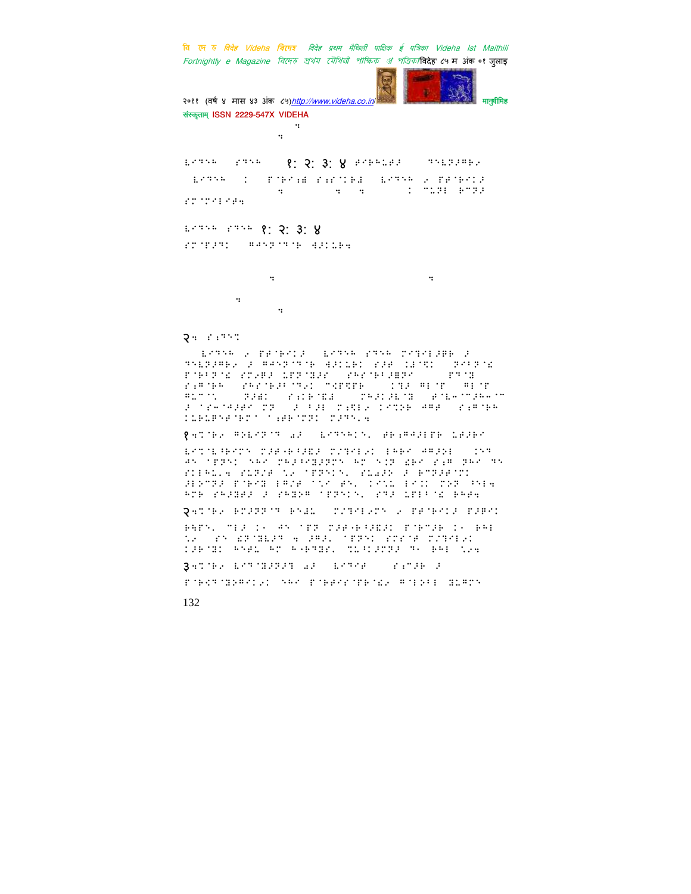१: २: ३: ४

१: २: ३: ४

२.

१.

२.

३.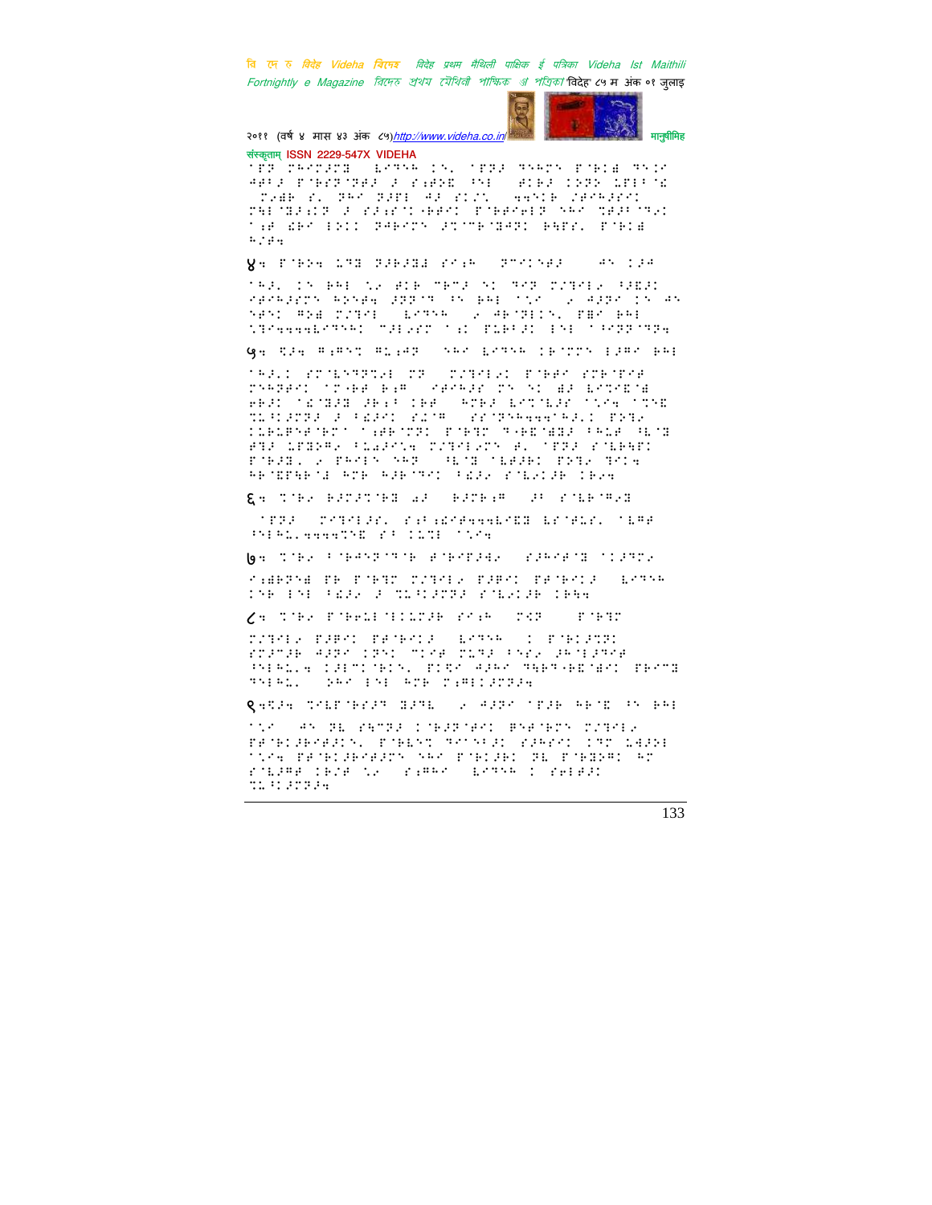संस्कृताम् ISSN 2229-547X VIDEHA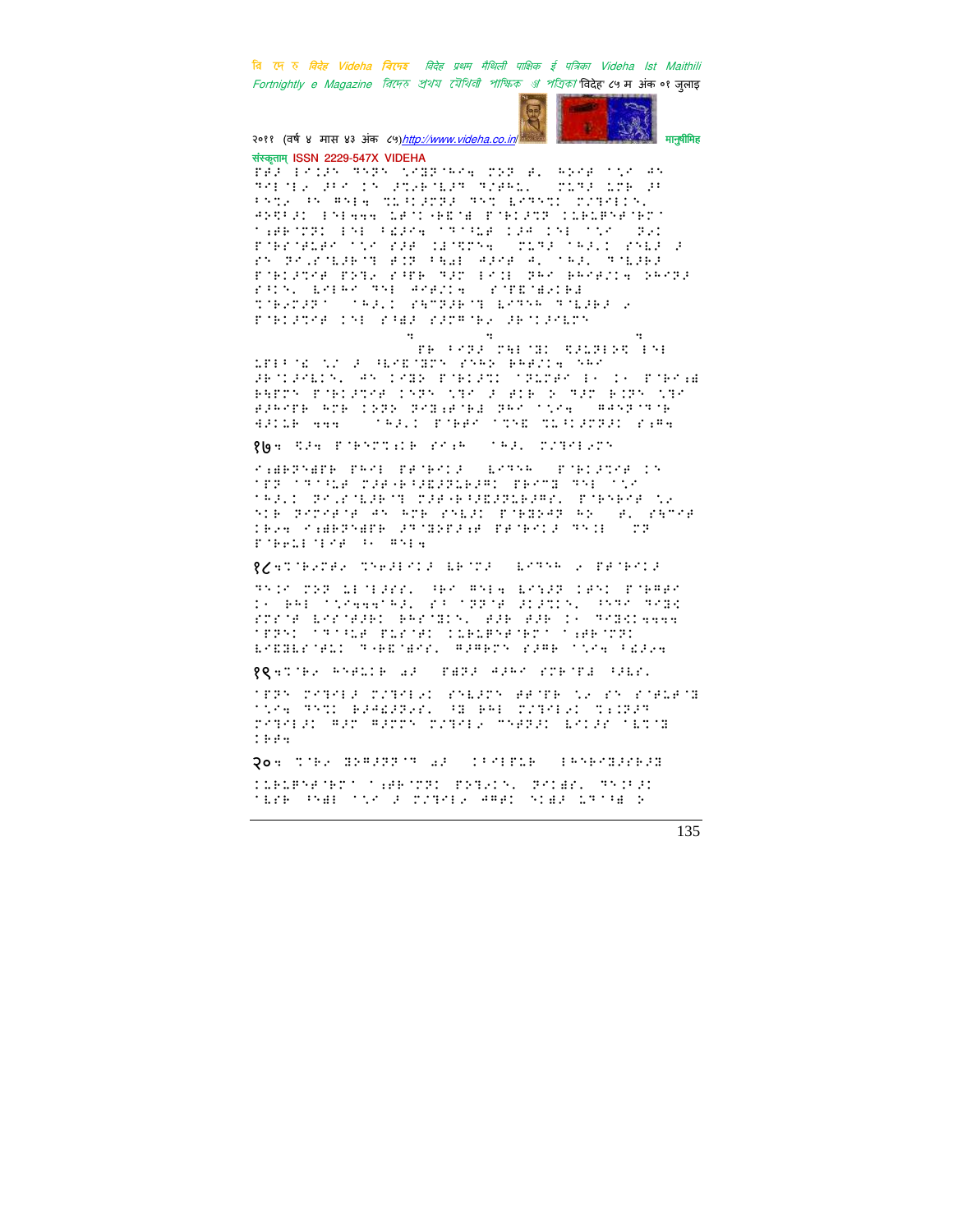संस्कृताम् ISSN 2229-547X VIDEHA

१७॥

१८॥

१९॥

२०॥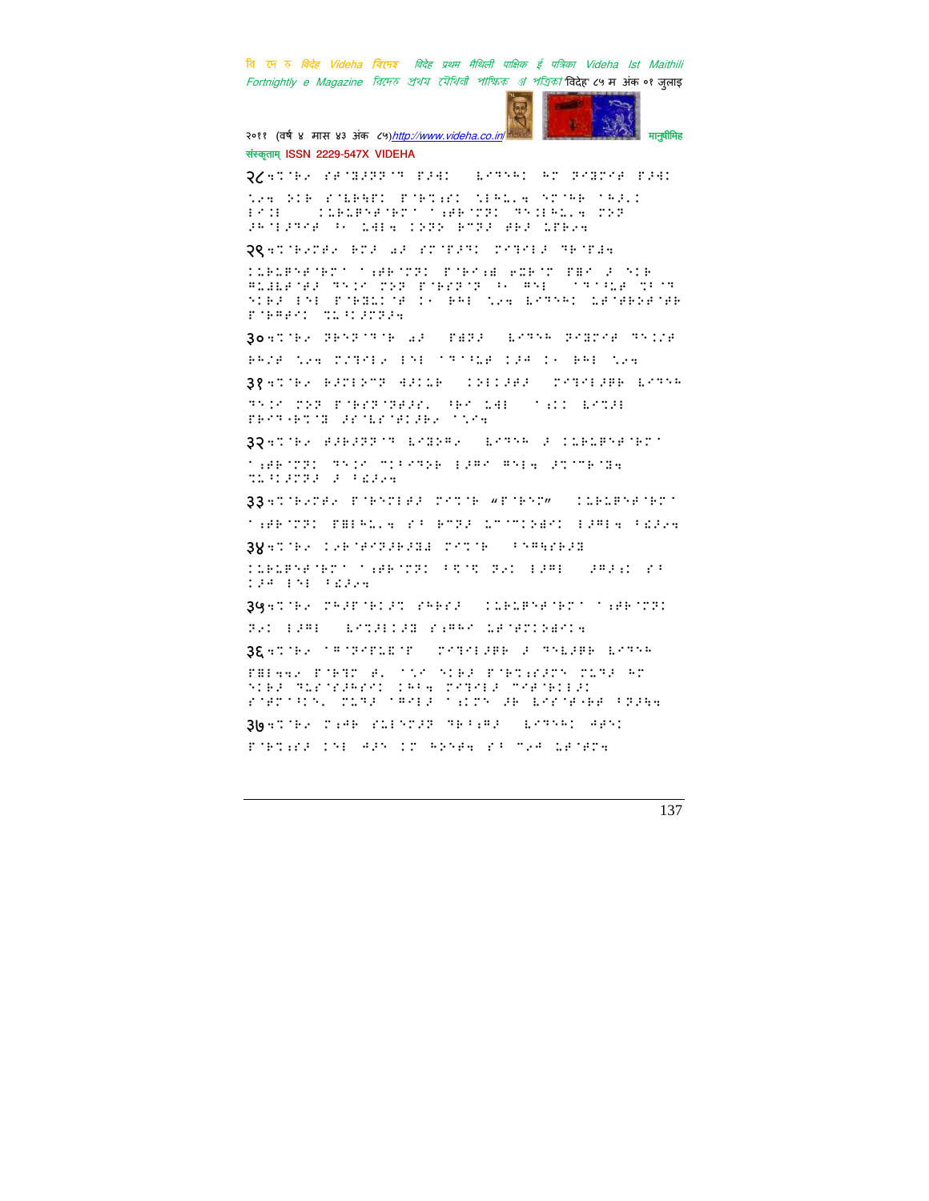२८ ... 

२९ ...

३० ...

३१ ...

३२ ...

३३ ...

३४ ...

३५ ...

३६ ...

३७ ...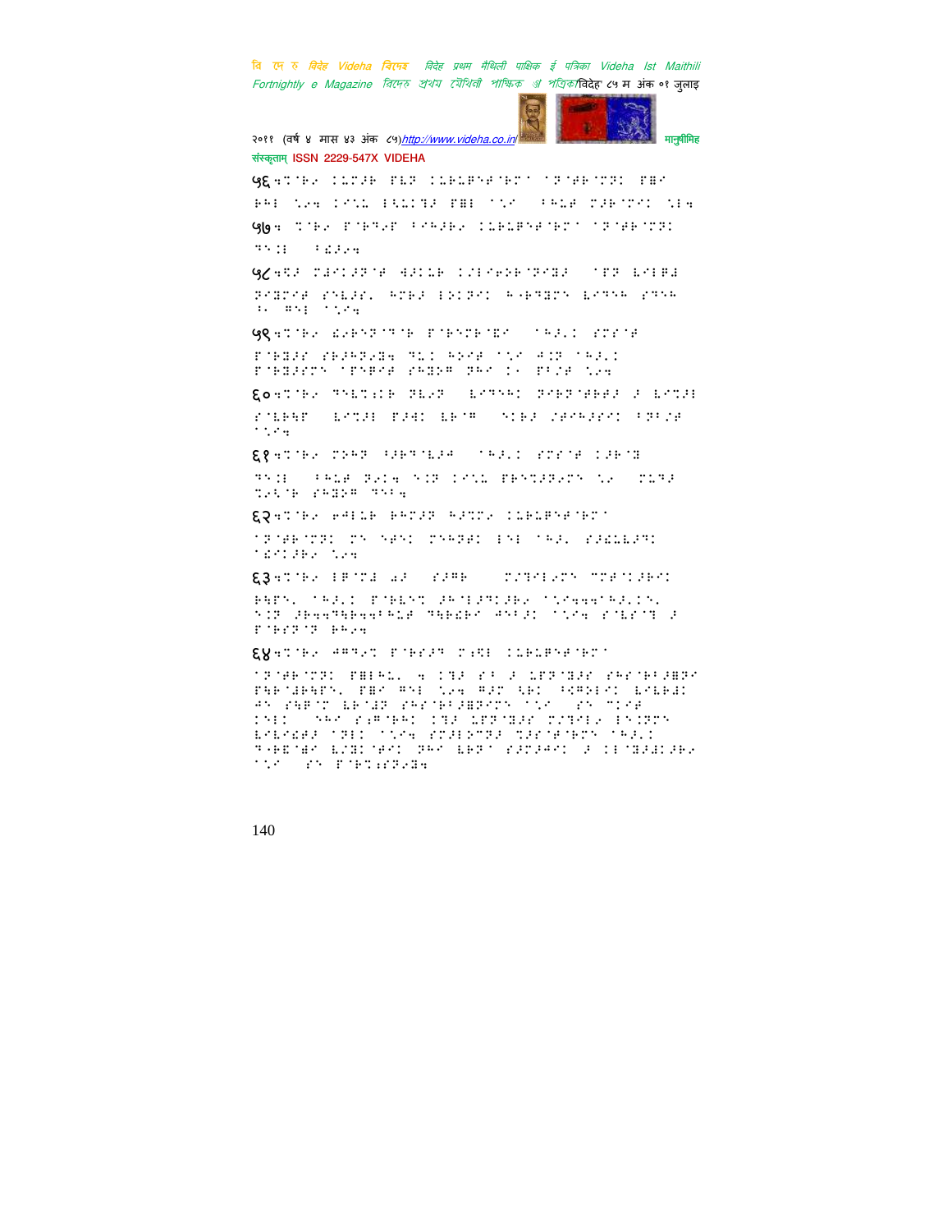५६ ...

५७ ...

५८ ...

५९ ...

६० ...

६१ ...

६२ ...

६३ ...

६४ ...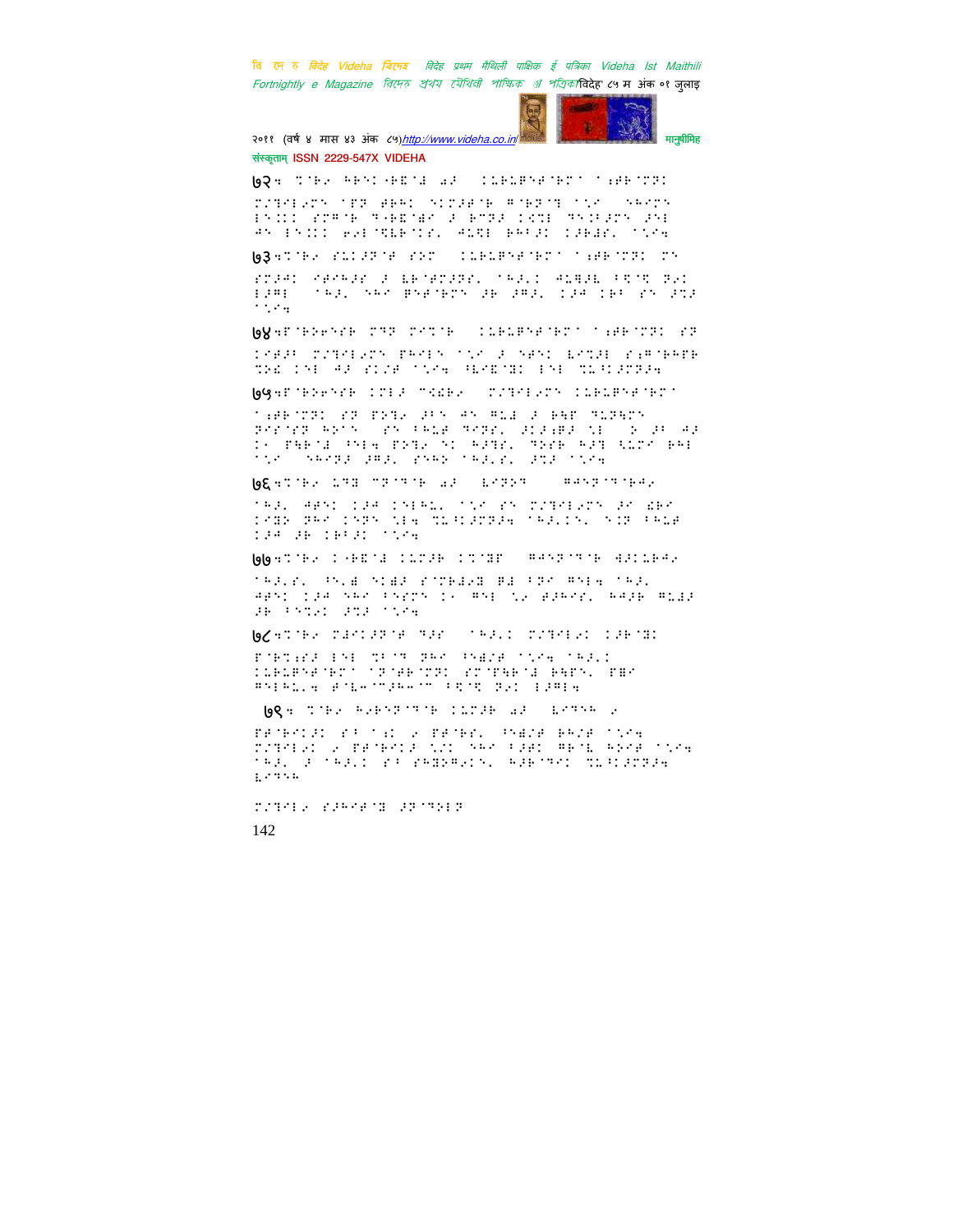७२ ...

७३ ...

७४ ...

७५ ...

७६ ...

७७ ...

७८ ...

७९ ...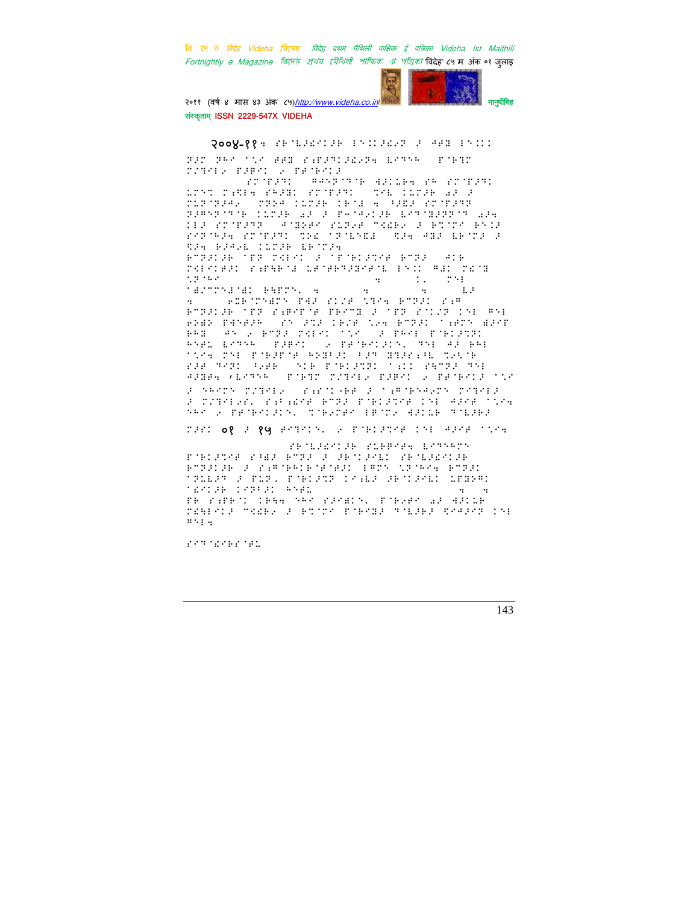२००४-११ ः